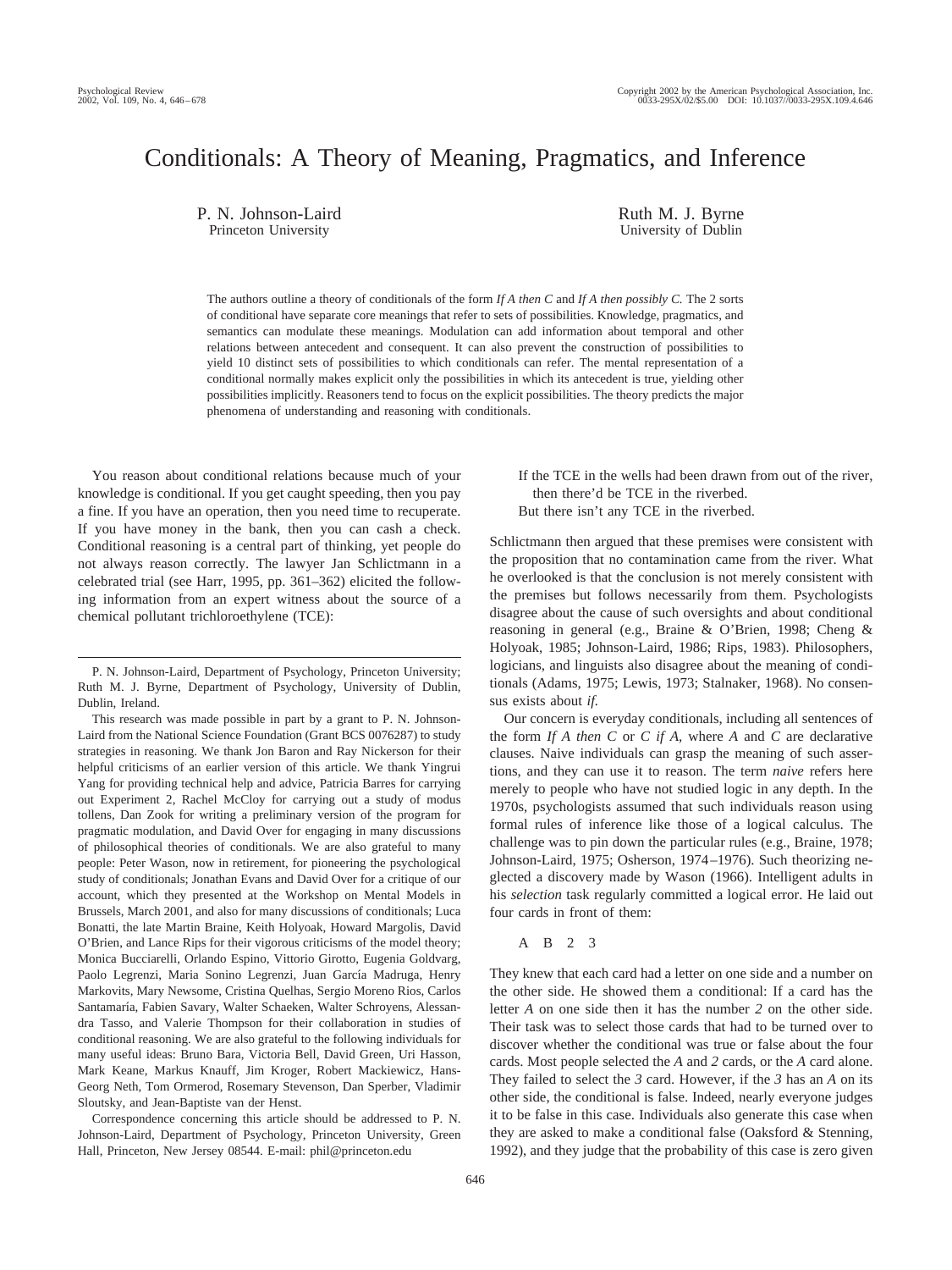# Conditionals: A Theory of Meaning, Pragmatics, and Inference

P. N. Johnson-Laird
Princeton University

Ruth M. J. Byrne
University of Dublin

The authors outline a theory of conditionals of the form *If A then C* and *If A then possibly C.* The 2 sorts of conditional have separate core meanings that refer to sets of possibilities. Knowledge, pragmatics, and semantics can modulate these meanings. Modulation can add information about temporal and other relations between antecedent and consequent. It can also prevent the construction of possibilities to yield 10 distinct sets of possibilities to which conditionals can refer. The mental representation of a conditional normally makes explicit only the possibilities in which its antecedent is true, yielding other possibilities implicitly. Reasoners tend to focus on the explicit possibilities. The theory predicts the major phenomena of understanding and reasoning with conditionals.

You reason about conditional relations because much of your knowledge is conditional. If you get caught speeding, then you pay a fine. If you have an operation, then you need time to recuperate. If you have money in the bank, then you can cash a check. Conditional reasoning is a central part of thinking, yet people do not always reason correctly. The lawyer Jan Schlictmann in a celebrated trial (see Harr, 1995, pp. 361–362) elicited the following information from an expert witness about the source of a chemical pollutant trichloroethylene (TCE):

If the TCE in the wells had been drawn from out of the river, then there'd be TCE in the riverbed.
But there isn't any TCE in the riverbed.

Schlictmann then argued that these premises were consistent with the proposition that no contamination came from the river. What he overlooked is that the conclusion is not merely consistent with the premises but follows necessarily from them. Psychologists disagree about the cause of such oversights and about conditional reasoning in general (e.g., Braine & O'Brien, 1998; Cheng & Holyoak, 1985; Johnson-Laird, 1986; Rips, 1983). Philosophers, logicians, and linguists also disagree about the meaning of conditionals (Adams, 1975; Lewis, 1973; Stalnaker, 1968). No consensus exists about *if.*

Our concern is everyday conditionals, including all sentences of the form *If A then C* or *C if A,* where *A* and *C* are declarative clauses. Naive individuals can grasp the meaning of such assertions, and they can use it to reason. The term *naive* refers here merely to people who have not studied logic in any depth. In the 1970s, psychologists assumed that such individuals reason using formal rules of inference like those of a logical calculus. The challenge was to pin down the particular rules (e.g., Braine, 1978; Johnson-Laird, 1975; Osherson, 1974–1976). Such theorizing neglected a discovery made by Wason (1966). Intelligent adults in his *selection* task regularly committed a logical error. He laid out four cards in front of them:

A B 2 3

They knew that each card had a letter on one side and a number on the other side. He showed them a conditional: If a card has the letter *A* on one side then it has the number *2* on the other side. Their task was to select those cards that had to be turned over to discover whether the conditional was true or false about the four cards. Most people selected the *A* and *2* cards, or the *A* card alone. They failed to select the *3* card. However, if the *3* has an *A* on its other side, the conditional is false. Indeed, nearly everyone judges it to be false in this case. Individuals also generate this case when they are asked to make a conditional false (Oaksford & Stenning, 1992), and they judge that the probability of this case is zero given

---

P. N. Johnson-Laird, Department of Psychology, Princeton University; Ruth M. J. Byrne, Department of Psychology, University of Dublin, Dublin, Ireland.

This research was made possible in part by a grant to P. N. Johnson-Laird from the National Science Foundation (Grant BCS 0076287) to study strategies in reasoning. We thank Jon Baron and Ray Nickerson for their helpful criticisms of an earlier version of this article. We thank Yingrui Yang for providing technical help and advice, Patricia Barres for carrying out Experiment 2, Rachel McCloy for carrying out a study of modus tollens, Dan Zook for writing a preliminary version of the program for pragmatic modulation, and David Over for engaging in many discussions of philosophical theories of conditionals. We are also grateful to many people: Peter Wason, now in retirement, for pioneering the psychological study of conditionals; Jonathan Evans and David Over for a critique of our account, which they presented at the Workshop on Mental Models in Brussels, March 2001, and also for many discussions of conditionals; Luca Bonatti, the late Martin Braine, Keith Holyoak, Howard Margolis, David O'Brien, and Lance Rips for their vigorous criticisms of the model theory; Monica Bucciarelli, Orlando Espino, Vittorio Girotto, Eugenia Goldvarg, Paolo Legrenzi, Maria Sonino Legrenzi, Juan García Madruga, Henry Markovits, Mary Newsome, Cristina Quelhas, Sergio Moreno Rios, Carlos Santamaría, Fabien Savary, Walter Schaeken, Walter Schroyens, Alessandra Tasso, and Valerie Thompson for their collaboration in studies of conditional reasoning. We are also grateful to the following individuals for many useful ideas: Bruno Bara, Victoria Bell, David Green, Uri Hasson, Mark Keane, Markus Knauff, Jim Kroger, Robert Mackiewicz, Hans-Georg Neth, Tom Ormerod, Rosemary Stevenson, Dan Sperber, Vladimir Sloutsky, and Jean-Baptiste van der Henst.

Correspondence concerning this article should be addressed to P. N. Johnson-Laird, Department of Psychology, Princeton University, Green Hall, Princeton, New Jersey 08544. E-mail: phil@princeton.edu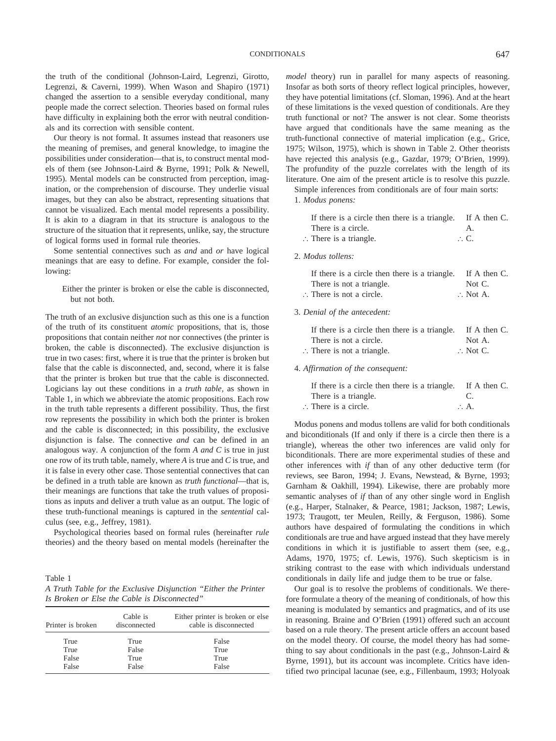the truth of the conditional (Johnson-Laird, Legrenzi, Girotto, Legrenzi, & Caverni, 1999). When Wason and Shapiro (1971) changed the assertion to a sensible everyday conditional, many people made the correct selection. Theories based on formal rules have difficulty in explaining both the error with neutral conditionals and its correction with sensible content.

Our theory is not formal. It assumes instead that reasoners use the meaning of premises, and general knowledge, to imagine the possibilities under consideration—that is, to construct mental models of them (see Johnson-Laird & Byrne, 1991; Polk & Newell, 1995). Mental models can be constructed from perception, imagination, or the comprehension of discourse. They underlie visual images, but they can also be abstract, representing situations that cannot be visualized. Each mental model represents a possibility. It is akin to a diagram in that its structure is analogous to the structure of the situation that it represents, unlike, say, the structure of logical forms used in formal rule theories.

Some sentential connectives such as *and* and *or* have logical meanings that are easy to define. For example, consider the following:

> Either the printer is broken or else the cable is disconnected, but not both.

The truth of an exclusive disjunction such as this one is a function of the truth of its constituent *atomic* propositions, that is, those propositions that contain neither *not* nor connectives (the printer is broken, the cable is disconnected). The exclusive disjunction is true in two cases: first, where it is true that the printer is broken but false that the cable is disconnected, and, second, where it is false that the printer is broken but true that the cable is disconnected. Logicians lay out these conditions in a *truth table,* as shown in Table 1, in which we abbreviate the atomic propositions. Each row in the truth table represents a different possibility. Thus, the first row represents the possibility in which both the printer is broken and the cable is disconnected; in this possibility, the exclusive disjunction is false. The connective *and* can be defined in an analogous way. A conjunction of the form *A and C* is true in just one row of its truth table, namely, where *A* is true and *C* is true, and it is false in every other case. Those sentential connectives that can be defined in a truth table are known as *truth functional*—that is, their meanings are functions that take the truth values of propositions as inputs and deliver a truth value as an output. The logic of these truth-functional meanings is captured in the *sentential* calculus (see, e.g., Jeffrey, 1981).

Psychological theories based on formal rules (hereinafter *rule* theories) and the theory based on mental models (hereinafter the

Table 1
*A Truth Table for the Exclusive Disjunction "Either the Printer Is Broken or Else the Cable Is Disconnected"*

| Printer is broken | Cable is disconnected | Either printer is broken or else cable is disconnected |
|---|---|---|
| True | True | False |
| True | False | True |
| False | True | True |
| False | False | False |

*model* theory) run in parallel for many aspects of reasoning. Insofar as both sorts of theory reflect logical principles, however, they have potential limitations (cf. Sloman, 1996). And at the heart of these limitations is the vexed question of conditionals. Are they truth functional or not? The answer is not clear. Some theorists have argued that conditionals have the same meaning as the truth-functional connective of material implication (e.g., Grice, 1975; Wilson, 1975), which is shown in Table 2. Other theorists have rejected this analysis (e.g., Gazdar, 1979; O'Brien, 1999). The profundity of the puzzle correlates with the length of its literature. One aim of the present article is to resolve this puzzle.

Simple inferences from conditionals are of four main sorts:

1. *Modus ponens:*

| | |
|---|---|
| If there is a circle then there is a triangle. | If A then C. |
| There is a circle. | A. |
| ∴ There is a triangle. | ∴ C. |

2. *Modus tollens:*

| | |
|---|---|
| If there is a circle then there is a triangle. | If A then C. |
| There is not a triangle. | Not C. |
| ∴ There is not a circle. | ∴ Not A. |

3. *Denial of the antecedent:*

| | |
|---|---|
| If there is a circle then there is a triangle. | If A then C. |
| There is not a circle. | Not A. |
| ∴ There is not a triangle. | ∴ Not C. |

4. *Affirmation of the consequent:*

| | |
|---|---|
| If there is a circle then there is a triangle. | If A then C. |
| There is a triangle. | C. |
| ∴ There is a circle. | ∴ A. |

Modus ponens and modus tollens are valid for both conditionals and biconditionals (If and only if there is a circle then there is a triangle), whereas the other two inferences are valid only for biconditionals. There are more experimental studies of these and other inferences with *if* than of any other deductive term (for reviews, see Baron, 1994; J. Evans, Newstead, & Byrne, 1993; Garnham & Oakhill, 1994). Likewise, there are probably more semantic analyses of *if* than of any other single word in English (e.g., Harper, Stalnaker, & Pearce, 1981; Jackson, 1987; Lewis, 1973; Traugott, ter Meulen, Reilly, & Ferguson, 1986). Some authors have despaired of formulating the conditions in which conditionals are true and have argued instead that they have merely conditions in which it is justifiable to assert them (see, e.g., Adams, 1970, 1975; cf. Lewis, 1976). Such skepticism is in striking contrast to the ease with which individuals understand conditionals in daily life and judge them to be true or false.

Our goal is to resolve the problems of conditionals. We therefore formulate a theory of the meaning of conditionals, of how this meaning is modulated by semantics and pragmatics, and of its use in reasoning. Braine and O'Brien (1991) offered such an account based on a rule theory. The present article offers an account based on the model theory. Of course, the model theory has had something to say about conditionals in the past (e.g., Johnson-Laird & Byrne, 1991), but its account was incomplete. Critics have identified two principal lacunae (see, e.g., Fillenbaum, 1993; Holyoak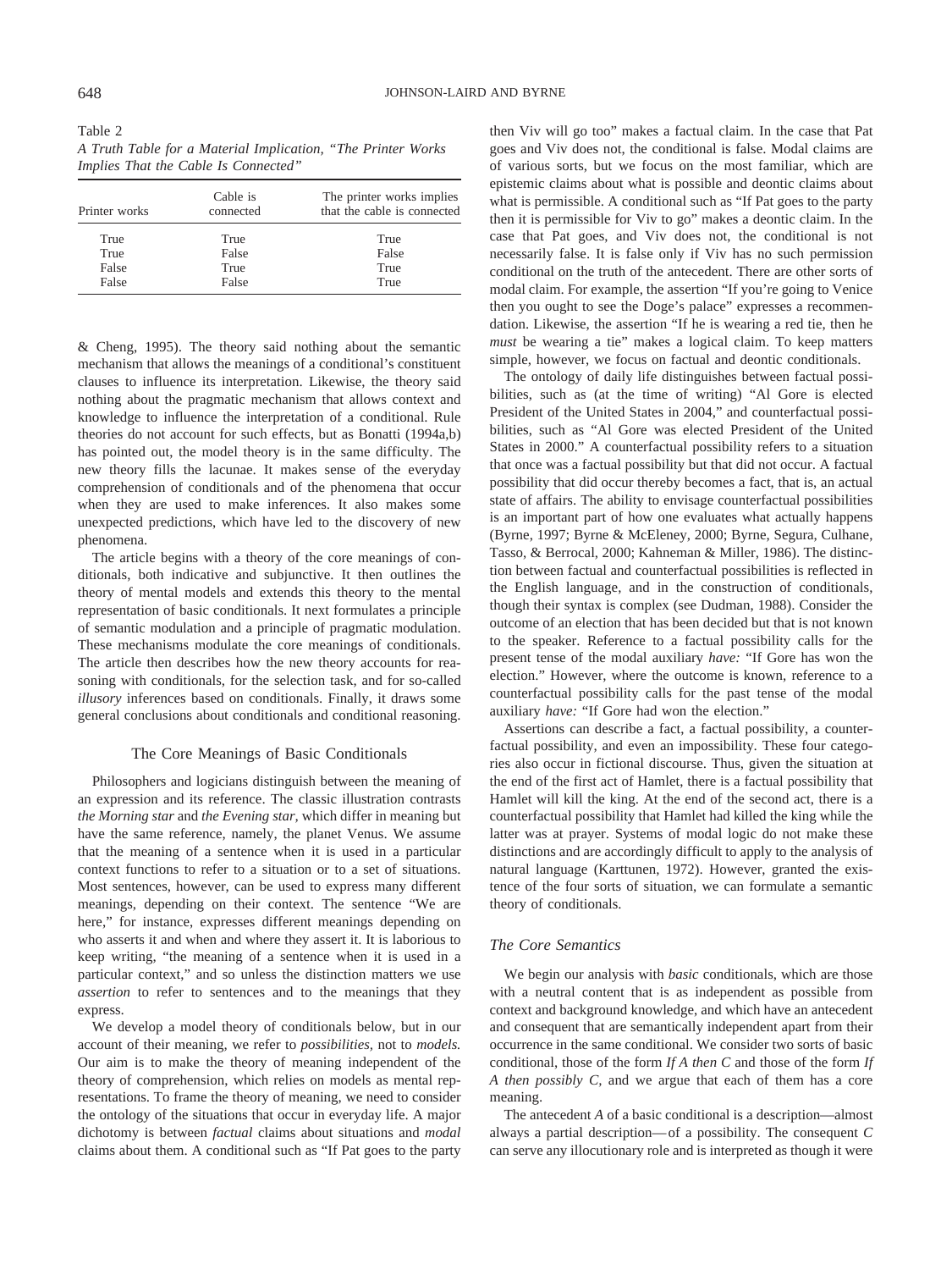Table 2
*A Truth Table for a Material Implication, "The Printer Works Implies That the Cable Is Connected"*

| Printer works | Cable is connected | The printer works implies that the cable is connected |
|---|---|---|
| True | True | True |
| True | False | False |
| False | True | True |
| False | False | True |

& Cheng, 1995). The theory said nothing about the semantic mechanism that allows the meanings of a conditional's constituent clauses to influence its interpretation. Likewise, the theory said nothing about the pragmatic mechanism that allows context and knowledge to influence the interpretation of a conditional. Rule theories do not account for such effects, but as Bonatti (1994a,b) has pointed out, the model theory is in the same difficulty. The new theory fills the lacunae. It makes sense of the everyday comprehension of conditionals and of the phenomena that occur when they are used to make inferences. It also makes some unexpected predictions, which have led to the discovery of new phenomena.

The article begins with a theory of the core meanings of conditionals, both indicative and subjunctive. It then outlines the theory of mental models and extends this theory to the mental representation of basic conditionals. It next formulates a principle of semantic modulation and a principle of pragmatic modulation. These mechanisms modulate the core meanings of conditionals. The article then describes how the new theory accounts for reasoning with conditionals, for the selection task, and for so-called *illusory* inferences based on conditionals. Finally, it draws some general conclusions about conditionals and conditional reasoning.

## The Core Meanings of Basic Conditionals

Philosophers and logicians distinguish between the meaning of an expression and its reference. The classic illustration contrasts *the Morning star* and *the Evening star*, which differ in meaning but have the same reference, namely, the planet Venus. We assume that the meaning of a sentence when it is used in a particular context functions to refer to a situation or to a set of situations. Most sentences, however, can be used to express many different meanings, depending on their context. The sentence "We are here," for instance, expresses different meanings depending on who asserts it and when and where they assert it. It is laborious to keep writing, "the meaning of a sentence when it is used in a particular context," and so unless the distinction matters we use *assertion* to refer to sentences and to the meanings that they express.

We develop a model theory of conditionals below, but in our account of their meaning, we refer to *possibilities*, not to *models.* Our aim is to make the theory of meaning independent of the theory of comprehension, which relies on models as mental representations. To frame the theory of meaning, we need to consider the ontology of the situations that occur in everyday life. A major dichotomy is between *factual* claims about situations and *modal* claims about them. A conditional such as "If Pat goes to the party then Viv will go too" makes a factual claim. In the case that Pat goes and Viv does not, the conditional is false. Modal claims are of various sorts, but we focus on the most familiar, which are epistemic claims about what is possible and deontic claims about what is permissible. A conditional such as "If Pat goes to the party then it is permissible for Viv to go" makes a deontic claim. In the case that Pat goes, and Viv does not, the conditional is not necessarily false. It is false only if Viv has no such permission conditional on the truth of the antecedent. There are other sorts of modal claim. For example, the assertion "If you're going to Venice then you ought to see the Doge's palace" expresses a recommendation. Likewise, the assertion "If he is wearing a red tie, then he *must* be wearing a tie" makes a logical claim. To keep matters simple, however, we focus on factual and deontic conditionals.

The ontology of daily life distinguishes between factual possibilities, such as (at the time of writing) "Al Gore is elected President of the United States in 2004," and counterfactual possibilities, such as "Al Gore was elected President of the United States in 2000." A counterfactual possibility refers to a situation that once was a factual possibility but that did not occur. A factual possibility that did occur thereby becomes a fact, that is, an actual state of affairs. The ability to envisage counterfactual possibilities is an important part of how one evaluates what actually happens (Byrne, 1997; Byrne & McEleney, 2000; Byrne, Segura, Culhane, Tasso, & Berrocal, 2000; Kahneman & Miller, 1986). The distinction between factual and counterfactual possibilities is reflected in the English language, and in the construction of conditionals, though their syntax is complex (see Dudman, 1988). Consider the outcome of an election that has been decided but that is not known to the speaker. Reference to a factual possibility calls for the present tense of the modal auxiliary *have:* "If Gore has won the election." However, where the outcome is known, reference to a counterfactual possibility calls for the past tense of the modal auxiliary *have:* "If Gore had won the election."

Assertions can describe a fact, a factual possibility, a counterfactual possibility, and even an impossibility. These four categories also occur in fictional discourse. Thus, given the situation at the end of the first act of Hamlet, there is a factual possibility that Hamlet will kill the king. At the end of the second act, there is a counterfactual possibility that Hamlet had killed the king while the latter was at prayer. Systems of modal logic do not make these distinctions and are accordingly difficult to apply to the analysis of natural language (Karttunen, 1972). However, granted the existence of the four sorts of situation, we can formulate a semantic theory of conditionals.

### *The Core Semantics*

We begin our analysis with *basic* conditionals, which are those with a neutral content that is as independent as possible from context and background knowledge, and which have an antecedent and consequent that are semantically independent apart from their occurrence in the same conditional. We consider two sorts of basic conditional, those of the form *If A then C* and those of the form *If A then possibly C,* and we argue that each of them has a core meaning.

The antecedent *A* of a basic conditional is a description—almost always a partial description—of a possibility. The consequent *C* can serve any illocutionary role and is interpreted as though it were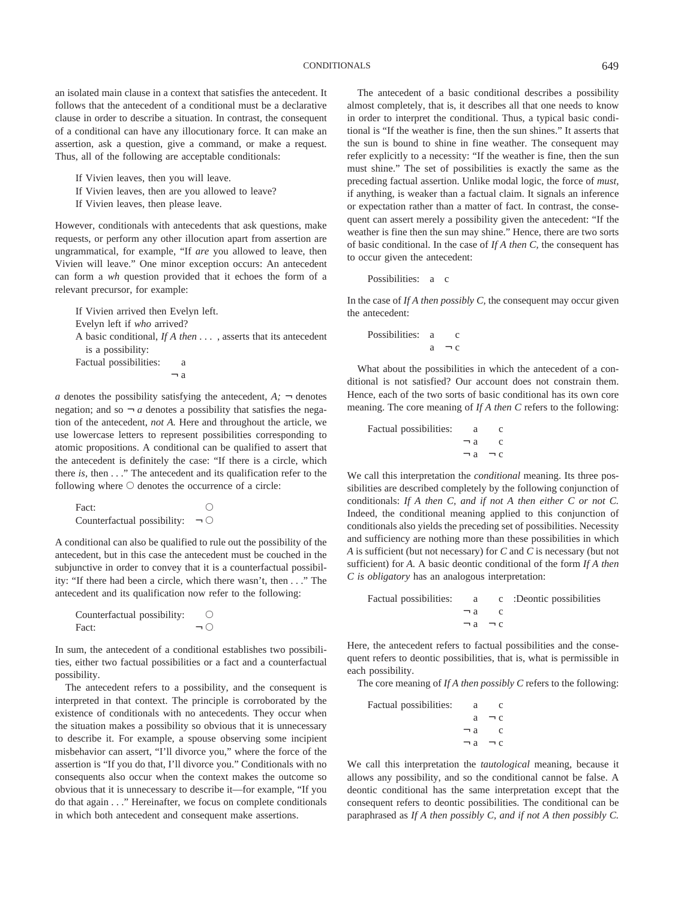an isolated main clause in a context that satisfies the antecedent. It follows that the antecedent of a conditional must be a declarative clause in order to describe a situation. In contrast, the consequent of a conditional can have any illocutionary force. It can make an assertion, ask a question, give a command, or make a request. Thus, all of the following are acceptable conditionals:

> If Vivien leaves, then you will leave.
> If Vivien leaves, then are you allowed to leave?
> If Vivien leaves, then please leave.

However, conditionals with antecedents that ask questions, make requests, or perform any other illocution apart from assertion are ungrammatical, for example, "If *are* you allowed to leave, then Vivien will leave." One minor exception occurs: An antecedent can form a *wh* question provided that it echoes the form of a relevant precursor, for example:

> If Vivien arrived then Evelyn left.
> Evelyn left if *who* arrived?

A basic conditional, *If A then . . .* , asserts that its antecedent is a possibility:

```
Factual possibilities:    a
                         ¬ a
```

*a* denotes the possibility satisfying the antecedent, *A;* ¬ denotes negation; and so ¬ *a* denotes a possibility that satisfies the negation of the antecedent, *not A.* Here and throughout the article, we use lowercase letters to represent possibilities corresponding to atomic propositions. A conditional can be qualified to assert that the antecedent is definitely the case: "If there is a circle, which there *is,* then . . ." The antecedent and its qualification refer to the following where ○ denotes the occurrence of a circle:

```
Fact:                          ○
Counterfactual possibility:  ¬ ○
```

A conditional can also be qualified to rule out the possibility of the antecedent, but in this case the antecedent must be couched in the subjunctive in order to convey that it is a counterfactual possibility: "If there had been a circle, which there wasn't, then . . ." The antecedent and its qualification now refer to the following:

```
Counterfactual possibility:    ○
Fact:                        ¬ ○
```

In sum, the antecedent of a conditional establishes two possibilities, either two factual possibilities or a fact and a counterfactual possibility.

The antecedent refers to a possibility, and the consequent is interpreted in that context. The principle is corroborated by the existence of conditionals with no antecedents. They occur when the situation makes a possibility so obvious that it is unnecessary to describe it. For example, a spouse observing some incipient misbehavior can assert, "I'll divorce you," where the force of the assertion is "If you do that, I'll divorce you." Conditionals with no consequents also occur when the context makes the outcome so obvious that it is unnecessary to describe it—for example, "If you do that again . . ." Hereinafter, we focus on complete conditionals in which both antecedent and consequent make assertions.

The antecedent of a basic conditional describes a possibility almost completely, that is, it describes all that one needs to know in order to interpret the conditional. Thus, a typical basic conditional is "If the weather is fine, then the sun shines." It asserts that the sun is bound to shine in fine weather. The consequent may refer explicitly to a necessity: "If the weather is fine, then the sun must shine." The set of possibilities is exactly the same as the preceding factual assertion. Unlike modal logic, the force of *must,* if anything, is weaker than a factual claim. It signals an inference or expectation rather than a matter of fact. In contrast, the consequent can assert merely a possibility given the antecedent: "If the weather is fine then the sun may shine." Hence, there are two sorts of basic conditional. In the case of *If A then C,* the consequent has to occur given the antecedent:

```
Possibilities:   a    c
```

In the case of *If A then possibly C,* the consequent may occur given the antecedent:

```
Possibilities:   a     c
                 a   ¬ c
```

What about the possibilities in which the antecedent of a conditional is not satisfied? Our account does not constrain them. Hence, each of the two sorts of basic conditional has its own core meaning. The core meaning of *If A then C* refers to the following:

```
Factual possibilities:     a     c
                         ¬ a     c
                         ¬ a   ¬ c
```

We call this interpretation the *conditional* meaning. Its three possibilities are described completely by the following conjunction of conditionals: *If A then C, and if not A then either C or not C.* Indeed, the conditional meaning applied to this conjunction of conditionals also yields the preceding set of possibilities. Necessity and sufficiency are nothing more than these possibilities in which *A* is sufficient (but not necessary) for *C* and *C* is necessary (but not sufficient) for *A.* A basic deontic conditional of the form *If A then C is obligatory* has an analogous interpretation:

```
Factual possibilities:     a     c   :Deontic possibilities
                         ¬ a     c
                         ¬ a   ¬ c
```

Here, the antecedent refers to factual possibilities and the consequent refers to deontic possibilities, that is, what is permissible in each possibility.

The core meaning of *If A then possibly C* refers to the following:

```
Factual possibilities:     a     c
                           a   ¬ c
                         ¬ a     c
                         ¬ a   ¬ c
```

We call this interpretation the *tautological* meaning, because it allows any possibility, and so the conditional cannot be false. A deontic conditional has the same interpretation except that the consequent refers to deontic possibilities. The conditional can be paraphrased as *If A then possibly C, and if not A then possibly C.*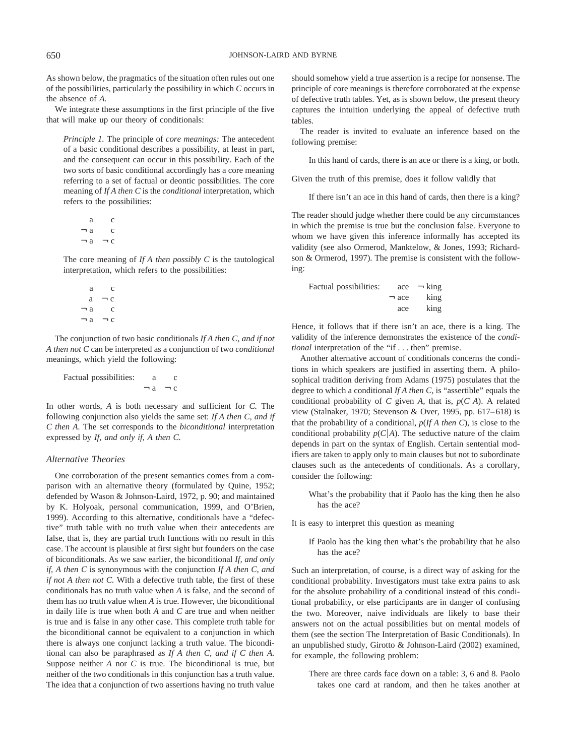As shown below, the pragmatics of the situation often rules out one of the possibilities, particularly the possibility in which *C* occurs in the absence of *A*.

We integrate these assumptions in the first principle of the five that will make up our theory of conditionals:

> *Principle 1.* The principle of *core meanings:* The antecedent of a basic conditional describes a possibility, at least in part, and the consequent can occur in this possibility. Each of the two sorts of basic conditional accordingly has a core meaning referring to a set of factual or deontic possibilities. The core meaning of *If A then C* is the *conditional* interpretation, which refers to the possibilities:
>
> | | |
> |---|---|
> | a | c |
> | ¬ a | c |
> | ¬ a | ¬ c |
>
> The core meaning of *If A then possibly C* is the tautological interpretation, which refers to the possibilities:
>
> | | |
> |---|---|
> | a | c |
> | a | ¬ c |
> | ¬ a | c |
> | ¬ a | ¬ c |

The conjunction of two basic conditionals *If A then C, and if not A then not C* can be interpreted as a conjunction of two *conditional* meanings, which yield the following:

| | | |
|---|---|---|
| Factual possibilities: | a | c |
| | ¬ a | ¬ c |

In other words, *A* is both necessary and sufficient for *C.* The following conjunction also yields the same set: *If A then C, and if C then A.* The set corresponds to the *biconditional* interpretation expressed by *If, and only if, A then C.*

### Alternative Theories

One corroboration of the present semantics comes from a comparison with an alternative theory (formulated by Quine, 1952; defended by Wason & Johnson-Laird, 1972, p. 90; and maintained by K. Holyoak, personal communication, 1999, and O'Brien, 1999). According to this alternative, conditionals have a "defective" truth table with no truth value when their antecedents are false, that is, they are partial truth functions with no result in this case. The account is plausible at first sight but founders on the case of biconditionals. As we saw earlier, the biconditional *If, and only if, A then C* is synonymous with the conjunction *If A then C, and if not A then not C.* With a defective truth table, the first of these conditionals has no truth value when *A* is false, and the second of them has no truth value when *A* is true. However, the biconditional in daily life is true when both *A* and *C* are true and when neither is true and is false in any other case. This complete truth table for the biconditional cannot be equivalent to a conjunction in which there is always one conjunct lacking a truth value. The biconditional can also be paraphrased as *If A then C, and if C then A.* Suppose neither *A* nor *C* is true. The biconditional is true, but neither of the two conditionals in this conjunction has a truth value. The idea that a conjunction of two assertions having no truth value should somehow yield a true assertion is a recipe for nonsense. The principle of core meanings is therefore corroborated at the expense of defective truth tables. Yet, as is shown below, the present theory captures the intuition underlying the appeal of defective truth tables.

The reader is invited to evaluate an inference based on the following premise:

> In this hand of cards, there is an ace or there is a king, or both.

Given the truth of this premise, does it follow validly that

> If there isn't an ace in this hand of cards, then there is a king?

The reader should judge whether there could be any circumstances in which the premise is true but the conclusion false. Everyone to whom we have given this inference informally has accepted its validity (see also Ormerod, Manktelow, & Jones, 1993; Richardson & Ormerod, 1997). The premise is consistent with the following:

| | | |
|---|---|---|
| Factual possibilities: | ace | ¬ king |
| | ¬ ace | king |
| | ace | king |

Hence, it follows that if there isn't an ace, there is a king. The validity of the inference demonstrates the existence of the *conditional* interpretation of the "if . . . then" premise.

Another alternative account of conditionals concerns the conditions in which speakers are justified in asserting them. A philosophical tradition deriving from Adams (1975) postulates that the degree to which a conditional *If A then C,* is "assertible" equals the conditional probability of *C* given *A,* that is, $p(C|A)$. A related view (Stalnaker, 1970; Stevenson & Over, 1995, pp. 617–618) is that the probability of a conditional, $p(\textit{If A then C})$, is close to the conditional probability $p(C|A)$. The seductive nature of the claim depends in part on the syntax of English. Certain sentential modifiers are taken to apply only to main clauses but not to subordinate clauses such as the antecedents of conditionals. As a corollary, consider the following:

> What's the probability that if Paolo has the king then he also has the ace?

It is easy to interpret this question as meaning

> If Paolo has the king then what's the probability that he also has the ace?

Such an interpretation, of course, is a direct way of asking for the conditional probability. Investigators must take extra pains to ask for the absolute probability of a conditional instead of this conditional probability, or else participants are in danger of confusing the two. Moreover, naive individuals are likely to base their answers not on the actual possibilities but on mental models of them (see the section The Interpretation of Basic Conditionals). In an unpublished study, Girotto & Johnson-Laird (2002) examined, for example, the following problem:

> There are three cards face down on a table: 3, 6 and 8. Paolo takes one card at random, and then he takes another at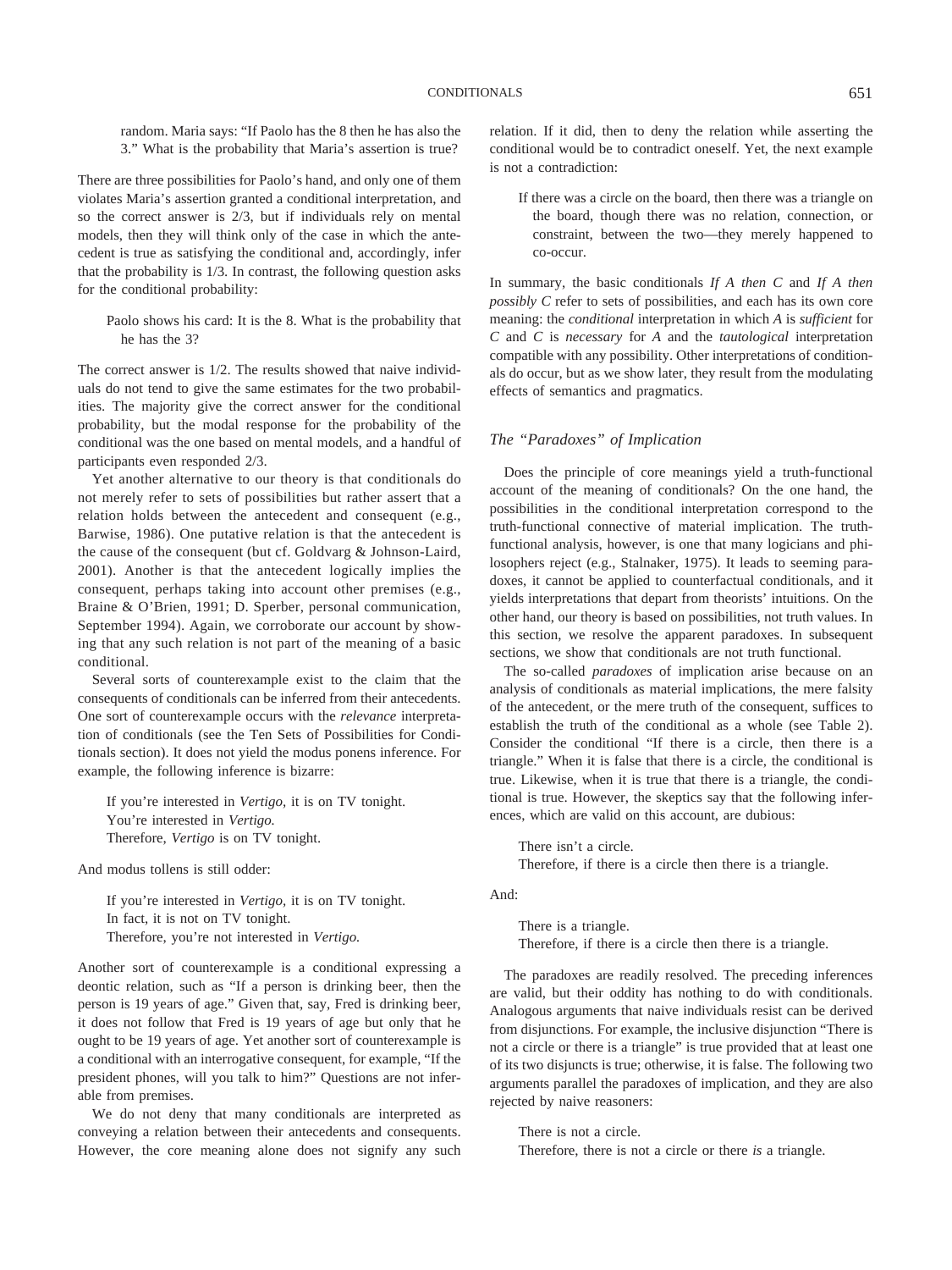random. Maria says: "If Paolo has the 8 then he has also the 3." What is the probability that Maria's assertion is true?

There are three possibilities for Paolo's hand, and only one of them violates Maria's assertion granted a conditional interpretation, and so the correct answer is 2/3, but if individuals rely on mental models, then they will think only of the case in which the antecedent is true as satisfying the conditional and, accordingly, infer that the probability is 1/3. In contrast, the following question asks for the conditional probability:

> Paolo shows his card: It is the 8. What is the probability that he has the 3?

The correct answer is 1/2. The results showed that naive individuals do not tend to give the same estimates for the two probabilities. The majority give the correct answer for the conditional probability, but the modal response for the probability of the conditional was the one based on mental models, and a handful of participants even responded 2/3.

Yet another alternative to our theory is that conditionals do not merely refer to sets of possibilities but rather assert that a relation holds between the antecedent and consequent (e.g., Barwise, 1986). One putative relation is that the antecedent is the cause of the consequent (but cf. Goldvarg & Johnson-Laird, 2001). Another is that the antecedent logically implies the consequent, perhaps taking into account other premises (e.g., Braine & O'Brien, 1991; D. Sperber, personal communication, September 1994). Again, we corroborate our account by showing that any such relation is not part of the meaning of a basic conditional.

Several sorts of counterexample exist to the claim that the consequents of conditionals can be inferred from their antecedents. One sort of counterexample occurs with the *relevance* interpretation of conditionals (see the Ten Sets of Possibilities for Conditionals section). It does not yield the modus ponens inference. For example, the following inference is bizarre:

> If you're interested in *Vertigo*, it is on TV tonight.
> You're interested in *Vertigo*.
> Therefore, *Vertigo* is on TV tonight.

And modus tollens is still odder:

> If you're interested in *Vertigo*, it is on TV tonight.
> In fact, it is not on TV tonight.
> Therefore, you're not interested in *Vertigo*.

Another sort of counterexample is a conditional expressing a deontic relation, such as "If a person is drinking beer, then the person is 19 years of age." Given that, say, Fred is drinking beer, it does not follow that Fred is 19 years of age but only that he ought to be 19 years of age. Yet another sort of counterexample is a conditional with an interrogative consequent, for example, "If the president phones, will you talk to him?" Questions are not inferable from premises.

We do not deny that many conditionals are interpreted as conveying a relation between their antecedents and consequents. However, the core meaning alone does not signify any such relation. If it did, then to deny the relation while asserting the conditional would be to contradict oneself. Yet, the next example is not a contradiction:

> If there was a circle on the board, then there was a triangle on the board, though there was no relation, connection, or constraint, between the two—they merely happened to co-occur.

In summary, the basic conditionals *If A then C* and *If A then possibly C* refer to sets of possibilities, and each has its own core meaning: the *conditional* interpretation in which *A* is *sufficient* for *C* and *C* is *necessary* for *A* and the *tautological* interpretation compatible with any possibility. Other interpretations of conditionals do occur, but as we show later, they result from the modulating effects of semantics and pragmatics.

### The "Paradoxes" of Implication

Does the principle of core meanings yield a truth-functional account of the meaning of conditionals? On the one hand, the possibilities in the conditional interpretation correspond to the truth-functional connective of material implication. The truth-functional analysis, however, is one that many logicians and philosophers reject (e.g., Stalnaker, 1975). It leads to seeming paradoxes, it cannot be applied to counterfactual conditionals, and it yields interpretations that depart from theorists' intuitions. On the other hand, our theory is based on possibilities, not truth values. In this section, we resolve the apparent paradoxes. In subsequent sections, we show that conditionals are not truth functional.

The so-called *paradoxes* of implication arise because on an analysis of conditionals as material implications, the mere falsity of the antecedent, or the mere truth of the consequent, suffices to establish the truth of the conditional as a whole (see Table 2). Consider the conditional "If there is a circle, then there is a triangle." When it is false that there is a circle, the conditional is true. Likewise, when it is true that there is a triangle, the conditional is true. However, the skeptics say that the following inferences, which are valid on this account, are dubious:

> There isn't a circle.
> Therefore, if there is a circle then there is a triangle.

And:

> There is a triangle.
> Therefore, if there is a circle then there is a triangle.

The paradoxes are readily resolved. The preceding inferences are valid, but their oddity has nothing to do with conditionals. Analogous arguments that naive individuals resist can be derived from disjunctions. For example, the inclusive disjunction "There is not a circle or there is a triangle" is true provided that at least one of its two disjuncts is true; otherwise, it is false. The following two arguments parallel the paradoxes of implication, and they are also rejected by naive reasoners:

> There is not a circle.
> Therefore, there is not a circle or there *is* a triangle.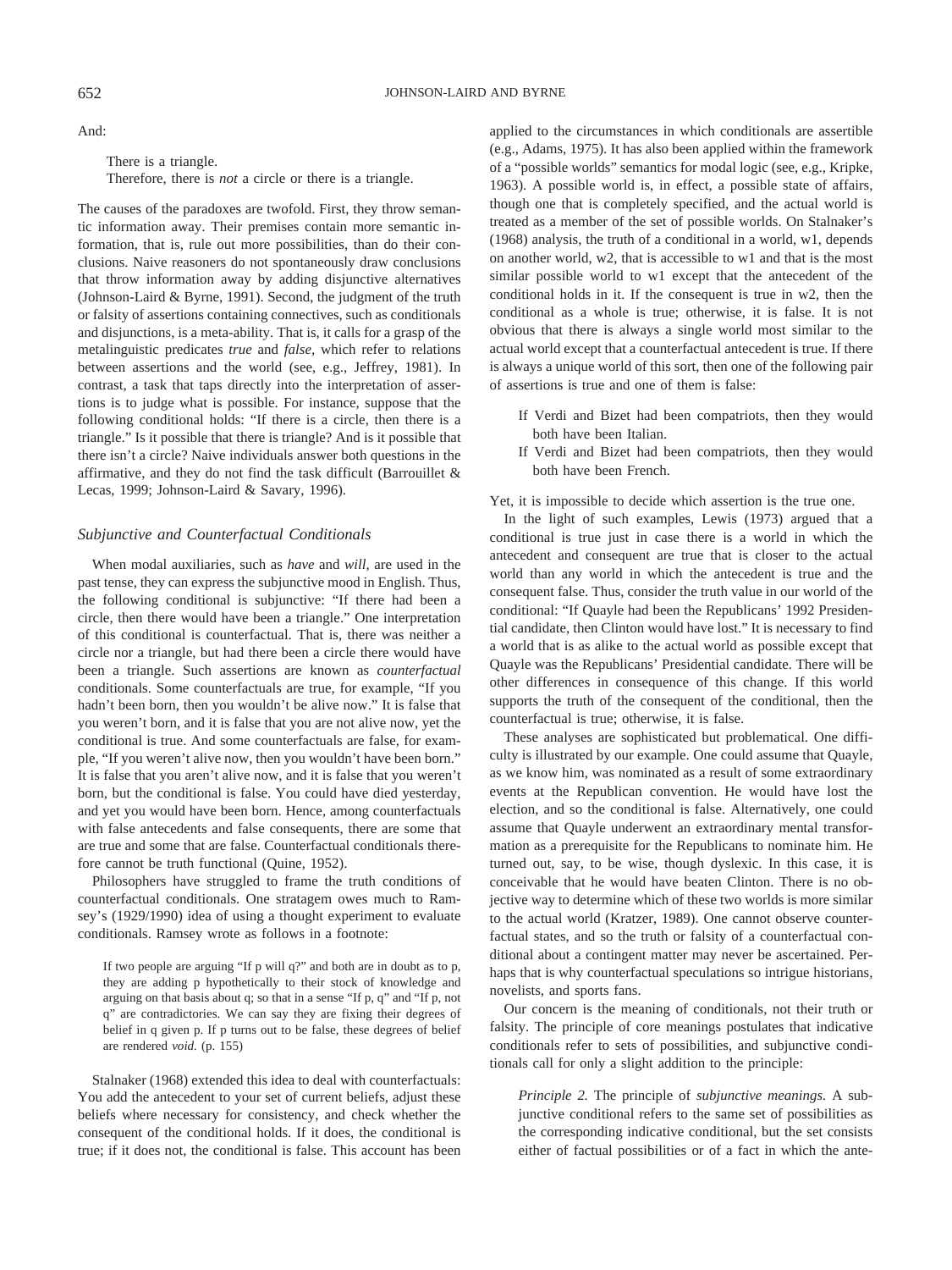And:

> There is a triangle.
> Therefore, there is *not* a circle or there is a triangle.

The causes of the paradoxes are twofold. First, they throw semantic information away. Their premises contain more semantic information, that is, rule out more possibilities, than do their conclusions. Naive reasoners do not spontaneously draw conclusions that throw information away by adding disjunctive alternatives (Johnson-Laird & Byrne, 1991). Second, the judgment of the truth or falsity of assertions containing connectives, such as conditionals and disjunctions, is a meta-ability. That is, it calls for a grasp of the metalinguistic predicates *true* and *false,* which refer to relations between assertions and the world (see, e.g., Jeffrey, 1981). In contrast, a task that taps directly into the interpretation of assertions is to judge what is possible. For instance, suppose that the following conditional holds: "If there is a circle, then there is a triangle." Is it possible that there is triangle? And is it possible that there isn't a circle? Naive individuals answer both questions in the affirmative, and they do not find the task difficult (Barrouillet & Lecas, 1999; Johnson-Laird & Savary, 1996).

### *Subjunctive and Counterfactual Conditionals*

When modal auxiliaries, such as *have* and *will,* are used in the past tense, they can express the subjunctive mood in English. Thus, the following conditional is subjunctive: "If there had been a circle, then there would have been a triangle." One interpretation of this conditional is counterfactual. That is, there was neither a circle nor a triangle, but had there been a circle there would have been a triangle. Such assertions are known as *counterfactual* conditionals. Some counterfactuals are true, for example, "If you hadn't been born, then you wouldn't be alive now." It is false that you weren't born, and it is false that you are not alive now, yet the conditional is true. And some counterfactuals are false, for example, "If you weren't alive now, then you wouldn't have been born." It is false that you aren't alive now, and it is false that you weren't born, but the conditional is false. You could have died yesterday, and yet you would have been born. Hence, among counterfactuals with false antecedents and false consequents, there are some that are true and some that are false. Counterfactual conditionals therefore cannot be truth functional (Quine, 1952).

Philosophers have struggled to frame the truth conditions of counterfactual conditionals. One stratagem owes much to Ramsey's (1929/1990) idea of using a thought experiment to evaluate conditionals. Ramsey wrote as follows in a footnote:

> If two people are arguing "If p will q?" and both are in doubt as to p, they are adding p hypothetically to their stock of knowledge and arguing on that basis about q; so that in a sense "If p, q" and "If p, not q" are contradictories. We can say they are fixing their degrees of belief in q given p. If p turns out to be false, these degrees of belief are rendered *void.* (p. 155)

Stalnaker (1968) extended this idea to deal with counterfactuals: You add the antecedent to your set of current beliefs, adjust these beliefs where necessary for consistency, and check whether the consequent of the conditional holds. If it does, the conditional is true; if it does not, the conditional is false. This account has been applied to the circumstances in which conditionals are assertible (e.g., Adams, 1975). It has also been applied within the framework of a "possible worlds" semantics for modal logic (see, e.g., Kripke, 1963). A possible world is, in effect, a possible state of affairs, though one that is completely specified, and the actual world is treated as a member of the set of possible worlds. On Stalnaker's (1968) analysis, the truth of a conditional in a world, w1, depends on another world, w2, that is accessible to w1 and that is the most similar possible world to w1 except that the antecedent of the conditional holds in it. If the consequent is true in w2, then the conditional as a whole is true; otherwise, it is false. It is not obvious that there is always a single world most similar to the actual world except that a counterfactual antecedent is true. If there is always a unique world of this sort, then one of the following pair of assertions is true and one of them is false:

> If Verdi and Bizet had been compatriots, then they would both have been Italian.
> If Verdi and Bizet had been compatriots, then they would both have been French.

Yet, it is impossible to decide which assertion is the true one.

In the light of such examples, Lewis (1973) argued that a conditional is true just in case there is a world in which the antecedent and consequent are true that is closer to the actual world than any world in which the antecedent is true and the consequent false. Thus, consider the truth value in our world of the conditional: "If Quayle had been the Republicans' 1992 Presidential candidate, then Clinton would have lost." It is necessary to find a world that is as alike to the actual world as possible except that Quayle was the Republicans' Presidential candidate. There will be other differences in consequence of this change. If this world supports the truth of the consequent of the conditional, then the counterfactual is true; otherwise, it is false.

These analyses are sophisticated but problematical. One difficulty is illustrated by our example. One could assume that Quayle, as we know him, was nominated as a result of some extraordinary events at the Republican convention. He would have lost the election, and so the conditional is false. Alternatively, one could assume that Quayle underwent an extraordinary mental transformation as a prerequisite for the Republicans to nominate him. He turned out, say, to be wise, though dyslexic. In this case, it is conceivable that he would have beaten Clinton. There is no objective way to determine which of these two worlds is more similar to the actual world (Kratzer, 1989). One cannot observe counterfactual states, and so the truth or falsity of a counterfactual conditional about a contingent matter may never be ascertained. Perhaps that is why counterfactual speculations so intrigue historians, novelists, and sports fans.

Our concern is the meaning of conditionals, not their truth or falsity. The principle of core meanings postulates that indicative conditionals refer to sets of possibilities, and subjunctive conditionals call for only a slight addition to the principle:

> *Principle 2.* The principle of *subjunctive meanings.* A subjunctive conditional refers to the same set of possibilities as the corresponding indicative conditional, but the set consists either of factual possibilities or of a fact in which the ante-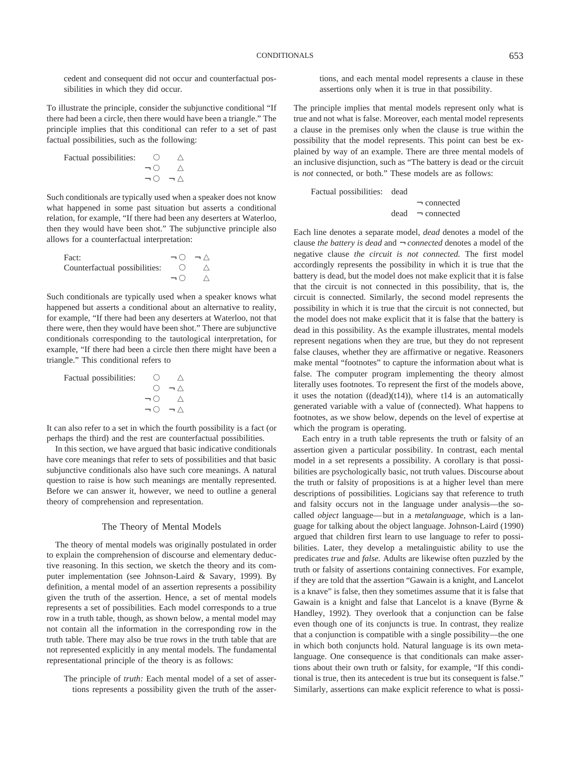cedent and consequent did not occur and counterfactual possibilities in which they did occur.

To illustrate the principle, consider the subjunctive conditional "If there had been a circle, then there would have been a triangle." The principle implies that this conditional can refer to a set of past factual possibilities, such as the following:

```
Factual possibilities:    ○     △
                         ¬ ○     △
                         ¬ ○   ¬ △
```

Such conditionals are typically used when a speaker does not know what happened in some past situation but asserts a conditional relation, for example, "If there had been any deserters at Waterloo, then they would have been shot." The subjunctive principle also allows for a counterfactual interpretation:

```
Fact:                          ¬ ○   ¬ △
Counterfactual possibilities:    ○     △
                               ¬ ○     △
```

Such conditionals are typically used when a speaker knows what happened but asserts a conditional about an alternative to reality, for example, "If there had been any deserters at Waterloo, not that there were, then they would have been shot." There are subjunctive conditionals corresponding to the tautological interpretation, for example, "If there had been a circle then there might have been a triangle." This conditional refers to

```
Factual possibilities:    ○     △
                          ○   ¬ △
                         ¬ ○     △
                         ¬ ○   ¬ △
```

It can also refer to a set in which the fourth possibility is a fact (or perhaps the third) and the rest are counterfactual possibilities.

In this section, we have argued that basic indicative conditionals have core meanings that refer to sets of possibilities and that basic subjunctive conditionals also have such core meanings. A natural question to raise is how such meanings are mentally represented. Before we can answer it, however, we need to outline a general theory of comprehension and representation.

## The Theory of Mental Models

The theory of mental models was originally postulated in order to explain the comprehension of discourse and elementary deductive reasoning. In this section, we sketch the theory and its computer implementation (see Johnson-Laird & Savary, 1999). By definition, a mental model of an assertion represents a possibility given the truth of the assertion. Hence, a set of mental models represents a set of possibilities. Each model corresponds to a true row in a truth table, though, as shown below, a mental model may not contain all the information in the corresponding row in the truth table. There may also be true rows in the truth table that are not represented explicitly in any mental models. The fundamental representational principle of the theory is as follows:

> The principle of *truth:* Each mental model of a set of assertions represents a possibility given the truth of the assertions, and each mental model represents a clause in these assertions only when it is true in that possibility.

The principle implies that mental models represent only what is true and not what is false. Moreover, each mental model represents a clause in the premises only when the clause is true within the possibility that the model represents. This point can best be explained by way of an example. There are three mental models of an inclusive disjunction, such as "The battery is dead or the circuit is *not* connected, or both." These models are as follows:

```
Factual possibilities:  dead
                               ¬ connected
                        dead   ¬ connected
```

Each line denotes a separate model, *dead* denotes a model of the clause *the battery is dead* and ¬ *connected* denotes a model of the negative clause *the circuit is not connected.* The first model accordingly represents the possibility in which it is true that the battery is dead, but the model does not make explicit that it is false that the circuit is not connected in this possibility, that is, the circuit is connected. Similarly, the second model represents the possibility in which it is true that the circuit is not connected, but the model does not make explicit that it is false that the battery is dead in this possibility. As the example illustrates, mental models represent negations when they are true, but they do not represent false clauses, whether they are affirmative or negative. Reasoners make mental "footnotes" to capture the information about what is false. The computer program implementing the theory almost literally uses footnotes. To represent the first of the models above, it uses the notation ((dead)(t14)), where t14 is an automatically generated variable with a value of (connected). What happens to footnotes, as we show below, depends on the level of expertise at which the program is operating.

Each entry in a truth table represents the truth or falsity of an assertion given a particular possibility. In contrast, each mental model in a set represents a possibility. A corollary is that possibilities are psychologically basic, not truth values. Discourse about the truth or falsity of propositions is at a higher level than mere descriptions of possibilities. Logicians say that reference to truth and falsity occurs not in the language under analysis—the so-called *object* language—but in a *metalanguage,* which is a language for talking about the object language. Johnson-Laird (1990) argued that children first learn to use language to refer to possibilities. Later, they develop a metalinguistic ability to use the predicates *true* and *false.* Adults are likewise often puzzled by the truth or falsity of assertions containing connectives. For example, if they are told that the assertion "Gawain is a knight, and Lancelot is a knave" is false, then they sometimes assume that it is false that Gawain is a knight and false that Lancelot is a knave (Byrne & Handley, 1992). They overlook that a conjunction can be false even though one of its conjuncts is true. In contrast, they realize that a conjunction is compatible with a single possibility—the one in which both conjuncts hold. Natural language is its own metalanguage. One consequence is that conditionals can make assertions about their own truth or falsity, for example, "If this conditional is true, then its antecedent is true but its consequent is false." Similarly, assertions can make explicit reference to what is possi-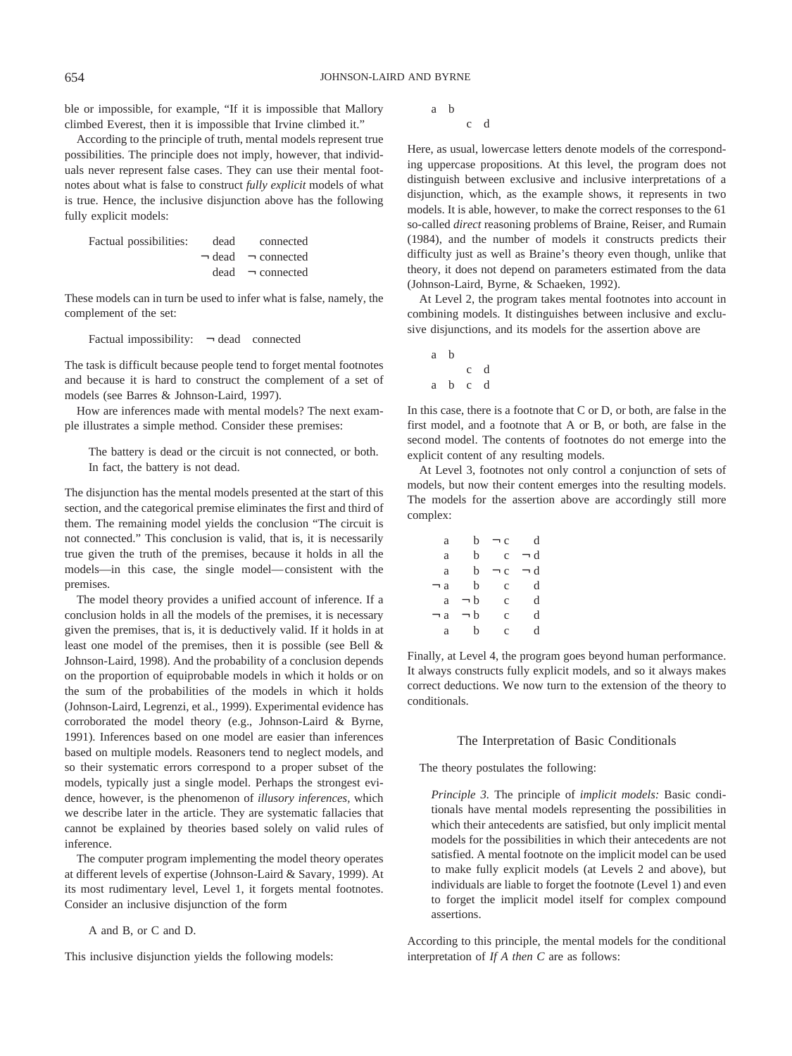ble or impossible, for example, "If it is impossible that Mallory climbed Everest, then it is impossible that Irvine climbed it."

According to the principle of truth, mental models represent true possibilities. The principle does not imply, however, that individuals never represent false cases. They can use their mental footnotes about what is false to construct *fully explicit* models of what is true. Hence, the inclusive disjunction above has the following fully explicit models:

| Factual possibilities: | dead | connected |
|---|---|---|
| | ¬ dead | ¬ connected |
| | dead | ¬ connected |

These models can in turn be used to infer what is false, namely, the complement of the set:

Factual impossibility: ¬ dead connected

The task is difficult because people tend to forget mental footnotes and because it is hard to construct the complement of a set of models (see Barres & Johnson-Laird, 1997).

How are inferences made with mental models? The next example illustrates a simple method. Consider these premises:

> The battery is dead or the circuit is not connected, or both.
> In fact, the battery is not dead.

The disjunction has the mental models presented at the start of this section, and the categorical premise eliminates the first and third of them. The remaining model yields the conclusion "The circuit is not connected." This conclusion is valid, that is, it is necessarily true given the truth of the premises, because it holds in all the models—in this case, the single model—consistent with the premises.

The model theory provides a unified account of inference. If a conclusion holds in all the models of the premises, it is necessary given the premises, that is, it is deductively valid. If it holds in at least one model of the premises, then it is possible (see Bell & Johnson-Laird, 1998). And the probability of a conclusion depends on the proportion of equiprobable models in which it holds or on the sum of the probabilities of the models in which it holds (Johnson-Laird, Legrenzi, et al., 1999). Experimental evidence has corroborated the model theory (e.g., Johnson-Laird & Byrne, 1991). Inferences based on one model are easier than inferences based on multiple models. Reasoners tend to neglect models, and so their systematic errors correspond to a proper subset of the models, typically just a single model. Perhaps the strongest evidence, however, is the phenomenon of *illusory inferences,* which we describe later in the article. They are systematic fallacies that cannot be explained by theories based solely on valid rules of inference.

The computer program implementing the model theory operates at different levels of expertise (Johnson-Laird & Savary, 1999). At its most rudimentary level, Level 1, it forgets mental footnotes. Consider an inclusive disjunction of the form

A and B, or C and D.

This inclusive disjunction yields the following models:

```
a   b
        c   d
```

Here, as usual, lowercase letters denote models of the corresponding uppercase propositions. At this level, the program does not distinguish between exclusive and inclusive interpretations of a disjunction, which, as the example shows, it represents in two models. It is able, however, to make the correct responses to the 61 so-called *direct* reasoning problems of Braine, Reiser, and Rumain (1984), and the number of models it constructs predicts their difficulty just as well as Braine's theory even though, unlike that theory, it does not depend on parameters estimated from the data (Johnson-Laird, Byrne, & Schaeken, 1992).

At Level 2, the program takes mental footnotes into account in combining models. It distinguishes between inclusive and exclusive disjunctions, and its models for the assertion above are

```
a   b
        c   d
a   b   c   d
```

In this case, there is a footnote that C or D, or both, are false in the first model, and a footnote that A or B, or both, are false in the second model. The contents of footnotes do not emerge into the explicit content of any resulting models.

At Level 3, footnotes not only control a conjunction of sets of models, but now their content emerges into the resulting models. The models for the assertion above are accordingly still more complex:

```
 a     b    ¬ c     d
 a     b      c   ¬ d
 a     b    ¬ c   ¬ d
¬ a    b      c     d
 a    ¬ b     c     d
¬ a   ¬ b     c     d
 a     b      c     d
```

Finally, at Level 4, the program goes beyond human performance. It always constructs fully explicit models, and so it always makes correct deductions. We now turn to the extension of the theory to conditionals.

## The Interpretation of Basic Conditionals

The theory postulates the following:

> *Principle 3.* The principle of *implicit models:* Basic conditionals have mental models representing the possibilities in which their antecedents are satisfied, but only implicit mental models for the possibilities in which their antecedents are not satisfied. A mental footnote on the implicit model can be used to make fully explicit models (at Levels 2 and above), but individuals are liable to forget the footnote (Level 1) and even to forget the implicit model itself for complex compound assertions.

According to this principle, the mental models for the conditional interpretation of *If A then C* are as follows: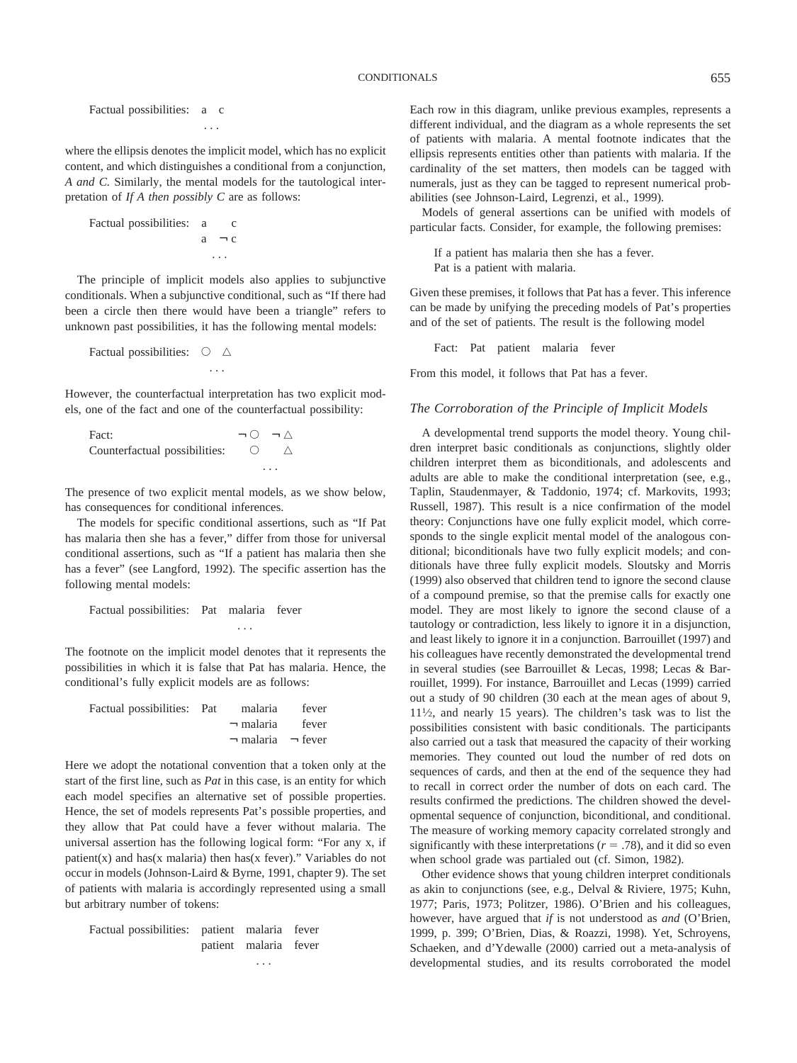Factual possibilities: a c

...

where the ellipsis denotes the implicit model, which has no explicit content, and which distinguishes a conditional from a conjunction, *A and C.* Similarly, the mental models for the tautological interpretation of *If A then possibly C* are as follows:

```
Factual possibilities:  a    c
                        a   ¬ c
                          ...
```

The principle of implicit models also applies to subjunctive conditionals. When a subjunctive conditional, such as "If there had been a circle then there would have been a triangle" refers to unknown past possibilities, it has the following mental models:

```
Factual possibilities:  ○   △
                          ...
```

However, the counterfactual interpretation has two explicit models, one of the fact and one of the counterfactual possibility:

```
Fact:                          ¬ ○   ¬ △
Counterfactual possibilities:    ○     △
                                   ...
```

The presence of two explicit mental models, as we show below, has consequences for conditional inferences.

The models for specific conditional assertions, such as "If Pat has malaria then she has a fever," differ from those for universal conditional assertions, such as "If a patient has malaria then she has a fever" (see Langford, 1992). The specific assertion has the following mental models:

```
Factual possibilities:  Pat   malaria   fever
                                 ...
```

The footnote on the implicit model denotes that it represents the possibilities in which it is false that Pat has malaria. Hence, the conditional's fully explicit models are as follows:

```
Factual possibilities:  Pat     malaria     fever
                              ¬ malaria     fever
                              ¬ malaria   ¬ fever
```

Here we adopt the notational convention that a token only at the start of the first line, such as *Pat* in this case, is an entity for which each model specifies an alternative set of possible properties. Hence, the set of models represents Pat's possible properties, and they allow that Pat could have a fever without malaria. The universal assertion has the following logical form: "For any x, if patient(x) and has(x malaria) then has(x fever)." Variables do not occur in models (Johnson-Laird & Byrne, 1991, chapter 9). The set of patients with malaria is accordingly represented using a small but arbitrary number of tokens:

```
Factual possibilities:  patient   malaria   fever
                        patient   malaria   fever
                                    ...
```

Each row in this diagram, unlike previous examples, represents a different individual, and the diagram as a whole represents the set of patients with malaria. A mental footnote indicates that the ellipsis represents entities other than patients with malaria. If the cardinality of the set matters, then models can be tagged with numerals, just as they can be tagged to represent numerical probabilities (see Johnson-Laird, Legrenzi, et al., 1999).

Models of general assertions can be unified with models of particular facts. Consider, for example, the following premises:

> If a patient has malaria then she has a fever.
> Pat is a patient with malaria.

Given these premises, it follows that Pat has a fever. This inference can be made by unifying the preceding models of Pat's properties and of the set of patients. The result is the following model

```
Fact:  Pat   patient   malaria   fever
```

From this model, it follows that Pat has a fever.

### *The Corroboration of the Principle of Implicit Models*

A developmental trend supports the model theory. Young children interpret basic conditionals as conjunctions, slightly older children interpret them as biconditionals, and adolescents and adults are able to make the conditional interpretation (see, e.g., Taplin, Staudenmayer, & Taddonio, 1974; cf. Markovits, 1993; Russell, 1987). This result is a nice confirmation of the model theory: Conjunctions have one fully explicit model, which corresponds to the single explicit mental model of the analogous conditional; biconditionals have two fully explicit models; and conditionals have three fully explicit models. Sloutsky and Morris (1999) also observed that children tend to ignore the second clause of a compound premise, so that the premise calls for exactly one model. They are most likely to ignore the second clause of a tautology or contradiction, less likely to ignore it in a disjunction, and least likely to ignore it in a conjunction. Barrouillet (1997) and his colleagues have recently demonstrated the developmental trend in several studies (see Barrouillet & Lecas, 1998; Lecas & Barrouillet, 1999). For instance, Barrouillet and Lecas (1999) carried out a study of 90 children (30 each at the mean ages of about 9, 11½, and nearly 15 years). The children's task was to list the possibilities consistent with basic conditionals. The participants also carried out a task that measured the capacity of their working memories. They counted out loud the number of red dots on sequences of cards, and then at the end of the sequence they had to recall in correct order the number of dots on each card. The results confirmed the predictions. The children showed the developmental sequence of conjunction, biconditional, and conditional. The measure of working memory capacity correlated strongly and significantly with these interpretations ($r = .78$), and it did so even when school grade was partialed out (cf. Simon, 1982).

Other evidence shows that young children interpret conditionals as akin to conjunctions (see, e.g., Delval & Riviere, 1975; Kuhn, 1977; Paris, 1973; Politzer, 1986). O'Brien and his colleagues, however, have argued that *if* is not understood as *and* (O'Brien, 1999, p. 399; O'Brien, Dias, & Roazzi, 1998). Yet, Schroyens, Schaeken, and d'Ydewalle (2000) carried out a meta-analysis of developmental studies, and its results corroborated the model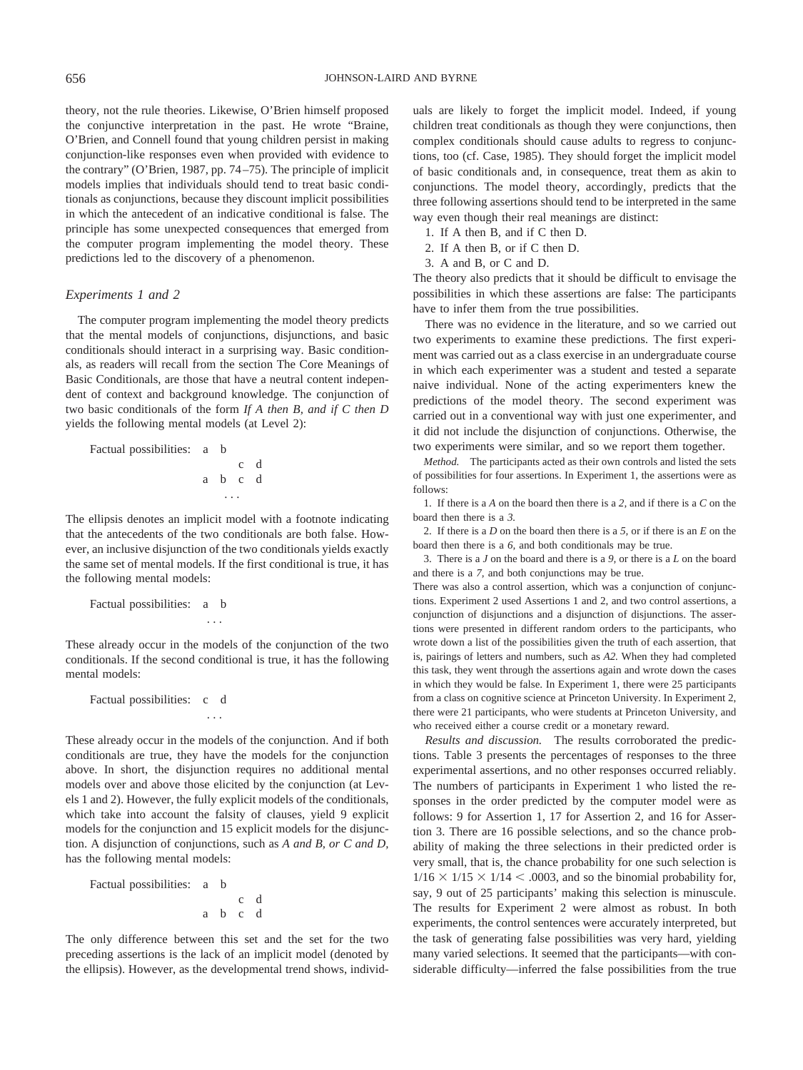theory, not the rule theories. Likewise, O'Brien himself proposed the conjunctive interpretation in the past. He wrote "Braine, O'Brien, and Connell found that young children persist in making conjunction-like responses even when provided with evidence to the contrary" (O'Brien, 1987, pp. 74–75). The principle of implicit models implies that individuals should tend to treat basic conditionals as conjunctions, because they discount implicit possibilities in which the antecedent of an indicative conditional is false. The principle has some unexpected consequences that emerged from the computer program implementing the model theory. These predictions led to the discovery of a phenomenon.

### *Experiments 1 and 2*

The computer program implementing the model theory predicts that the mental models of conjunctions, disjunctions, and basic conditionals should interact in a surprising way. Basic conditionals, as readers will recall from the section The Core Meanings of Basic Conditionals, are those that have a neutral content independent of context and background knowledge. The conjunction of two basic conditionals of the form *If A then B, and if C then D* yields the following mental models (at Level 2):

```
Factual possibilities:   a   b
                                 c   d
                         a   b   c   d
                             . . .
```

The ellipsis denotes an implicit model with a footnote indicating that the antecedents of the two conditionals are both false. However, an inclusive disjunction of the two conditionals yields exactly the same set of mental models. If the first conditional is true, it has the following mental models:

```
Factual possibilities:   a   b
                           . . .
```

These already occur in the models of the conjunction of the two conditionals. If the second conditional is true, it has the following mental models:

```
Factual possibilities:   c   d
                           . . .
```

These already occur in the models of the conjunction. And if both conditionals are true, they have the models for the conjunction above. In short, the disjunction requires no additional mental models over and above those elicited by the conjunction (at Levels 1 and 2). However, the fully explicit models of the conditionals, which take into account the falsity of clauses, yield 9 explicit models for the conjunction and 15 explicit models for the disjunction. A disjunction of conjunctions, such as *A and B, or C and D,* has the following mental models:

```
Factual possibilities:   a   b
                                 c   d
                         a   b   c   d
```

The only difference between this set and the set for the two preceding assertions is the lack of an implicit model (denoted by the ellipsis). However, as the developmental trend shows, individuals are likely to forget the implicit model. Indeed, if young children treat conditionals as though they were conjunctions, then complex conditionals should cause adults to regress to conjunctions, too (cf. Case, 1985). They should forget the implicit model of basic conditionals and, in consequence, treat them as akin to conjunctions. The model theory, accordingly, predicts that the three following assertions should tend to be interpreted in the same way even though their real meanings are distinct:

1. If A then B, and if C then D.
2. If A then B, or if C then D.
3. A and B, or C and D.

The theory also predicts that it should be difficult to envisage the possibilities in which these assertions are false: The participants have to infer them from the true possibilities.

There was no evidence in the literature, and so we carried out two experiments to examine these predictions. The first experiment was carried out as a class exercise in an undergraduate course in which each experimenter was a student and tested a separate naive individual. None of the acting experimenters knew the predictions of the model theory. The second experiment was carried out in a conventional way with just one experimenter, and it did not include the disjunction of conjunctions. Otherwise, the two experiments were similar, and so we report them together.

*Method.* The participants acted as their own controls and listed the sets of possibilities for four assertions. In Experiment 1, the assertions were as follows:

1. If there is a *A* on the board then there is a *2,* and if there is a *C* on the board then there is a *3.*
2. If there is a *D* on the board then there is a *5,* or if there is an *E* on the board then there is a *6,* and both conditionals may be true.
3. There is a *J* on the board and there is a *9,* or there is a *L* on the board and there is a *7,* and both conjunctions may be true.

There was also a control assertion, which was a conjunction of conjunctions. Experiment 2 used Assertions 1 and 2, and two control assertions, a conjunction of disjunctions and a disjunction of disjunctions. The assertions were presented in different random orders to the participants, who wrote down a list of the possibilities given the truth of each assertion, that is, pairings of letters and numbers, such as *A2.* When they had completed this task, they went through the assertions again and wrote down the cases in which they would be false. In Experiment 1, there were 25 participants from a class on cognitive science at Princeton University. In Experiment 2, there were 21 participants, who were students at Princeton University, and who received either a course credit or a monetary reward.

*Results and discussion.* The results corroborated the predictions. Table 3 presents the percentages of responses to the three experimental assertions, and no other responses occurred reliably. The numbers of participants in Experiment 1 who listed the responses in the order predicted by the computer model were as follows: 9 for Assertion 1, 17 for Assertion 2, and 16 for Assertion 3. There are 16 possible selections, and so the chance probability of making the three selections in their predicted order is very small, that is, the chance probability for one such selection is $1/16 \times 1/15 \times 1/14 < .0003$, and so the binomial probability for, say, 9 out of 25 participants' making this selection is minuscule. The results for Experiment 2 were almost as robust. In both experiments, the control sentences were accurately interpreted, but the task of generating false possibilities was very hard, yielding many varied selections. It seemed that the participants—with considerable difficulty—inferred the false possibilities from the true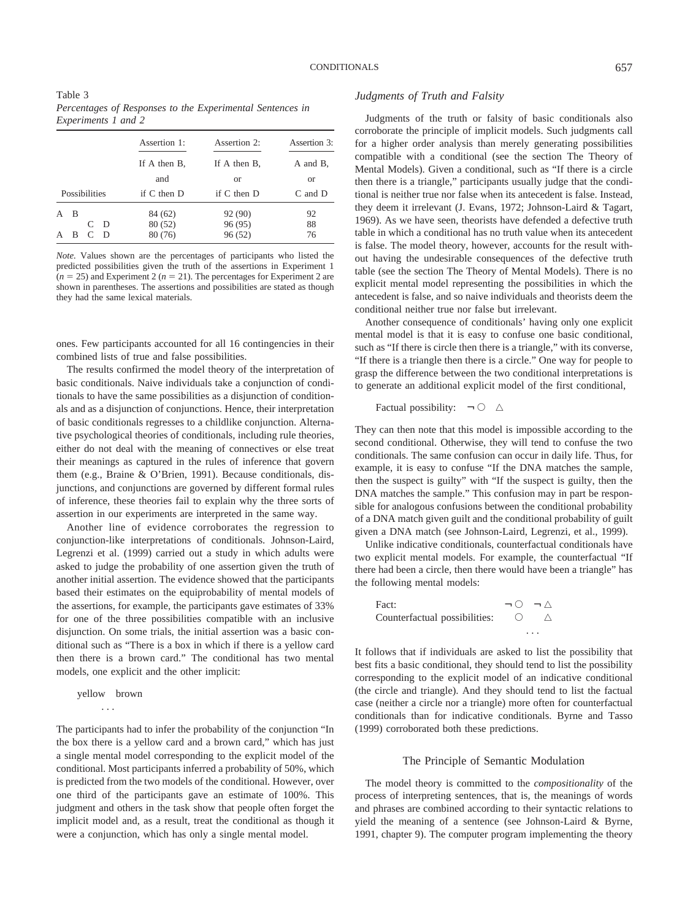Table 3
*Percentages of Responses to the Experimental Sentences in Experiments 1 and 2*

| Possibilities | Assertion 1: If A then B, and if C then D | Assertion 2: If A then B, or if C then D | Assertion 3: A and B, or C and D |
|---|---|---|---|
| A B | 84 (62) | 92 (90) | 92 |
| C D | 80 (52) | 96 (95) | 88 |
| A B C D | 80 (76) | 96 (52) | 76 |

*Note.* Values shown are the percentages of participants who listed the predicted possibilities given the truth of the assertions in Experiment 1 ($n = 25$) and Experiment 2 ($n = 21$). The percentages for Experiment 2 are shown in parentheses. The assertions and possibilities are stated as though they had the same lexical materials.

ones. Few participants accounted for all 16 contingencies in their combined lists of true and false possibilities.

The results confirmed the model theory of the interpretation of basic conditionals. Naive individuals take a conjunction of conditionals to have the same possibilities as a disjunction of conditionals and as a disjunction of conjunctions. Hence, their interpretation of basic conditionals regresses to a childlike conjunction. Alternative psychological theories of conditionals, including rule theories, either do not deal with the meaning of connectives or else treat their meanings as captured in the rules of inference that govern them (e.g., Braine & O'Brien, 1991). Because conditionals, disjunctions, and conjunctions are governed by different formal rules of inference, these theories fail to explain why the three sorts of assertion in our experiments are interpreted in the same way.

Another line of evidence corroborates the regression to conjunction-like interpretations of conditionals. Johnson-Laird, Legrenzi et al. (1999) carried out a study in which adults were asked to judge the probability of one assertion given the truth of another initial assertion. The evidence showed that the participants based their estimates on the equiprobability of mental models of the assertions, for example, the participants gave estimates of 33% for one of the three possibilities compatible with an inclusive disjunction. On some trials, the initial assertion was a basic conditional such as "There is a box in which if there is a yellow card then there is a brown card." The conditional has two mental models, one explicit and the other implicit:

```
yellow   brown
   . . .
```

The participants had to infer the probability of the conjunction "In the box there is a yellow card and a brown card," which has just a single mental model corresponding to the explicit model of the conditional. Most participants inferred a probability of 50%, which is predicted from the two models of the conditional. However, over one third of the participants gave an estimate of 100%. This judgment and others in the task show that people often forget the implicit model and, as a result, treat the conditional as though it were a conjunction, which has only a single mental model.

### Judgments of Truth and Falsity

Judgments of the truth or falsity of basic conditionals also corroborate the principle of implicit models. Such judgments call for a higher order analysis than merely generating possibilities compatible with a conditional (see the section The Theory of Mental Models). Given a conditional, such as "If there is a circle then there is a triangle," participants usually judge that the conditional is neither true nor false when its antecedent is false. Instead, they deem it irrelevant (J. Evans, 1972; Johnson-Laird & Tagart, 1969). As we have seen, theorists have defended a defective truth table in which a conditional has no truth value when its antecedent is false. The model theory, however, accounts for the result without having the undesirable consequences of the defective truth table (see the section The Theory of Mental Models). There is no explicit mental model representing the possibilities in which the antecedent is false, and so naive individuals and theorists deem the conditional neither true nor false but irrelevant.

Another consequence of conditionals' having only one explicit mental model is that it is easy to confuse one basic conditional, such as "If there is circle then there is a triangle," with its converse, "If there is a triangle then there is a circle." One way for people to grasp the difference between the two conditional interpretations is to generate an additional explicit model of the first conditional,

Factual possibility: $\neg$○ △

They can then note that this model is impossible according to the second conditional. Otherwise, they will tend to confuse the two conditionals. The same confusion can occur in daily life. Thus, for example, it is easy to confuse "If the DNA matches the sample, then the suspect is guilty" with "If the suspect is guilty, then the DNA matches the sample." This confusion may in part be responsible for analogous confusions between the conditional probability of a DNA match given guilt and the conditional probability of guilt given a DNA match (see Johnson-Laird, Legrenzi, et al., 1999).

Unlike indicative conditionals, counterfactual conditionals have two explicit mental models. For example, the counterfactual "If there had been a circle, then there would have been a triangle" has the following mental models:

```
Fact:                            ¬○   ¬△
Counterfactual possibilities:     ○    △
                                    . . .
```

It follows that if individuals are asked to list the possibility that best fits a basic conditional, they should tend to list the possibility corresponding to the explicit model of an indicative conditional (the circle and triangle). And they should tend to list the factual case (neither a circle nor a triangle) more often for counterfactual conditionals than for indicative conditionals. Byrne and Tasso (1999) corroborated both these predictions.

## The Principle of Semantic Modulation

The model theory is committed to the *compositionality* of the process of interpreting sentences, that is, the meanings of words and phrases are combined according to their syntactic relations to yield the meaning of a sentence (see Johnson-Laird & Byrne, 1991, chapter 9). The computer program implementing the theory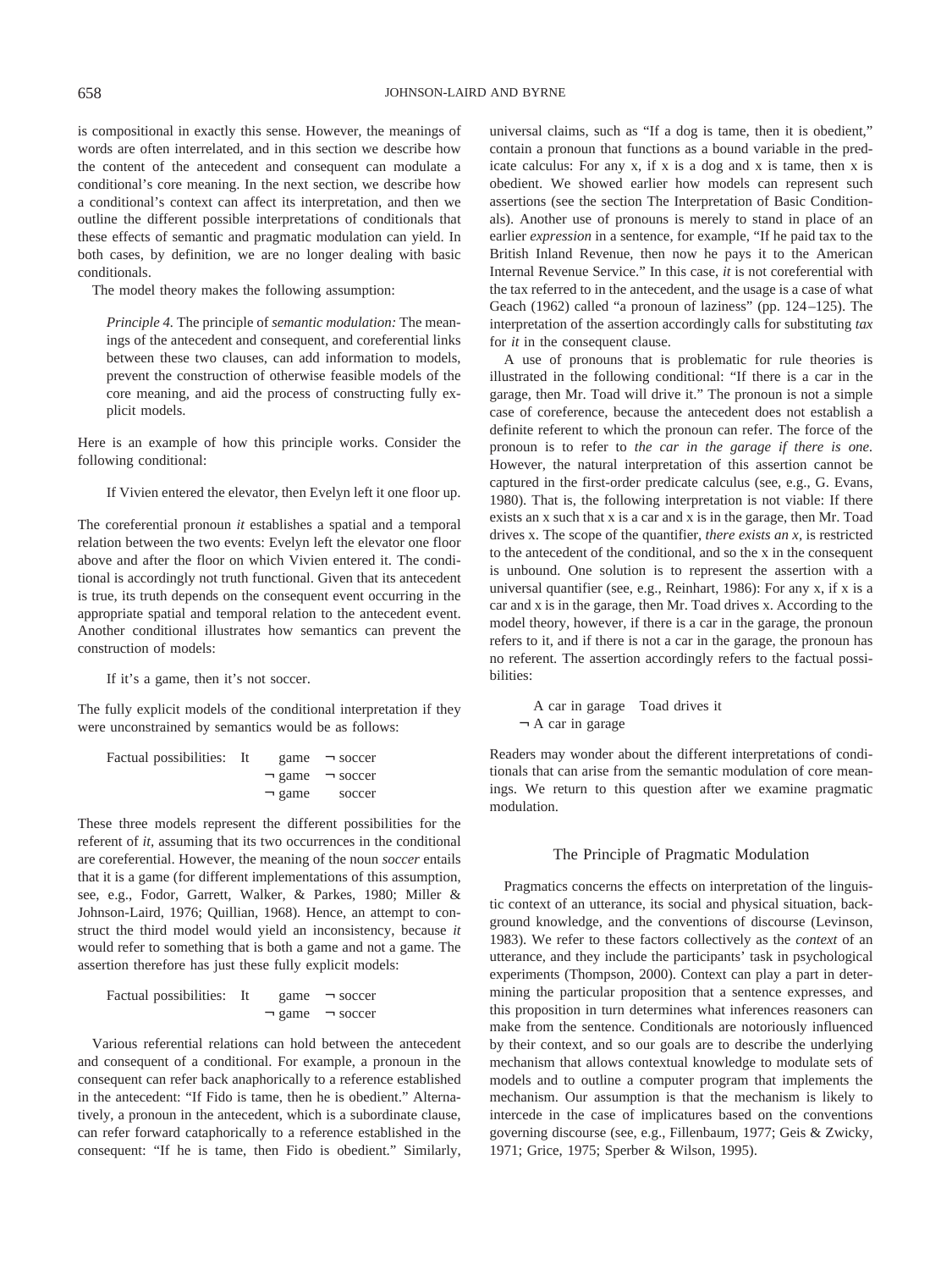is compositional in exactly this sense. However, the meanings of words are often interrelated, and in this section we describe how the content of the antecedent and consequent can modulate a conditional's core meaning. In the next section, we describe how a conditional's context can affect its interpretation, and then we outline the different possible interpretations of conditionals that these effects of semantic and pragmatic modulation can yield. In both cases, by definition, we are no longer dealing with basic conditionals.

The model theory makes the following assumption:

> *Principle 4.* The principle of *semantic modulation:* The meanings of the antecedent and consequent, and coreferential links between these two clauses, can add information to models, prevent the construction of otherwise feasible models of the core meaning, and aid the process of constructing fully explicit models.

Here is an example of how this principle works. Consider the following conditional:

> If Vivien entered the elevator, then Evelyn left it one floor up.

The coreferential pronoun *it* establishes a spatial and a temporal relation between the two events: Evelyn left the elevator one floor above and after the floor on which Vivien entered it. The conditional is accordingly not truth functional. Given that its antecedent is true, its truth depends on the consequent event occurring in the appropriate spatial and temporal relation to the antecedent event. Another conditional illustrates how semantics can prevent the construction of models:

> If it's a game, then it's not soccer.

The fully explicit models of the conditional interpretation if they were unconstrained by semantics would be as follows:

| | | | |
|---|---|---|---|
| Factual possibilities: | It | game | ¬ soccer |
| | | ¬ game | ¬ soccer |
| | | ¬ game | soccer |

These three models represent the different possibilities for the referent of *it,* assuming that its two occurrences in the conditional are coreferential. However, the meaning of the noun *soccer* entails that it is a game (for different implementations of this assumption, see, e.g., Fodor, Garrett, Walker, & Parkes, 1980; Miller & Johnson-Laird, 1976; Quillian, 1968). Hence, an attempt to construct the third model would yield an inconsistency, because *it* would refer to something that is both a game and not a game. The assertion therefore has just these fully explicit models:

| | | | |
|---|---|---|---|
| Factual possibilities: | It | game | ¬ soccer |
| | | ¬ game | ¬ soccer |

Various referential relations can hold between the antecedent and consequent of a conditional. For example, a pronoun in the consequent can refer back anaphorically to a reference established in the antecedent: "If Fido is tame, then he is obedient." Alternatively, a pronoun in the antecedent, which is a subordinate clause, can refer forward cataphorically to a reference established in the consequent: "If he is tame, then Fido is obedient." Similarly, universal claims, such as "If a dog is tame, then it is obedient," contain a pronoun that functions as a bound variable in the predicate calculus: For any x, if x is a dog and x is tame, then x is obedient. We showed earlier how models can represent such assertions (see the section The Interpretation of Basic Conditionals). Another use of pronouns is merely to stand in place of an earlier *expression* in a sentence, for example, "If he paid tax to the British Inland Revenue, then now he pays it to the American Internal Revenue Service." In this case, *it* is not coreferential with the tax referred to in the antecedent, and the usage is a case of what Geach (1962) called "a pronoun of laziness" (pp. 124–125). The interpretation of the assertion accordingly calls for substituting *tax* for *it* in the consequent clause.

A use of pronouns that is problematic for rule theories is illustrated in the following conditional: "If there is a car in the garage, then Mr. Toad will drive it." The pronoun is not a simple case of coreference, because the antecedent does not establish a definite referent to which the pronoun can refer. The force of the pronoun is to refer to *the car in the garage if there is one.* However, the natural interpretation of this assertion cannot be captured in the first-order predicate calculus (see, e.g., G. Evans, 1980). That is, the following interpretation is not viable: If there exists an x such that x is a car and x is in the garage, then Mr. Toad drives x. The scope of the quantifier, *there exists an x,* is restricted to the antecedent of the conditional, and so the x in the consequent is unbound. One solution is to represent the assertion with a universal quantifier (see, e.g., Reinhart, 1986): For any x, if x is a car and x is in the garage, then Mr. Toad drives x. According to the model theory, however, if there is a car in the garage, the pronoun refers to it, and if there is not a car in the garage, the pronoun has no referent. The assertion accordingly refers to the factual possibilities:

| | |
|---|---|
| A car in garage | Toad drives it |
| ¬ A car in garage | |

Readers may wonder about the different interpretations of conditionals that can arise from the semantic modulation of core meanings. We return to this question after we examine pragmatic modulation.

## The Principle of Pragmatic Modulation

Pragmatics concerns the effects on interpretation of the linguistic context of an utterance, its social and physical situation, background knowledge, and the conventions of discourse (Levinson, 1983). We refer to these factors collectively as the *context* of an utterance, and they include the participants' task in psychological experiments (Thompson, 2000). Context can play a part in determining the particular proposition that a sentence expresses, and this proposition in turn determines what inferences reasoners can make from the sentence. Conditionals are notoriously influenced by their context, and so our goals are to describe the underlying mechanism that allows contextual knowledge to modulate sets of models and to outline a computer program that implements the mechanism. Our assumption is that the mechanism is likely to intercede in the case of implicatures based on the conventions governing discourse (see, e.g., Fillenbaum, 1977; Geis & Zwicky, 1971; Grice, 1975; Sperber & Wilson, 1995).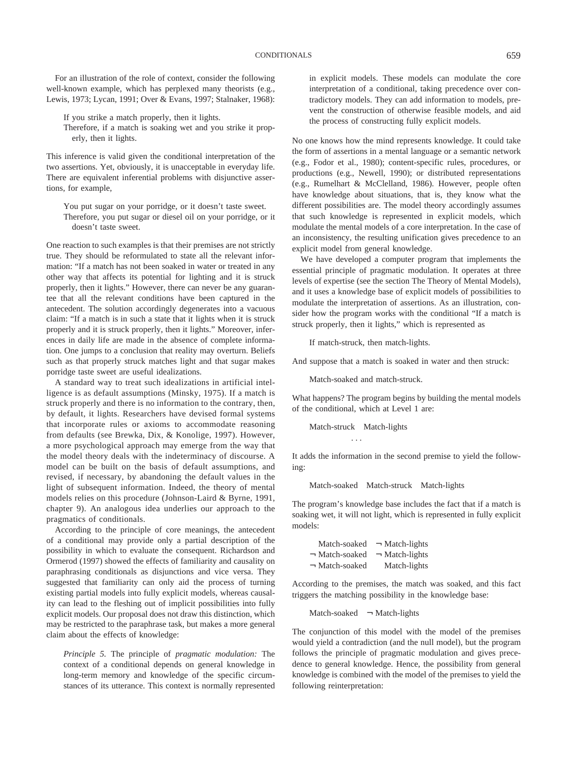For an illustration of the role of context, consider the following well-known example, which has perplexed many theorists (e.g., Lewis, 1973; Lycan, 1991; Over & Evans, 1997; Stalnaker, 1968):

> If you strike a match properly, then it lights.
> Therefore, if a match is soaking wet and you strike it properly, then it lights.

This inference is valid given the conditional interpretation of the two assertions. Yet, obviously, it is unacceptable in everyday life. There are equivalent inferential problems with disjunctive assertions, for example,

> You put sugar on your porridge, or it doesn't taste sweet.
> Therefore, you put sugar or diesel oil on your porridge, or it doesn't taste sweet.

One reaction to such examples is that their premises are not strictly true. They should be reformulated to state all the relevant information: "If a match has not been soaked in water or treated in any other way that affects its potential for lighting and it is struck properly, then it lights." However, there can never be any guarantee that all the relevant conditions have been captured in the antecedent. The solution accordingly degenerates into a vacuous claim: "If a match is in such a state that it lights when it is struck properly and it is struck properly, then it lights." Moreover, inferences in daily life are made in the absence of complete information. One jumps to a conclusion that reality may overturn. Beliefs such as that properly struck matches light and that sugar makes porridge taste sweet are useful idealizations.

A standard way to treat such idealizations in artificial intelligence is as default assumptions (Minsky, 1975). If a match is struck properly and there is no information to the contrary, then, by default, it lights. Researchers have devised formal systems that incorporate rules or axioms to accommodate reasoning from defaults (see Brewka, Dix, & Konolige, 1997). However, a more psychological approach may emerge from the way that the model theory deals with the indeterminacy of discourse. A model can be built on the basis of default assumptions, and revised, if necessary, by abandoning the default values in the light of subsequent information. Indeed, the theory of mental models relies on this procedure (Johnson-Laird & Byrne, 1991, chapter 9). An analogous idea underlies our approach to the pragmatics of conditionals.

According to the principle of core meanings, the antecedent of a conditional may provide only a partial description of the possibility in which to evaluate the consequent. Richardson and Ormerod (1997) showed the effects of familiarity and causality on paraphrasing conditionals as disjunctions and vice versa. They suggested that familiarity can only aid the process of turning existing partial models into fully explicit models, whereas causality can lead to the fleshing out of implicit possibilities into fully explicit models. Our proposal does not draw this distinction, which may be restricted to the paraphrase task, but makes a more general claim about the effects of knowledge:

> *Principle 5.* The principle of *pragmatic modulation:* The context of a conditional depends on general knowledge in long-term memory and knowledge of the specific circumstances of its utterance. This context is normally represented in explicit models. These models can modulate the core interpretation of a conditional, taking precedence over contradictory models. They can add information to models, prevent the construction of otherwise feasible models, and aid the process of constructing fully explicit models.

No one knows how the mind represents knowledge. It could take the form of assertions in a mental language or a semantic network (e.g., Fodor et al., 1980); content-specific rules, procedures, or productions (e.g., Newell, 1990); or distributed representations (e.g., Rumelhart & McClelland, 1986). However, people often have knowledge about situations, that is, they know what the different possibilities are. The model theory accordingly assumes that such knowledge is represented in explicit models, which modulate the mental models of a core interpretation. In the case of an inconsistency, the resulting unification gives precedence to an explicit model from general knowledge.

We have developed a computer program that implements the essential principle of pragmatic modulation. It operates at three levels of expertise (see the section The Theory of Mental Models), and it uses a knowledge base of explicit models of possibilities to modulate the interpretation of assertions. As an illustration, consider how the program works with the conditional "If a match is struck properly, then it lights," which is represented as

> If match-struck, then match-lights.

And suppose that a match is soaked in water and then struck:

> Match-soaked and match-struck.

What happens? The program begins by building the mental models of the conditional, which at Level 1 are:

```
Match-struck   Match-lights
          . . .
```

It adds the information in the second premise to yield the following:

```
Match-soaked   Match-struck   Match-lights
```

The program's knowledge base includes the fact that if a match is soaking wet, it will not light, which is represented in fully explicit models:

```
  Match-soaked    ¬ Match-lights
¬ Match-soaked    ¬ Match-lights
¬ Match-soaked      Match-lights
```

According to the premises, the match was soaked, and this fact triggers the matching possibility in the knowledge base:

```
Match-soaked   ¬ Match-lights
```

The conjunction of this model with the model of the premises would yield a contradiction (and the null model), but the program follows the principle of pragmatic modulation and gives precedence to general knowledge. Hence, the possibility from general knowledge is combined with the model of the premises to yield the following reinterpretation: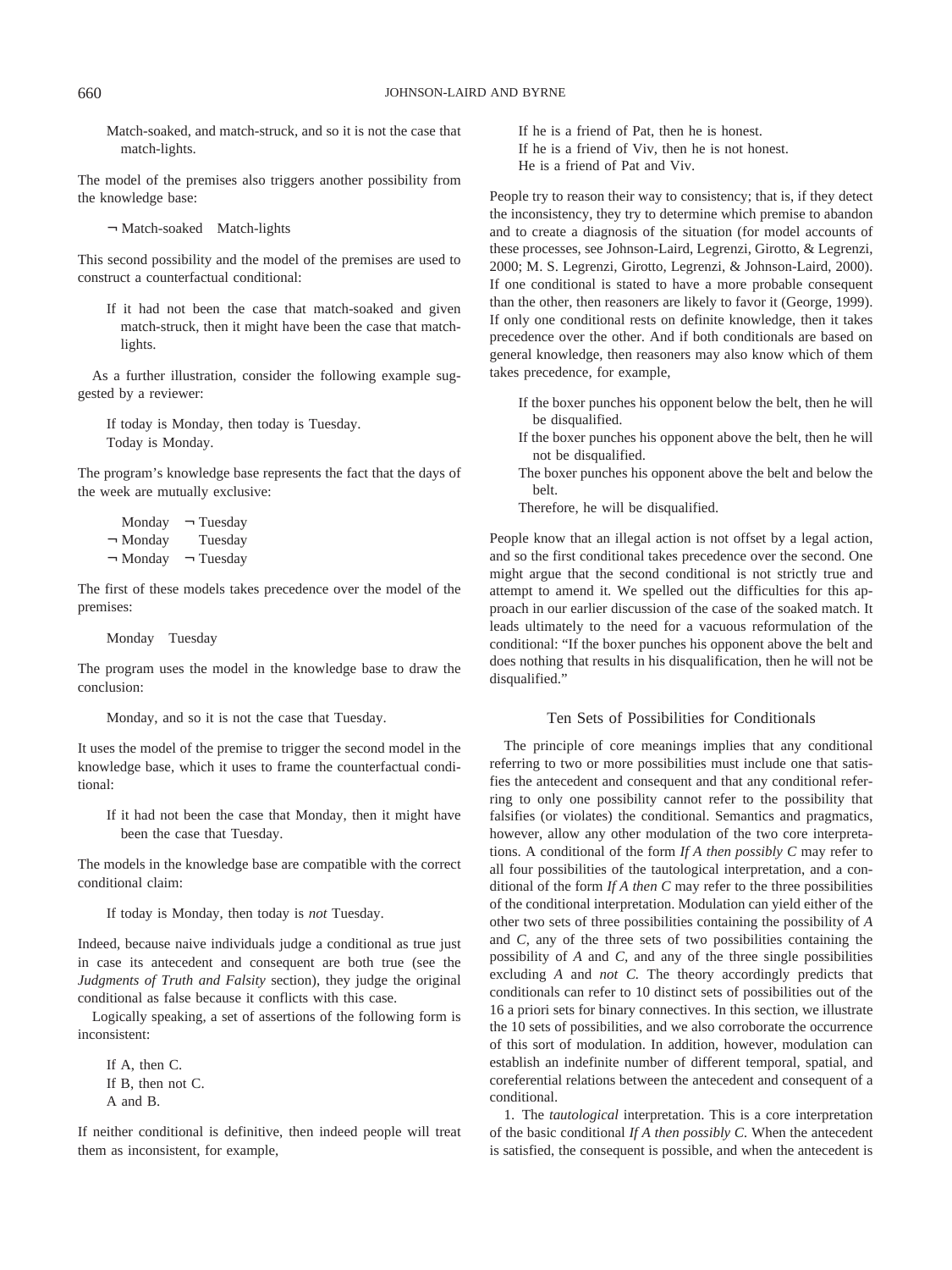Match-soaked, and match-struck, and so it is not the case that match-lights.

The model of the premises also triggers another possibility from the knowledge base:

¬ Match-soaked    Match-lights

This second possibility and the model of the premises are used to construct a counterfactual conditional:

If it had not been the case that match-soaked and given match-struck, then it might have been the case that match-lights.

As a further illustration, consider the following example suggested by a reviewer:

If today is Monday, then today is Tuesday.
Today is Monday.

The program's knowledge base represents the fact that the days of the week are mutually exclusive:

| | |
|---|---|
| Monday | ¬ Tuesday |
| ¬ Monday | Tuesday |
| ¬ Monday | ¬ Tuesday |

The first of these models takes precedence over the model of the premises:

Monday    Tuesday

The program uses the model in the knowledge base to draw the conclusion:

Monday, and so it is not the case that Tuesday.

It uses the model of the premise to trigger the second model in the knowledge base, which it uses to frame the counterfactual conditional:

If it had not been the case that Monday, then it might have been the case that Tuesday.

The models in the knowledge base are compatible with the correct conditional claim:

If today is Monday, then today is *not* Tuesday.

Indeed, because naive individuals judge a conditional as true just in case its antecedent and consequent are both true (see the *Judgments of Truth and Falsity* section), they judge the original conditional as false because it conflicts with this case.

Logically speaking, a set of assertions of the following form is inconsistent:

If A, then C.
If B, then not C.
A and B.

If neither conditional is definitive, then indeed people will treat them as inconsistent, for example,

If he is a friend of Pat, then he is honest.
If he is a friend of Viv, then he is not honest.
He is a friend of Pat and Viv.

People try to reason their way to consistency; that is, if they detect the inconsistency, they try to determine which premise to abandon and to create a diagnosis of the situation (for model accounts of these processes, see Johnson-Laird, Legrenzi, Girotto, & Legrenzi, 2000; M. S. Legrenzi, Girotto, Legrenzi, & Johnson-Laird, 2000). If one conditional is stated to have a more probable consequent than the other, then reasoners are likely to favor it (George, 1999). If only one conditional rests on definite knowledge, then it takes precedence over the other. And if both conditionals are based on general knowledge, then reasoners may also know which of them takes precedence, for example,

If the boxer punches his opponent below the belt, then he will be disqualified.
If the boxer punches his opponent above the belt, then he will not be disqualified.
The boxer punches his opponent above the belt and below the belt.
Therefore, he will be disqualified.

People know that an illegal action is not offset by a legal action, and so the first conditional takes precedence over the second. One might argue that the second conditional is not strictly true and attempt to amend it. We spelled out the difficulties for this approach in our earlier discussion of the case of the soaked match. It leads ultimately to the need for a vacuous reformulation of the conditional: "If the boxer punches his opponent above the belt and does nothing that results in his disqualification, then he will not be disqualified."

## Ten Sets of Possibilities for Conditionals

The principle of core meanings implies that any conditional referring to two or more possibilities must include one that satisfies the antecedent and consequent and that any conditional referring to only one possibility cannot refer to the possibility that falsifies (or violates) the conditional. Semantics and pragmatics, however, allow any other modulation of the two core interpretations. A conditional of the form *If A then possibly C* may refer to all four possibilities of the tautological interpretation, and a conditional of the form *If A then C* may refer to the three possibilities of the conditional interpretation. Modulation can yield either of the other two sets of three possibilities containing the possibility of *A* and *C*, any of the three sets of two possibilities containing the possibility of *A* and *C*, and any of the three single possibilities excluding *A* and *not C.* The theory accordingly predicts that conditionals can refer to 10 distinct sets of possibilities out of the 16 a priori sets for binary connectives. In this section, we illustrate the 10 sets of possibilities, and we also corroborate the occurrence of this sort of modulation. In addition, however, modulation can establish an indefinite number of different temporal, spatial, and coreferential relations between the antecedent and consequent of a conditional.

1. The *tautological* interpretation. This is a core interpretation of the basic conditional *If A then possibly C.* When the antecedent is satisfied, the consequent is possible, and when the antecedent is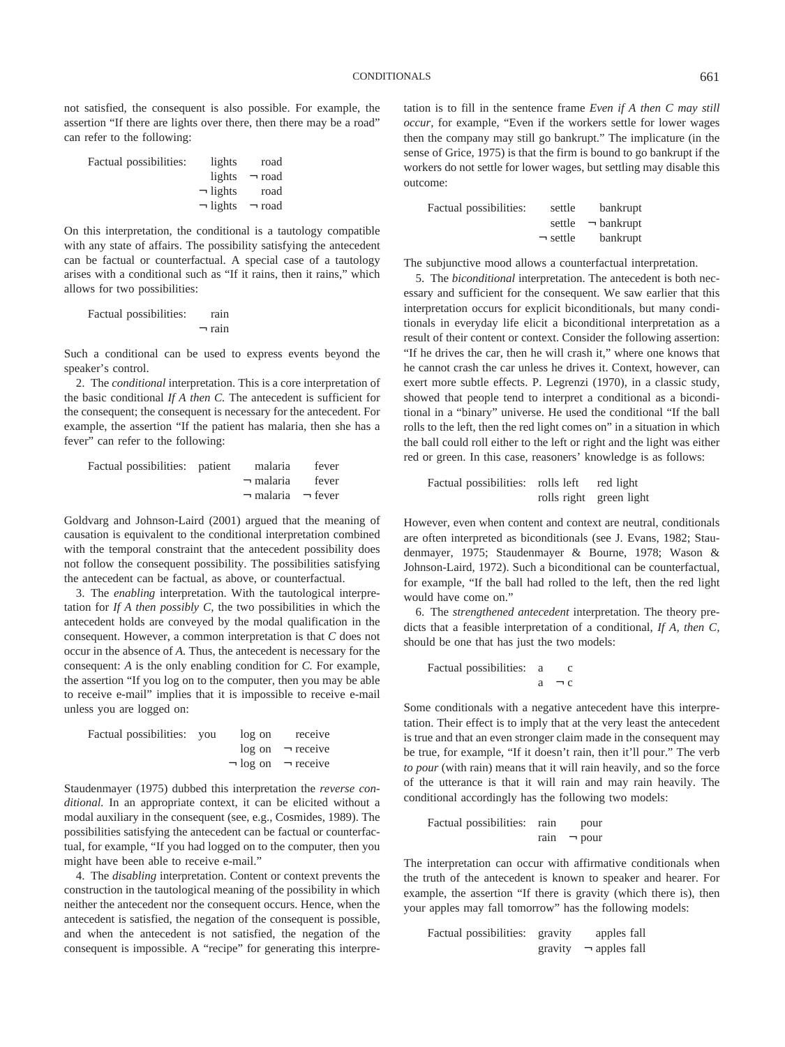not satisfied, the consequent is also possible. For example, the assertion "If there are lights over there, then there may be a road" can refer to the following:

```
Factual possibilities:    lights     road
                          lights   ¬ road
                        ¬ lights     road
                        ¬ lights   ¬ road
```

On this interpretation, the conditional is a tautology compatible with any state of affairs. The possibility satisfying the antecedent can be factual or counterfactual. A special case of a tautology arises with a conditional such as "If it rains, then it rains," which allows for two possibilities:

```
Factual possibilities:    rain
                        ¬ rain
```

Such a conditional can be used to express events beyond the speaker's control.

2. The *conditional* interpretation. This is a core interpretation of the basic conditional *If A then C.* The antecedent is sufficient for the consequent; the consequent is necessary for the antecedent. For example, the assertion "If the patient has malaria, then she has a fever" can refer to the following:

```
Factual possibilities:  patient     malaria     fever
                                  ¬ malaria     fever
                                  ¬ malaria   ¬ fever
```

Goldvarg and Johnson-Laird (2001) argued that the meaning of causation is equivalent to the conditional interpretation combined with the temporal constraint that the antecedent possibility does not follow the consequent possibility. The possibilities satisfying the antecedent can be factual, as above, or counterfactual.

3. The *enabling* interpretation. With the tautological interpretation for *If A then possibly C,* the two possibilities in which the antecedent holds are conveyed by the modal qualification in the consequent. However, a common interpretation is that *C* does not occur in the absence of *A.* Thus, the antecedent is necessary for the consequent: *A* is the only enabling condition for *C.* For example, the assertion "If you log on to the computer, then you may be able to receive e-mail" implies that it is impossible to receive e-mail unless you are logged on:

```
Factual possibilities:  you     log on     receive
                                log on   ¬ receive
                              ¬ log on   ¬ receive
```

Staudenmayer (1975) dubbed this interpretation the *reverse conditional.* In an appropriate context, it can be elicited without a modal auxiliary in the consequent (see, e.g., Cosmides, 1989). The possibilities satisfying the antecedent can be factual or counterfactual, for example, "If you had logged on to the computer, then you might have been able to receive e-mail."

4. The *disabling* interpretation. Content or context prevents the construction in the tautological meaning of the possibility in which neither the antecedent nor the consequent occurs. Hence, when the antecedent is satisfied, the negation of the consequent is possible, and when the antecedent is not satisfied, the negation of the consequent is impossible. A "recipe" for generating this interpretation is to fill in the sentence frame *Even if A then C may still occur,* for example, "Even if the workers settle for lower wages then the company may still go bankrupt." The implicature (in the sense of Grice, 1975) is that the firm is bound to go bankrupt if the workers do not settle for lower wages, but settling may disable this outcome:

```
Factual possibilities:    settle     bankrupt
                          settle   ¬ bankrupt
                        ¬ settle     bankrupt
```

The subjunctive mood allows a counterfactual interpretation.

5. The *biconditional* interpretation. The antecedent is both necessary and sufficient for the consequent. We saw earlier that this interpretation occurs for explicit biconditionals, but many conditionals in everyday life elicit a biconditional interpretation as a result of their content or context. Consider the following assertion: "If he drives the car, then he will crash it," where one knows that he cannot crash the car unless he drives it. Context, however, can exert more subtle effects. P. Legrenzi (1970), in a classic study, showed that people tend to interpret a conditional as a biconditional in a "binary" universe. He used the conditional "If the ball rolls to the left, then the red light comes on" in a situation in which the ball could roll either to the left or right and the light was either red or green. In this case, reasoners' knowledge is as follows:

```
Factual possibilities:  rolls left    red light
                        rolls right   green light
```

However, even when content and context are neutral, conditionals are often interpreted as biconditionals (see J. Evans, 1982; Staudenmayer, 1975; Staudenmayer & Bourne, 1978; Wason & Johnson-Laird, 1972). Such a biconditional can be counterfactual, for example, "If the ball had rolled to the left, then the red light would have come on."

6. The *strengthened antecedent* interpretation. The theory predicts that a feasible interpretation of a conditional, *If A, then C,* should be one that has just the two models:

```
Factual possibilities:  a     c
                        a   ¬ c
```

Some conditionals with a negative antecedent have this interpretation. Their effect is to imply that at the very least the antecedent is true and that an even stronger claim made in the consequent may be true, for example, "If it doesn't rain, then it'll pour." The verb *to pour* (with rain) means that it will rain heavily, and so the force of the utterance is that it will rain and may rain heavily. The conditional accordingly has the following two models:

```
Factual possibilities:  rain     pour
                        rain   ¬ pour
```

The interpretation can occur with affirmative conditionals when the truth of the antecedent is known to speaker and hearer. For example, the assertion "If there is gravity (which there is), then your apples may fall tomorrow" has the following models:

```
Factual possibilities:  gravity     apples fall
                        gravity   ¬ apples fall
```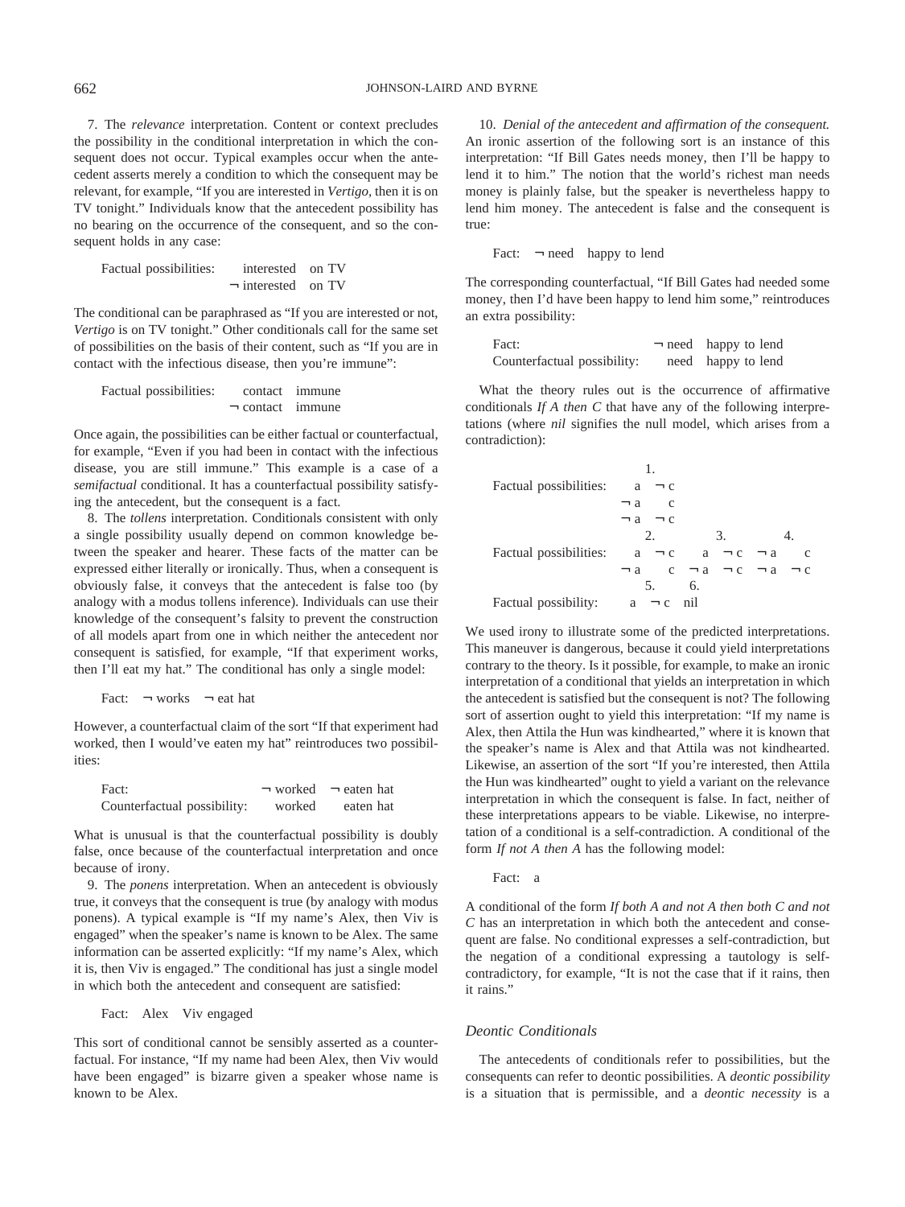7. The *relevance* interpretation. Content or context precludes the possibility in the conditional interpretation in which the consequent does not occur. Typical examples occur when the antecedent asserts merely a condition to which the consequent may be relevant, for example, "If you are interested in *Vertigo*, then it is on TV tonight." Individuals know that the antecedent possibility has no bearing on the occurrence of the consequent, and so the consequent holds in any case:

| | | |
|---|---|---|
| Factual possibilities: | interested | on TV |
| | ¬ interested | on TV |

The conditional can be paraphrased as "If you are interested or not, *Vertigo* is on TV tonight." Other conditionals call for the same set of possibilities on the basis of their content, such as "If you are in contact with the infectious disease, then you're immune":

| | | |
|---|---|---|
| Factual possibilities: | contact | immune |
| | ¬ contact | immune |

Once again, the possibilities can be either factual or counterfactual, for example, "Even if you had been in contact with the infectious disease, you are still immune." This example is a case of a *semifactual* conditional. It has a counterfactual possibility satisfying the antecedent, but the consequent is a fact.

8. The *tollens* interpretation. Conditionals consistent with only a single possibility usually depend on common knowledge between the speaker and hearer. These facts of the matter can be expressed either literally or ironically. Thus, when a consequent is obviously false, it conveys that the antecedent is false too (by analogy with a modus tollens inference). Individuals can use their knowledge of the consequent's falsity to prevent the construction of all models apart from one in which neither the antecedent nor consequent is satisfied, for example, "If that experiment works, then I'll eat my hat." The conditional has only a single model:

Fact: ¬ works ¬ eat hat

However, a counterfactual claim of the sort "If that experiment had worked, then I would've eaten my hat" reintroduces two possibilities:

| | | |
|---|---|---|
| Fact: | ¬ worked | ¬ eaten hat |
| Counterfactual possibility: | worked | eaten hat |

What is unusual is that the counterfactual possibility is doubly false, once because of the counterfactual interpretation and once because of irony.

9. The *ponens* interpretation. When an antecedent is obviously true, it conveys that the consequent is true (by analogy with modus ponens). A typical example is "If my name's Alex, then Viv is engaged" when the speaker's name is known to be Alex. The same information can be asserted explicitly: "If my name's Alex, which it is, then Viv is engaged." The conditional has just a single model in which both the antecedent and consequent are satisfied:

Fact: Alex Viv engaged

This sort of conditional cannot be sensibly asserted as a counterfactual. For instance, "If my name had been Alex, then Viv would have been engaged" is bizarre given a speaker whose name is known to be Alex.

10. *Denial of the antecedent and affirmation of the consequent.* An ironic assertion of the following sort is an instance of this interpretation: "If Bill Gates needs money, then I'll be happy to lend it to him." The notion that the world's richest man needs money is plainly false, but the speaker is nevertheless happy to lend him money. The antecedent is false and the consequent is true:

Fact: ¬ need happy to lend

The corresponding counterfactual, "If Bill Gates had needed some money, then I'd have been happy to lend him some," reintroduces an extra possibility:

| | | |
|---|---|---|
| Fact: | ¬ need | happy to lend |
| Counterfactual possibility: | need | happy to lend |

What the theory rules out is the occurrence of affirmative conditionals *If A then C* that have any of the following interpretations (where *nil* signifies the null model, which arises from a contradiction):

| | 1. | | | |
|---|---|---|---|---|
| Factual possibilities: | a ¬ c | | | |
| | ¬ a c | | | |
| | ¬ a ¬ c | | | |
| | 2. | 3. | 4. | |
| Factual possibilities: | a ¬ c | a ¬ c | ¬ a c | |
| | ¬ a c | ¬ a ¬ c | ¬ a ¬ c | |
| | 5. | 6. | | |
| Factual possibility: | a ¬ c | nil | | |

We used irony to illustrate some of the predicted interpretations. This maneuver is dangerous, because it could yield interpretations contrary to the theory. Is it possible, for example, to make an ironic interpretation of a conditional that yields an interpretation in which the antecedent is satisfied but the consequent is not? The following sort of assertion ought to yield this interpretation: "If my name is Alex, then Attila the Hun was kindhearted," where it is known that the speaker's name is Alex and that Attila was not kindhearted. Likewise, an assertion of the sort "If you're interested, then Attila the Hun was kindhearted" ought to yield a variant on the relevance interpretation in which the consequent is false. In fact, neither of these interpretations appears to be viable. Likewise, no interpretation of a conditional is a self-contradiction. A conditional of the form *If not A then A* has the following model:

Fact: a

A conditional of the form *If both A and not A then both C and not C* has an interpretation in which both the antecedent and consequent are false. No conditional expresses a self-contradiction, but the negation of a conditional expressing a tautology is self-contradictory, for example, "It is not the case that if it rains, then it rains."

### Deontic Conditionals

The antecedents of conditionals refer to possibilities, but the consequents can refer to deontic possibilities. A *deontic possibility* is a situation that is permissible, and a *deontic necessity* is a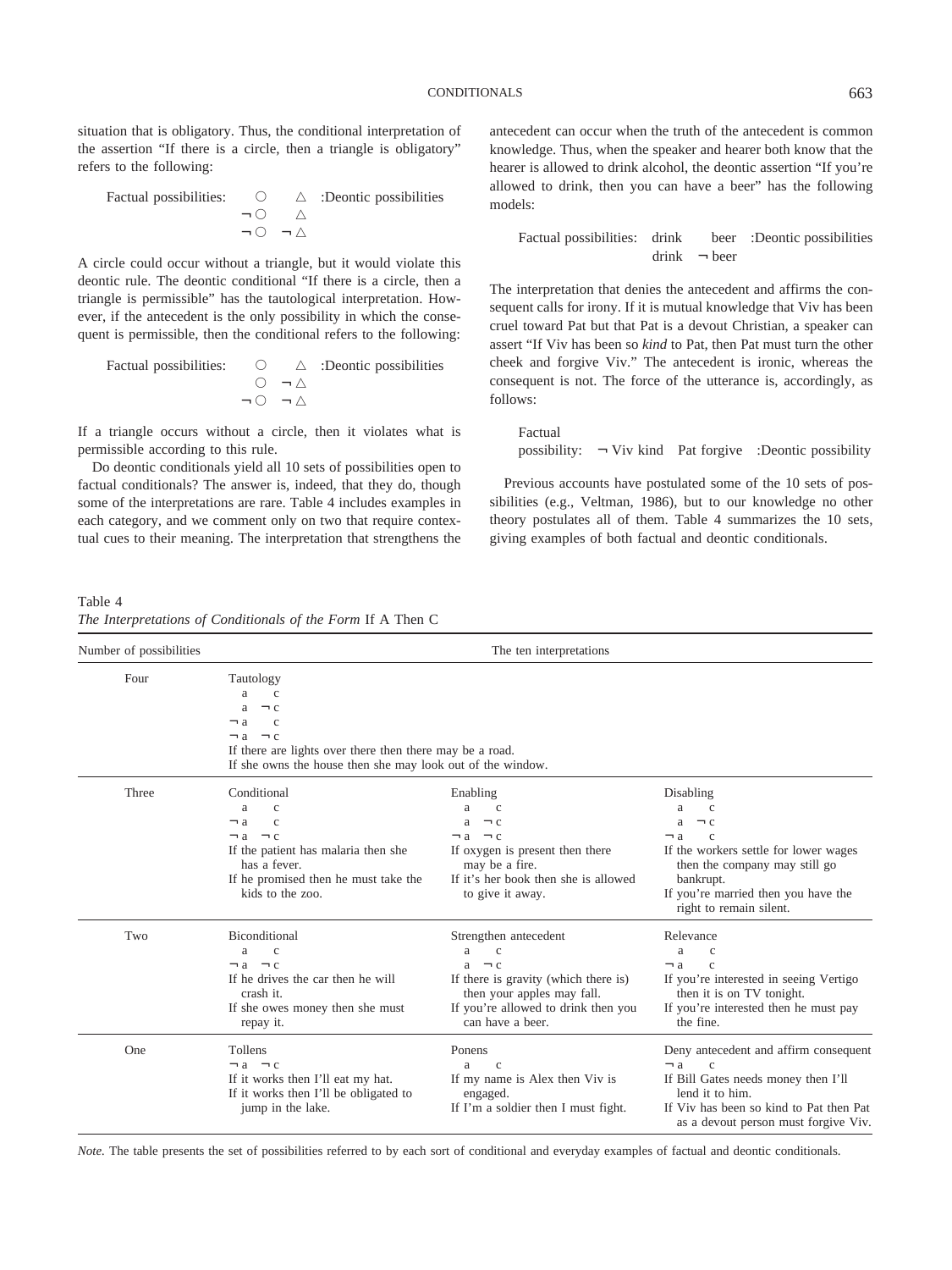situation that is obligatory. Thus, the conditional interpretation of the assertion "If there is a circle, then a triangle is obligatory" refers to the following:

```
Factual possibilities:    ○     △   :Deontic possibilities
                         ¬○     △
                         ¬○    ¬△
```

A circle could occur without a triangle, but it would violate this deontic rule. The deontic conditional "If there is a circle, then a triangle is permissible" has the tautological interpretation. However, if the antecedent is the only possibility in which the consequent is permissible, then the conditional refers to the following:

```
Factual possibilities:    ○     △   :Deontic possibilities
                          ○    ¬△
                         ¬○    ¬△
```

If a triangle occurs without a circle, then it violates what is permissible according to this rule.

Do deontic conditionals yield all 10 sets of possibilities open to factual conditionals? The answer is, indeed, that they do, though some of the interpretations are rare. Table 4 includes examples in each category, and we comment only on two that require contextual cues to their meaning. The interpretation that strengthens the antecedent can occur when the truth of the antecedent is common knowledge. Thus, when the speaker and hearer both know that the hearer is allowed to drink alcohol, the deontic assertion "If you're allowed to drink, then you can have a beer" has the following models:

```
Factual possibilities:   drink    beer   :Deontic possibilities
                         drink   ¬beer
```

The interpretation that denies the antecedent and affirms the consequent calls for irony. If it is mutual knowledge that Viv has been cruel toward Pat but that Pat is a devout Christian, a speaker can assert "If Viv has been so *kind* to Pat, then Pat must turn the other cheek and forgive Viv." The antecedent is ironic, whereas the consequent is not. The force of the utterance is, accordingly, as follows:

```
Factual
possibility:   ¬Viv kind   Pat forgive   :Deontic possibility
```

Previous accounts have postulated some of the 10 sets of possibilities (e.g., Veltman, 1986), but to our knowledge no other theory postulates all of them. Table 4 summarizes the 10 sets, giving examples of both factual and deontic conditionals.

Table 4
*The Interpretations of Conditionals of the Form* If A Then C

| Number of possibilities | The ten interpretations | | |
|---|---|---|---|
| Four | Tautology<br>a c<br>a ¬c<br>¬a c<br>¬a ¬c<br>If there are lights over there then there may be a road.<br>If she owns the house then she may look out of the window. | | |
| Three | Conditional<br>a c<br>¬a c<br>¬a ¬c<br>If the patient has malaria then she has a fever.<br>If he promised then he must take the kids to the zoo. | Enabling<br>a c<br>a ¬c<br>¬a ¬c<br>If oxygen is present then there may be a fire.<br>If it's her book then she is allowed to give it away. | Disabling<br>a c<br>a ¬c<br>¬a c<br>If the workers settle for lower wages then the company may still go bankrupt.<br>If you're married then you have the right to remain silent. |
| Two | Biconditional<br>a c<br>¬a ¬c<br>If he drives the car then he will crash it.<br>If she owes money then she must repay it. | Strengthen antecedent<br>a c<br>a ¬c<br>If there is gravity (which there is) then your apples may fall.<br>If you're allowed to drink then you can have a beer. | Relevance<br>a c<br>¬a c<br>If you're interested in seeing Vertigo then it is on TV tonight.<br>If you're interested then he must pay the fine. |
| One | Tollens<br>¬a ¬c<br>If it works then I'll eat my hat.<br>If it works then I'll be obligated to jump in the lake. | Ponens<br>a c<br>If my name is Alex then Viv is engaged.<br>If I'm a soldier then I must fight. | Deny antecedent and affirm consequent<br>¬a c<br>If Bill Gates needs money then I'll lend it to him.<br>If Viv has been so kind to Pat then Pat as a devout person must forgive Viv. |

*Note.* The table presents the set of possibilities referred to by each sort of conditional and everyday examples of factual and deontic conditionals.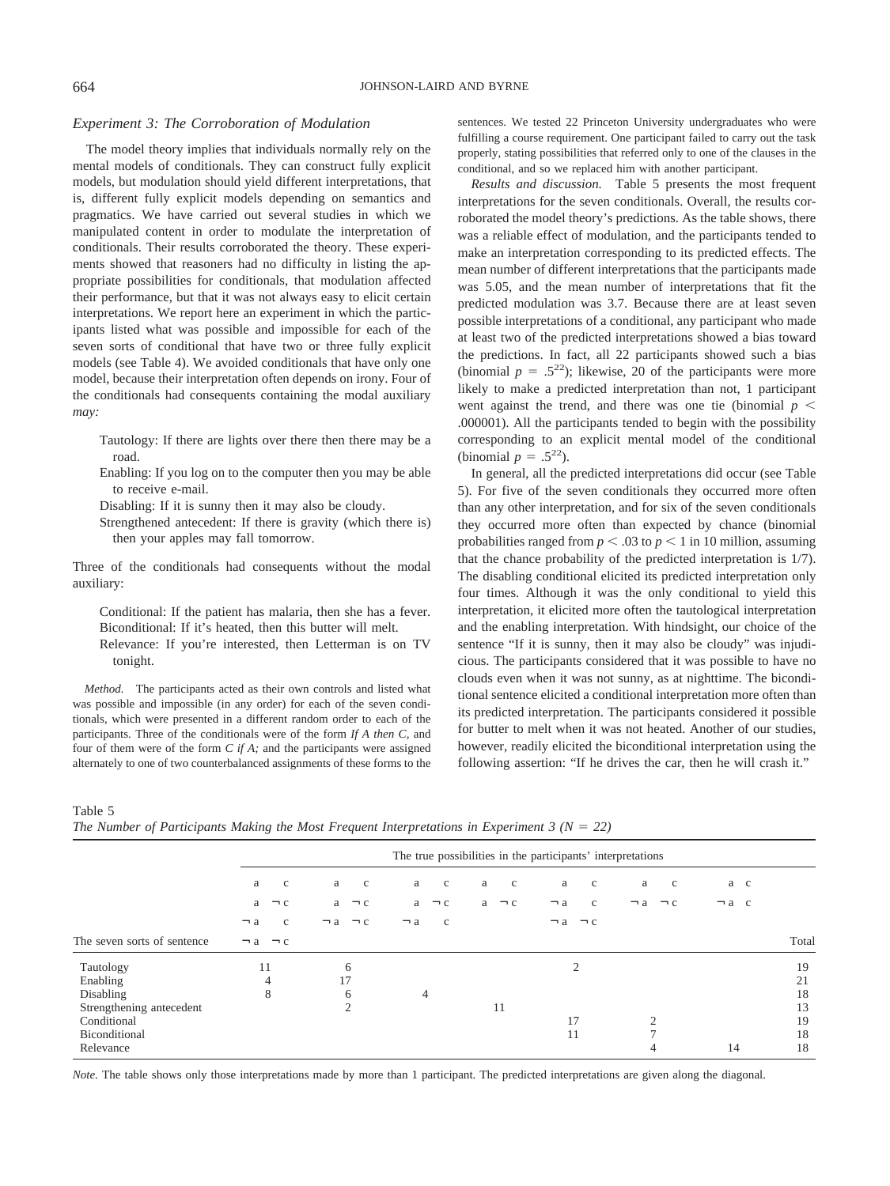### Experiment 3: The Corroboration of Modulation

The model theory implies that individuals normally rely on the mental models of conditionals. They can construct fully explicit models, but modulation should yield different interpretations, that is, different fully explicit models depending on semantics and pragmatics. We have carried out several studies in which we manipulated content in order to modulate the interpretation of conditionals. Their results corroborated the theory. These experiments showed that reasoners had no difficulty in listing the appropriate possibilities for conditionals, that modulation affected their performance, but that it was not always easy to elicit certain interpretations. We report here an experiment in which the participants listed what was possible and impossible for each of the seven sorts of conditional that have two or three fully explicit models (see Table 4). We avoided conditionals that have only one model, because their interpretation often depends on irony. Four of the conditionals had consequents containing the modal auxiliary *may:*

> Tautology: If there are lights over there then there may be a road.
>
> Enabling: If you log on to the computer then you may be able to receive e-mail.
>
> Disabling: If it is sunny then it may also be cloudy.
>
> Strengthened antecedent: If there is gravity (which there is) then your apples may fall tomorrow.

Three of the conditionals had consequents without the modal auxiliary:

> Conditional: If the patient has malaria, then she has a fever.
>
> Biconditional: If it's heated, then this butter will melt.
>
> Relevance: If you're interested, then Letterman is on TV tonight.

*Method.* The participants acted as their own controls and listed what was possible and impossible (in any order) for each of the seven conditionals, which were presented in a different random order to each of the participants. Three of the conditionals were of the form *If A then C,* and four of them were of the form *C if A;* and the participants were assigned alternately to one of two counterbalanced assignments of these forms to the sentences. We tested 22 Princeton University undergraduates who were fulfilling a course requirement. One participant failed to carry out the task properly, stating possibilities that referred only to one of the clauses in the conditional, and so we replaced him with another participant.

*Results and discussion.* Table 5 presents the most frequent interpretations for the seven conditionals. Overall, the results corroborated the model theory's predictions. As the table shows, there was a reliable effect of modulation, and the participants tended to make an interpretation corresponding to its predicted effects. The mean number of different interpretations that the participants made was 5.05, and the mean number of interpretations that fit the predicted modulation was 3.7. Because there are at least seven possible interpretations of a conditional, any participant who made at least two of the predicted interpretations showed a bias toward the predictions. In fact, all 22 participants showed such a bias (binomial $p = .5^{22}$); likewise, 20 of the participants were more likely to make a predicted interpretation than not, 1 participant went against the trend, and there was one tie (binomial $p < .000001$). All the participants tended to begin with the possibility corresponding to an explicit mental model of the conditional (binomial $p = .5^{22}$).

In general, all the predicted interpretations did occur (see Table 5). For five of the seven conditionals they occurred more often than any other interpretation, and for six of the seven conditionals they occurred more often than expected by chance (binomial probabilities ranged from $p < .03$ to $p < 1$ in 10 million, assuming that the chance probability of the predicted interpretation is 1/7). The disabling conditional elicited its predicted interpretation only four times. Although it was the only conditional to yield this interpretation, it elicited more often the tautological interpretation and the enabling interpretation. With hindsight, our choice of the sentence "If it is sunny, then it may also be cloudy" was injudicious. The participants considered that it was possible to have no clouds even when it was not sunny, as at nighttime. The biconditional sentence elicited a conditional interpretation more often than its predicted interpretation. The participants considered it possible for butter to melt when it was not heated. Another of our studies, however, readily elicited the biconditional interpretation using the following assertion: "If he drives the car, then he will crash it."

Table 5
*The Number of Participants Making the Most Frequent Interpretations in Experiment 3 (N = 22)*

| | The true possibilities in the participants' interpretations | | | | | | | |
|---|---|---|---|---|---|---|---|---|
| The seven sorts of sentence | a c<br>a ¬c<br>¬a c<br>¬a ¬c | a c<br>a ¬c<br>¬a ¬c | a c<br>a ¬c<br>¬a c | a c<br>a ¬c | a c<br>¬a c<br>¬a ¬c | a c<br>¬a ¬c | a c<br>¬a c | Total |
| Tautology | 11 | 6 | | | 2 | | | 19 |
| Enabling | 4 | 17 | | | | | | 21 |
| Disabling | 8 | 6 | 4 | | | | | 18 |
| Strengthening antecedent | | 2 | | 11 | | | | 13 |
| Conditional | | | | | 17 | 2 | | 19 |
| Biconditional | | | | | 11 | 7 | | 18 |
| Relevance | | | | | | 4 | 14 | 18 |

*Note.* The table shows only those interpretations made by more than 1 participant. The predicted interpretations are given along the diagonal.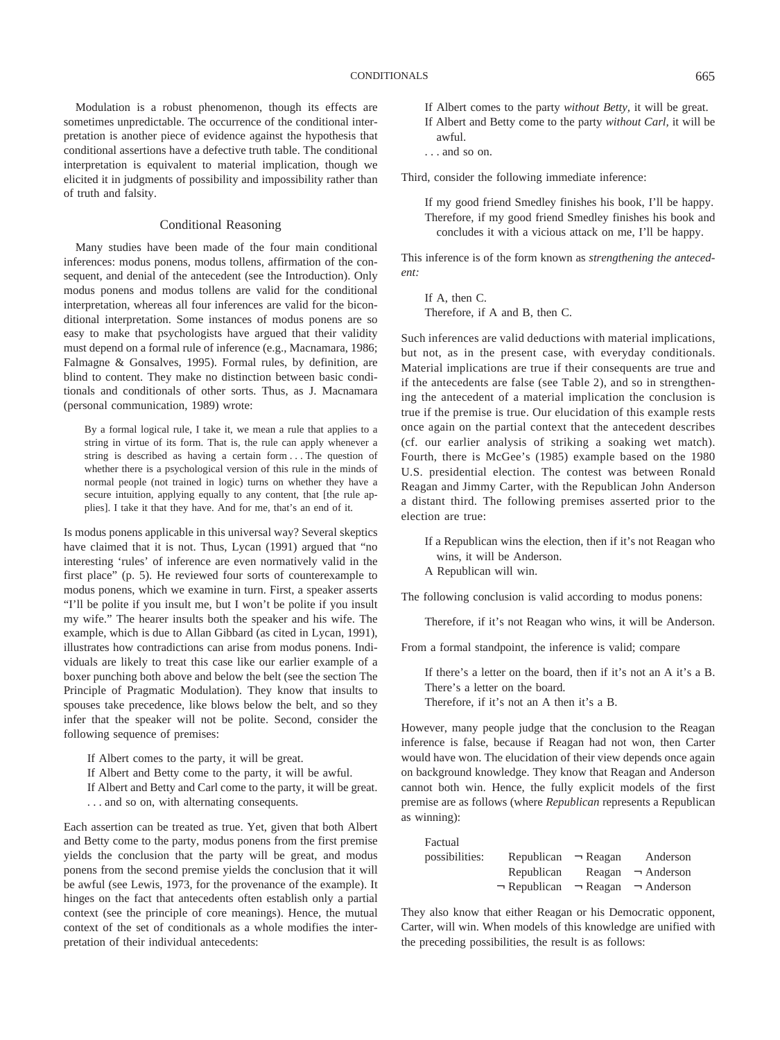Modulation is a robust phenomenon, though its effects are sometimes unpredictable. The occurrence of the conditional interpretation is another piece of evidence against the hypothesis that conditional assertions have a defective truth table. The conditional interpretation is equivalent to material implication, though we elicited it in judgments of possibility and impossibility rather than of truth and falsity.

## Conditional Reasoning

Many studies have been made of the four main conditional inferences: modus ponens, modus tollens, affirmation of the consequent, and denial of the antecedent (see the Introduction). Only modus ponens and modus tollens are valid for the conditional interpretation, whereas all four inferences are valid for the biconditional interpretation. Some instances of modus ponens are so easy to make that psychologists have argued that their validity must depend on a formal rule of inference (e.g., Macnamara, 1986; Falmagne & Gonsalves, 1995). Formal rules, by definition, are blind to content. They make no distinction between basic conditionals and conditionals of other sorts. Thus, as J. Macnamara (personal communication, 1989) wrote:

> By a formal logical rule, I take it, we mean a rule that applies to a string in virtue of its form. That is, the rule can apply whenever a string is described as having a certain form . . . The question of whether there is a psychological version of this rule in the minds of normal people (not trained in logic) turns on whether they have a secure intuition, applying equally to any content, that [the rule applies]. I take it that they have. And for me, that's an end of it.

Is modus ponens applicable in this universal way? Several skeptics have claimed that it is not. Thus, Lycan (1991) argued that "no interesting 'rules' of inference are even normatively valid in the first place" (p. 5). He reviewed four sorts of counterexample to modus ponens, which we examine in turn. First, a speaker asserts "I'll be polite if you insult me, but I won't be polite if you insult my wife." The hearer insults both the speaker and his wife. The example, which is due to Allan Gibbard (as cited in Lycan, 1991), illustrates how contradictions can arise from modus ponens. Individuals are likely to treat this case like our earlier example of a boxer punching both above and below the belt (see the section The Principle of Pragmatic Modulation). They know that insults to spouses take precedence, like blows below the belt, and so they infer that the speaker will not be polite. Second, consider the following sequence of premises:

> If Albert comes to the party, it will be great.
> If Albert and Betty come to the party, it will be awful.
> If Albert and Betty and Carl come to the party, it will be great.
> . . . and so on, with alternating consequents.

Each assertion can be treated as true. Yet, given that both Albert and Betty come to the party, modus ponens from the first premise yields the conclusion that the party will be great, and modus ponens from the second premise yields the conclusion that it will be awful (see Lewis, 1973, for the provenance of the example). It hinges on the fact that antecedents often establish only a partial context (see the principle of core meanings). Hence, the mutual context of the set of conditionals as a whole modifies the interpretation of their individual antecedents:

> If Albert comes to the party *without Betty,* it will be great.
> If Albert and Betty come to the party *without Carl,* it will be awful.
> . . . and so on.

Third, consider the following immediate inference:

> If my good friend Smedley finishes his book, I'll be happy.
> Therefore, if my good friend Smedley finishes his book and concludes it with a vicious attack on me, I'll be happy.

This inference is of the form known as *strengthening the antecedent:*

> If A, then C.
> Therefore, if A and B, then C.

Such inferences are valid deductions with material implications, but not, as in the present case, with everyday conditionals. Material implications are true if their consequents are true and if the antecedents are false (see Table 2), and so in strengthening the antecedent of a material implication the conclusion is true if the premise is true. Our elucidation of this example rests once again on the partial context that the antecedent describes (cf. our earlier analysis of striking a soaking wet match). Fourth, there is McGee's (1985) example based on the 1980 U.S. presidential election. The contest was between Ronald Reagan and Jimmy Carter, with the Republican John Anderson a distant third. The following premises asserted prior to the election are true:

> If a Republican wins the election, then if it's not Reagan who wins, it will be Anderson.
> A Republican will win.

The following conclusion is valid according to modus ponens:

> Therefore, if it's not Reagan who wins, it will be Anderson.

From a formal standpoint, the inference is valid; compare

> If there's a letter on the board, then if it's not an A it's a B.
> There's a letter on the board.
> Therefore, if it's not an A then it's a B.

However, many people judge that the conclusion to the Reagan inference is false, because if Reagan had not won, then Carter would have won. The elucidation of their view depends once again on background knowledge. They know that Reagan and Anderson cannot both win. Hence, the fully explicit models of the first premise are as follows (where *Republican* represents a Republican as winning):

| Factual possibilities: | Republican | ¬ Reagan | Anderson |
|---|---|---|---|
| | Republican | Reagan | ¬ Anderson |
| | ¬ Republican | ¬ Reagan | ¬ Anderson |

They also know that either Reagan or his Democratic opponent, Carter, will win. When models of this knowledge are unified with the preceding possibilities, the result is as follows: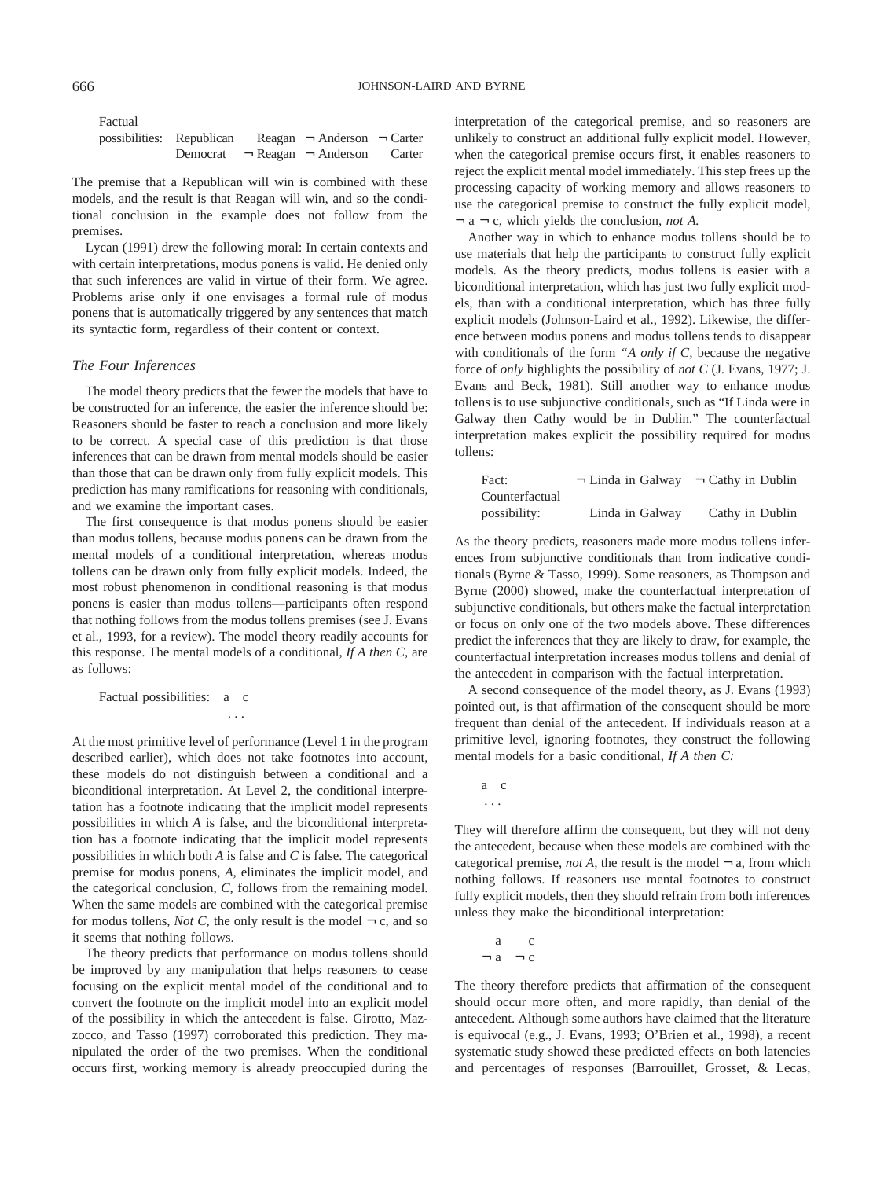Factual possibilities:

| | | | | |
|---|---|---|---|---|
| Factual possibilities: | Republican | Reagan | ¬ Anderson | ¬ Carter |
| | Democrat | ¬ Reagan | ¬ Anderson | Carter |

The premise that a Republican will win is combined with these models, and the result is that Reagan will win, and so the conditional conclusion in the example does not follow from the premises.

Lycan (1991) drew the following moral: In certain contexts and with certain interpretations, modus ponens is valid. He denied only that such inferences are valid in virtue of their form. We agree. Problems arise only if one envisages a formal rule of modus ponens that is automatically triggered by any sentences that match its syntactic form, regardless of their content or context.

### The Four Inferences

The model theory predicts that the fewer the models that have to be constructed for an inference, the easier the inference should be: Reasoners should be faster to reach a conclusion and more likely to be correct. A special case of this prediction is that those inferences that can be drawn from mental models should be easier than those that can be drawn only from fully explicit models. This prediction has many ramifications for reasoning with conditionals, and we examine the important cases.

The first consequence is that modus ponens should be easier than modus tollens, because modus ponens can be drawn from the mental models of a conditional interpretation, whereas modus tollens can be drawn only from fully explicit models. Indeed, the most robust phenomenon in conditional reasoning is that modus ponens is easier than modus tollens—participants often respond that nothing follows from the modus tollens premises (see J. Evans et al., 1993, for a review). The model theory readily accounts for this response. The mental models of a conditional, *If A then C*, are as follows:

```
Factual possibilities:   a   c
                           . . .
```

At the most primitive level of performance (Level 1 in the program described earlier), which does not take footnotes into account, these models do not distinguish between a conditional and a biconditional interpretation. At Level 2, the conditional interpretation has a footnote indicating that the implicit model represents possibilities in which *A* is false, and the biconditional interpretation has a footnote indicating that the implicit model represents possibilities in which both *A* is false and *C* is false. The categorical premise for modus ponens, *A*, eliminates the implicit model, and the categorical conclusion, *C*, follows from the remaining model. When the same models are combined with the categorical premise for modus tollens, *Not C*, the only result is the model ¬ c, and so it seems that nothing follows.

The theory predicts that performance on modus tollens should be improved by any manipulation that helps reasoners to cease focusing on the explicit mental model of the conditional and to convert the footnote on the implicit model into an explicit model of the possibility in which the antecedent is false. Girotto, Mazzocco, and Tasso (1997) corroborated this prediction. They manipulated the order of the two premises. When the conditional occurs first, working memory is already preoccupied during the interpretation of the categorical premise, and so reasoners are unlikely to construct an additional fully explicit model. However, when the categorical premise occurs first, it enables reasoners to reject the explicit mental model immediately. This step frees up the processing capacity of working memory and allows reasoners to use the categorical premise to construct the fully explicit model, ¬ a ¬ c, which yields the conclusion, *not A*.

Another way in which to enhance modus tollens should be to use materials that help the participants to construct fully explicit models. As the theory predicts, modus tollens is easier with a biconditional interpretation, which has just two fully explicit models, than with a conditional interpretation, which has three fully explicit models (Johnson-Laird et al., 1992). Likewise, the difference between modus ponens and modus tollens tends to disappear with conditionals of the form *"A only if C,* because the negative force of *only* highlights the possibility of *not C* (J. Evans, 1977; J. Evans and Beck, 1981). Still another way to enhance modus tollens is to use subjunctive conditionals, such as "If Linda were in Galway then Cathy would be in Dublin." The counterfactual interpretation makes explicit the possibility required for modus tollens:

| | | |
|---|---|---|
| Fact: | ¬ Linda in Galway | ¬ Cathy in Dublin |
| Counterfactual possibility: | Linda in Galway | Cathy in Dublin |

As the theory predicts, reasoners made more modus tollens inferences from subjunctive conditionals than from indicative conditionals (Byrne & Tasso, 1999). Some reasoners, as Thompson and Byrne (2000) showed, make the counterfactual interpretation of subjunctive conditionals, but others make the factual interpretation or focus on only one of the two models above. These differences predict the inferences that they are likely to draw, for example, the counterfactual interpretation increases modus tollens and denial of the antecedent in comparison with the factual interpretation.

A second consequence of the model theory, as J. Evans (1993) pointed out, is that affirmation of the consequent should be more frequent than denial of the antecedent. If individuals reason at a primitive level, ignoring footnotes, they construct the following mental models for a basic conditional, *If A then C:*

```
a   c
 . . .
```

They will therefore affirm the consequent, but they will not deny the antecedent, because when these models are combined with the categorical premise, *not A*, the result is the model ¬ a, from which nothing follows. If reasoners use mental footnotes to construct fully explicit models, then they should refrain from both inferences unless they make the biconditional interpretation:

```
  a     c
¬ a   ¬ c
```

The theory therefore predicts that affirmation of the consequent should occur more often, and more rapidly, than denial of the antecedent. Although some authors have claimed that the literature is equivocal (e.g., J. Evans, 1993; O'Brien et al., 1998), a recent systematic study showed these predicted effects on both latencies and percentages of responses (Barrouillet, Grosset, & Lecas,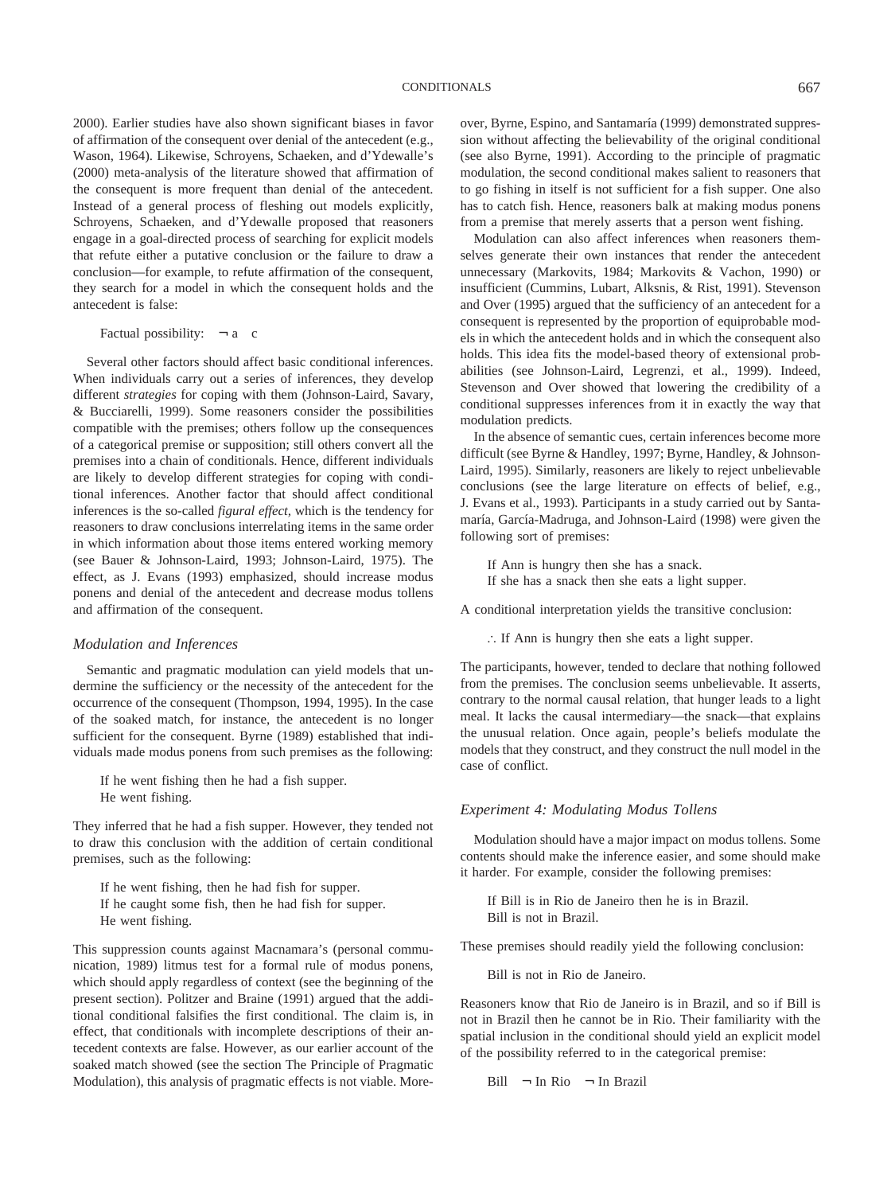2000). Earlier studies have also shown significant biases in favor of affirmation of the consequent over denial of the antecedent (e.g., Wason, 1964). Likewise, Schroyens, Schaeken, and d'Ydewalle's (2000) meta-analysis of the literature showed that affirmation of the consequent is more frequent than denial of the antecedent. Instead of a general process of fleshing out models explicitly, Schroyens, Schaeken, and d'Ydewalle proposed that reasoners engage in a goal-directed process of searching for explicit models that refute either a putative conclusion or the failure to draw a conclusion—for example, to refute affirmation of the consequent, they search for a model in which the consequent holds and the antecedent is false:

Factual possibility: ¬ a c

Several other factors should affect basic conditional inferences. When individuals carry out a series of inferences, they develop different *strategies* for coping with them (Johnson-Laird, Savary, & Bucciarelli, 1999). Some reasoners consider the possibilities compatible with the premises; others follow up the consequences of a categorical premise or supposition; still others convert all the premises into a chain of conditionals. Hence, different individuals are likely to develop different strategies for coping with conditional inferences. Another factor that should affect conditional inferences is the so-called *figural effect,* which is the tendency for reasoners to draw conclusions interrelating items in the same order in which information about those items entered working memory (see Bauer & Johnson-Laird, 1993; Johnson-Laird, 1975). The effect, as J. Evans (1993) emphasized, should increase modus ponens and denial of the antecedent and decrease modus tollens and affirmation of the consequent.

### *Modulation and Inferences*

Semantic and pragmatic modulation can yield models that undermine the sufficiency or the necessity of the antecedent for the occurrence of the consequent (Thompson, 1994, 1995). In the case of the soaked match, for instance, the antecedent is no longer sufficient for the consequent. Byrne (1989) established that individuals made modus ponens from such premises as the following:

If he went fishing then he had a fish supper.
He went fishing.

They inferred that he had a fish supper. However, they tended not to draw this conclusion with the addition of certain conditional premises, such as the following:

If he went fishing, then he had fish for supper.
If he caught some fish, then he had fish for supper.
He went fishing.

This suppression counts against Macnamara's (personal communication, 1989) litmus test for a formal rule of modus ponens, which should apply regardless of context (see the beginning of the present section). Politzer and Braine (1991) argued that the additional conditional falsifies the first conditional. The claim is, in effect, that conditionals with incomplete descriptions of their antecedent contexts are false. However, as our earlier account of the soaked match showed (see the section The Principle of Pragmatic Modulation), this analysis of pragmatic effects is not viable. Moreover, Byrne, Espino, and Santamaría (1999) demonstrated suppression without affecting the believability of the original conditional (see also Byrne, 1991). According to the principle of pragmatic modulation, the second conditional makes salient to reasoners that to go fishing in itself is not sufficient for a fish supper. One also has to catch fish. Hence, reasoners balk at making modus ponens from a premise that merely asserts that a person went fishing.

Modulation can also affect inferences when reasoners themselves generate their own instances that render the antecedent unnecessary (Markovits, 1984; Markovits & Vachon, 1990) or insufficient (Cummins, Lubart, Alksnis, & Rist, 1991). Stevenson and Over (1995) argued that the sufficiency of an antecedent for a consequent is represented by the proportion of equiprobable models in which the antecedent holds and in which the consequent also holds. This idea fits the model-based theory of extensional probabilities (see Johnson-Laird, Legrenzi, et al., 1999). Indeed, Stevenson and Over showed that lowering the credibility of a conditional suppresses inferences from it in exactly the way that modulation predicts.

In the absence of semantic cues, certain inferences become more difficult (see Byrne & Handley, 1997; Byrne, Handley, & Johnson-Laird, 1995). Similarly, reasoners are likely to reject unbelievable conclusions (see the large literature on effects of belief, e.g., J. Evans et al., 1993). Participants in a study carried out by Santamaría, García-Madruga, and Johnson-Laird (1998) were given the following sort of premises:

If Ann is hungry then she has a snack.
If she has a snack then she eats a light supper.

A conditional interpretation yields the transitive conclusion:

∴ If Ann is hungry then she eats a light supper.

The participants, however, tended to declare that nothing followed from the premises. The conclusion seems unbelievable. It asserts, contrary to the normal causal relation, that hunger leads to a light meal. It lacks the causal intermediary—the snack—that explains the unusual relation. Once again, people's beliefs modulate the models that they construct, and they construct the null model in the case of conflict.

### *Experiment 4: Modulating Modus Tollens*

Modulation should have a major impact on modus tollens. Some contents should make the inference easier, and some should make it harder. For example, consider the following premises:

If Bill is in Rio de Janeiro then he is in Brazil.
Bill is not in Brazil.

These premises should readily yield the following conclusion:

Bill is not in Rio de Janeiro.

Reasoners know that Rio de Janeiro is in Brazil, and so if Bill is not in Brazil then he cannot be in Rio. Their familiarity with the spatial inclusion in the conditional should yield an explicit model of the possibility referred to in the categorical premise:

Bill ¬ In Rio ¬ In Brazil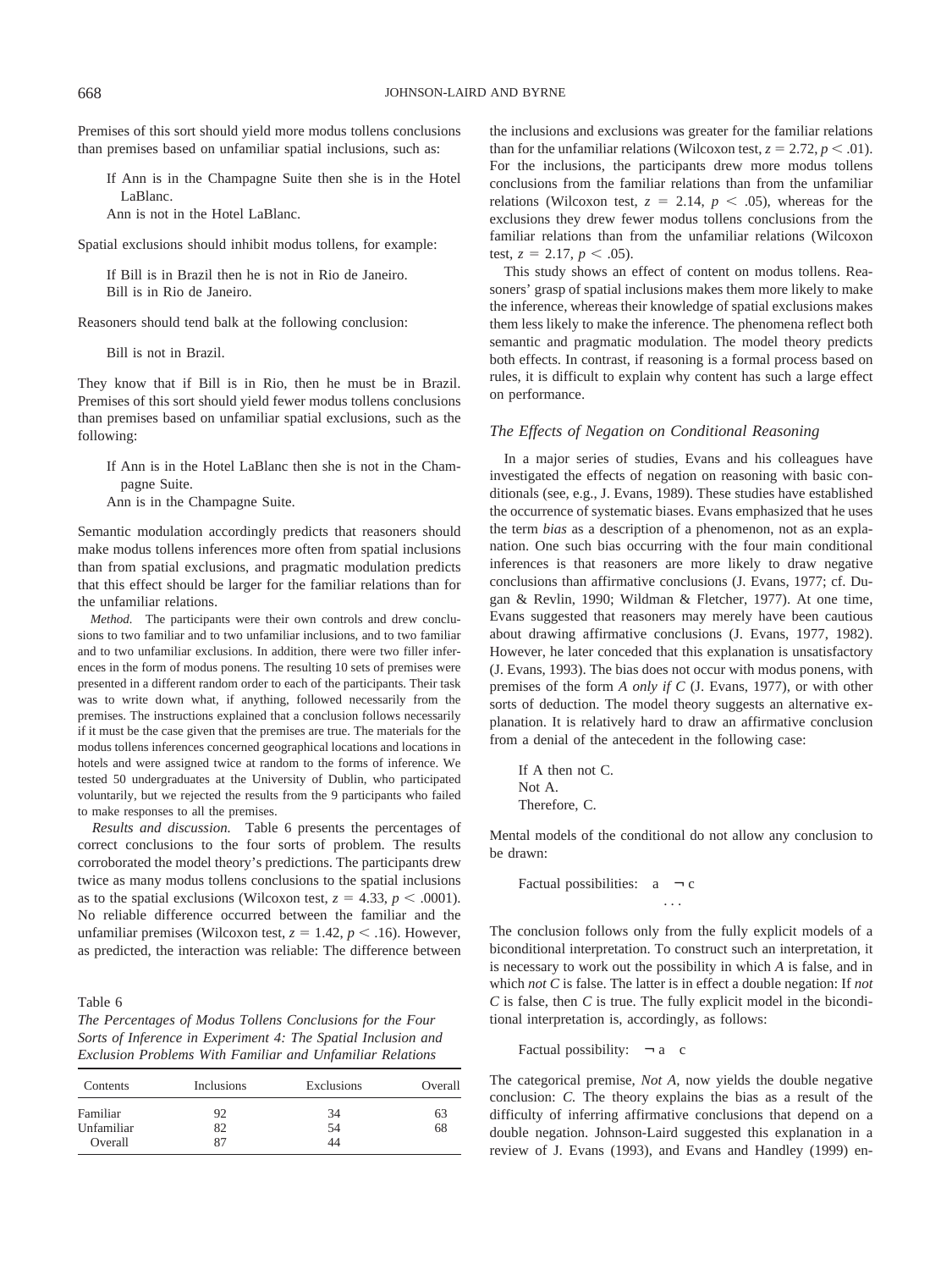Premises of this sort should yield more modus tollens conclusions than premises based on unfamiliar spatial inclusions, such as:

> If Ann is in the Champagne Suite then she is in the Hotel LaBlanc.
> Ann is not in the Hotel LaBlanc.

Spatial exclusions should inhibit modus tollens, for example:

> If Bill is in Brazil then he is not in Rio de Janeiro.
> Bill is in Rio de Janeiro.

Reasoners should tend balk at the following conclusion:

> Bill is not in Brazil.

They know that if Bill is in Rio, then he must be in Brazil. Premises of this sort should yield fewer modus tollens conclusions than premises based on unfamiliar spatial exclusions, such as the following:

> If Ann is in the Hotel LaBlanc then she is not in the Champagne Suite.
> Ann is in the Champagne Suite.

Semantic modulation accordingly predicts that reasoners should make modus tollens inferences more often from spatial inclusions than from spatial exclusions, and pragmatic modulation predicts that this effect should be larger for the familiar relations than for the unfamiliar relations.

*Method.* The participants were their own controls and drew conclusions to two familiar and to two unfamiliar inclusions, and to two familiar and to two unfamiliar exclusions. In addition, there were two filler inferences in the form of modus ponens. The resulting 10 sets of premises were presented in a different random order to each of the participants. Their task was to write down what, if anything, followed necessarily from the premises. The instructions explained that a conclusion follows necessarily if it must be the case given that the premises are true. The materials for the modus tollens inferences concerned geographical locations and locations in hotels and were assigned twice at random to the forms of inference. We tested 50 undergraduates at the University of Dublin, who participated voluntarily, but we rejected the results from the 9 participants who failed to make responses to all the premises.

*Results and discussion.* Table 6 presents the percentages of correct conclusions to the four sorts of problem. The results corroborated the model theory's predictions. The participants drew twice as many modus tollens conclusions to the spatial inclusions as to the spatial exclusions (Wilcoxon test, $z = 4.33$, $p < .0001$). No reliable difference occurred between the familiar and the unfamiliar premises (Wilcoxon test, $z = 1.42$, $p < .16$). However, as predicted, the interaction was reliable: The difference between the inclusions and exclusions was greater for the familiar relations than for the unfamiliar relations (Wilcoxon test, $z = 2.72$, $p < .01$). For the inclusions, the participants drew more modus tollens conclusions from the familiar relations than from the unfamiliar relations (Wilcoxon test, $z = 2.14$, $p < .05$), whereas for the exclusions they drew fewer modus tollens conclusions from the familiar relations than from the unfamiliar relations (Wilcoxon test, $z = 2.17$, $p < .05$).

Table 6
*The Percentages of Modus Tollens Conclusions for the Four Sorts of Inference in Experiment 4: The Spatial Inclusion and Exclusion Problems With Familiar and Unfamiliar Relations*

| Contents | Inclusions | Exclusions | Overall |
|---|---|---|---|
| Familiar | 92 | 34 | 63 |
| Unfamiliar | 82 | 54 | 68 |
| Overall | 87 | 44 | |

This study shows an effect of content on modus tollens. Reasoners' grasp of spatial inclusions makes them more likely to make the inference, whereas their knowledge of spatial exclusions makes them less likely to make the inference. The phenomena reflect both semantic and pragmatic modulation. The model theory predicts both effects. In contrast, if reasoning is a formal process based on rules, it is difficult to explain why content has such a large effect on performance.

### *The Effects of Negation on Conditional Reasoning*

In a major series of studies, Evans and his colleagues have investigated the effects of negation on reasoning with basic conditionals (see, e.g., J. Evans, 1989). These studies have established the occurrence of systematic biases. Evans emphasized that he uses the term *bias* as a description of a phenomenon, not as an explanation. One such bias occurring with the four main conditional inferences is that reasoners are more likely to draw negative conclusions than affirmative conclusions (J. Evans, 1977; cf. Dugan & Revlin, 1990; Wildman & Fletcher, 1977). At one time, Evans suggested that reasoners may merely have been cautious about drawing affirmative conclusions (J. Evans, 1977, 1982). However, he later conceded that this explanation is unsatisfactory (J. Evans, 1993). The bias does not occur with modus ponens, with premises of the form *A only if C* (J. Evans, 1977), or with other sorts of deduction. The model theory suggests an alternative explanation. It is relatively hard to draw an affirmative conclusion from a denial of the antecedent in the following case:

> If A then not C.
> Not A.
> Therefore, C.

Mental models of the conditional do not allow any conclusion to be drawn:

```
Factual possibilities:   a   ¬ c
                            . . .
```

The conclusion follows only from the fully explicit models of a biconditional interpretation. To construct such an interpretation, it is necessary to work out the possibility in which *A* is false, and in which *not C* is false. The latter is in effect a double negation: If *not C* is false, then *C* is true. The fully explicit model in the biconditional interpretation is, accordingly, as follows:

```
Factual possibility:   ¬ a   c
```

The categorical premise, *Not A*, now yields the double negative conclusion: *C.* The theory explains the bias as a result of the difficulty of inferring affirmative conclusions that depend on a double negation. Johnson-Laird suggested this explanation in a review of J. Evans (1993), and Evans and Handley (1999) en-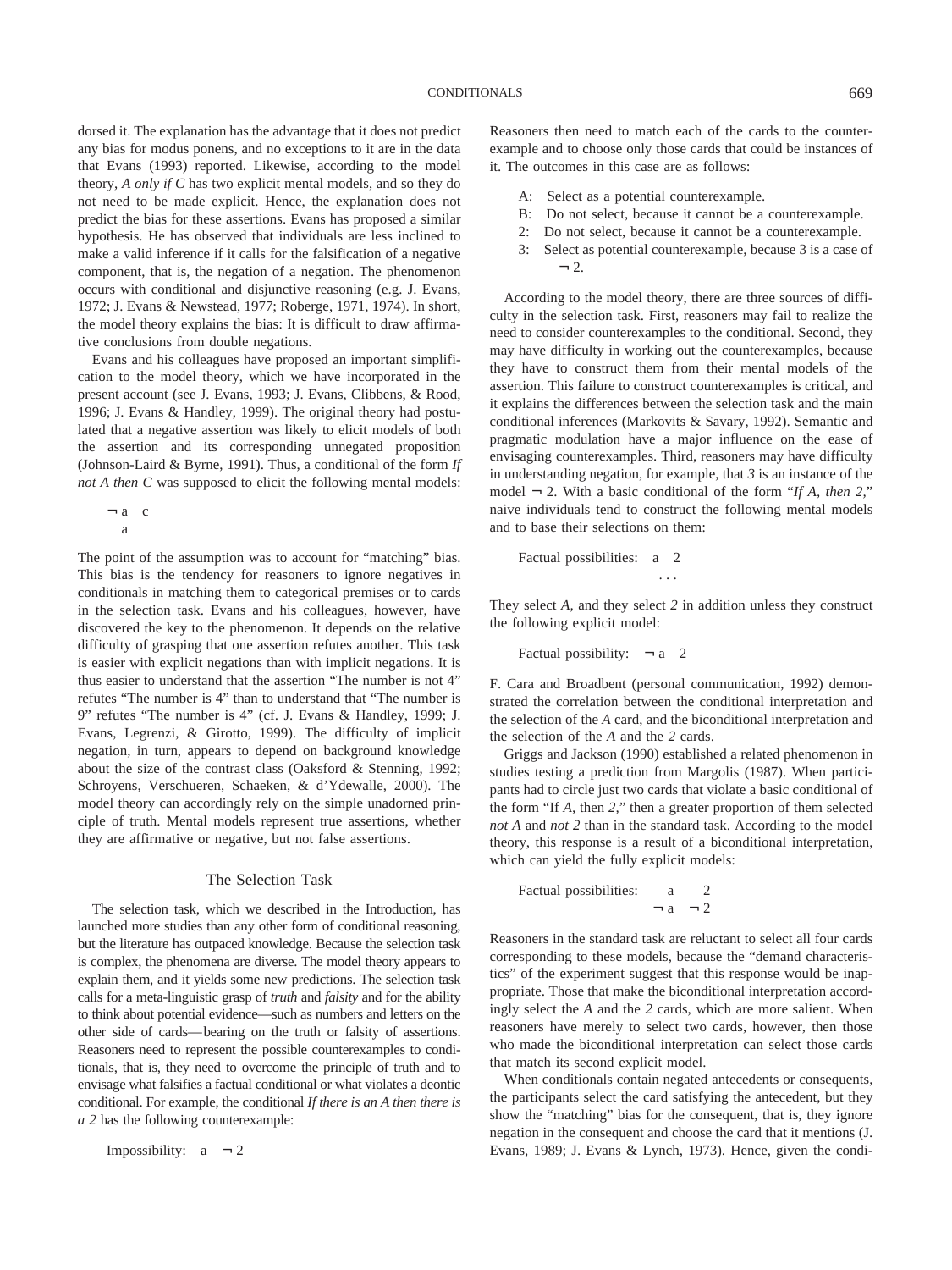dorsed it. The explanation has the advantage that it does not predict any bias for modus ponens, and no exceptions to it are in the data that Evans (1993) reported. Likewise, according to the model theory, *A only if C* has two explicit mental models, and so they do not need to be made explicit. Hence, the explanation does not predict the bias for these assertions. Evans has proposed a similar hypothesis. He has observed that individuals are less inclined to make a valid inference if it calls for the falsification of a negative component, that is, the negation of a negation. The phenomenon occurs with conditional and disjunctive reasoning (e.g. J. Evans, 1972; J. Evans & Newstead, 1977; Roberge, 1971, 1974). In short, the model theory explains the bias: It is difficult to draw affirmative conclusions from double negations.

Evans and his colleagues have proposed an important simplification to the model theory, which we have incorporated in the present account (see J. Evans, 1993; J. Evans, Clibbens, & Rood, 1996; J. Evans & Handley, 1999). The original theory had postulated that a negative assertion was likely to elicit models of both the assertion and its corresponding unnegated proposition (Johnson-Laird & Byrne, 1991). Thus, a conditional of the form *If not A then C* was supposed to elicit the following mental models:

¬ a   c
  a

The point of the assumption was to account for "matching" bias. This bias is the tendency for reasoners to ignore negatives in conditionals in matching them to categorical premises or to cards in the selection task. Evans and his colleagues, however, have discovered the key to the phenomenon. It depends on the relative difficulty of grasping that one assertion refutes another. This task is easier with explicit negations than with implicit negations. It is thus easier to understand that the assertion "The number is not 4" refutes "The number is 4" than to understand that "The number is 9" refutes "The number is 4" (cf. J. Evans & Handley, 1999; J. Evans, Legrenzi, & Girotto, 1999). The difficulty of implicit negation, in turn, appears to depend on background knowledge about the size of the contrast class (Oaksford & Stenning, 1992; Schroyens, Verschueren, Schaeken, & d'Ydewalle, 2000). The model theory can accordingly rely on the simple unadorned principle of truth. Mental models represent true assertions, whether they are affirmative or negative, but not false assertions.

## The Selection Task

The selection task, which we described in the Introduction, has launched more studies than any other form of conditional reasoning, but the literature has outpaced knowledge. Because the selection task is complex, the phenomena are diverse. The model theory appears to explain them, and it yields some new predictions. The selection task calls for a meta-linguistic grasp of *truth* and *falsity* and for the ability to think about potential evidence—such as numbers and letters on the other side of cards—bearing on the truth or falsity of assertions. Reasoners need to represent the possible counterexamples to conditionals, that is, they need to overcome the principle of truth and to envisage what falsifies a factual conditional or what violates a deontic conditional. For example, the conditional *If there is an A then there is a 2* has the following counterexample:

Impossibility:   a   ¬ 2

Reasoners then need to match each of the cards to the counterexample and to choose only those cards that could be instances of it. The outcomes in this case are as follows:

A: Select as a potential counterexample.
B: Do not select, because it cannot be a counterexample.
2: Do not select, because it cannot be a counterexample.
3: Select as potential counterexample, because 3 is a case of ¬ 2.

According to the model theory, there are three sources of difficulty in the selection task. First, reasoners may fail to realize the need to consider counterexamples to the conditional. Second, they may have difficulty in working out the counterexamples, because they have to construct them from their mental models of the assertion. This failure to construct counterexamples is critical, and it explains the differences between the selection task and the main conditional inferences (Markovits & Savary, 1992). Semantic and pragmatic modulation have a major influence on the ease of envisaging counterexamples. Third, reasoners may have difficulty in understanding negation, for example, that *3* is an instance of the model ¬ 2. With a basic conditional of the form "*If A, then 2,*" naive individuals tend to construct the following mental models and to base their selections on them:

Factual possibilities:   a   2
                                   . . .

They select *A,* and they select *2* in addition unless they construct the following explicit model:

Factual possibility:   ¬ a   2

F. Cara and Broadbent (personal communication, 1992) demonstrated the correlation between the conditional interpretation and the selection of the *A* card, and the biconditional interpretation and the selection of the *A* and the *2* cards.

Griggs and Jackson (1990) established a related phenomenon in studies testing a prediction from Margolis (1987). When participants had to circle just two cards that violate a basic conditional of the form "If *A*, then *2,*" then a greater proportion of them selected *not A* and *not 2* than in the standard task. According to the model theory, this response is a result of a biconditional interpretation, which can yield the fully explicit models:

Factual possibilities:     a     2
                                 ¬ a   ¬ 2

Reasoners in the standard task are reluctant to select all four cards corresponding to these models, because the "demand characteristics" of the experiment suggest that this response would be inappropriate. Those that make the biconditional interpretation accordingly select the *A* and the *2* cards, which are more salient. When reasoners have merely to select two cards, however, then those who made the biconditional interpretation can select those cards that match its second explicit model.

When conditionals contain negated antecedents or consequents, the participants select the card satisfying the antecedent, but they show the "matching" bias for the consequent, that is, they ignore negation in the consequent and choose the card that it mentions (J. Evans, 1989; J. Evans & Lynch, 1973). Hence, given the condi-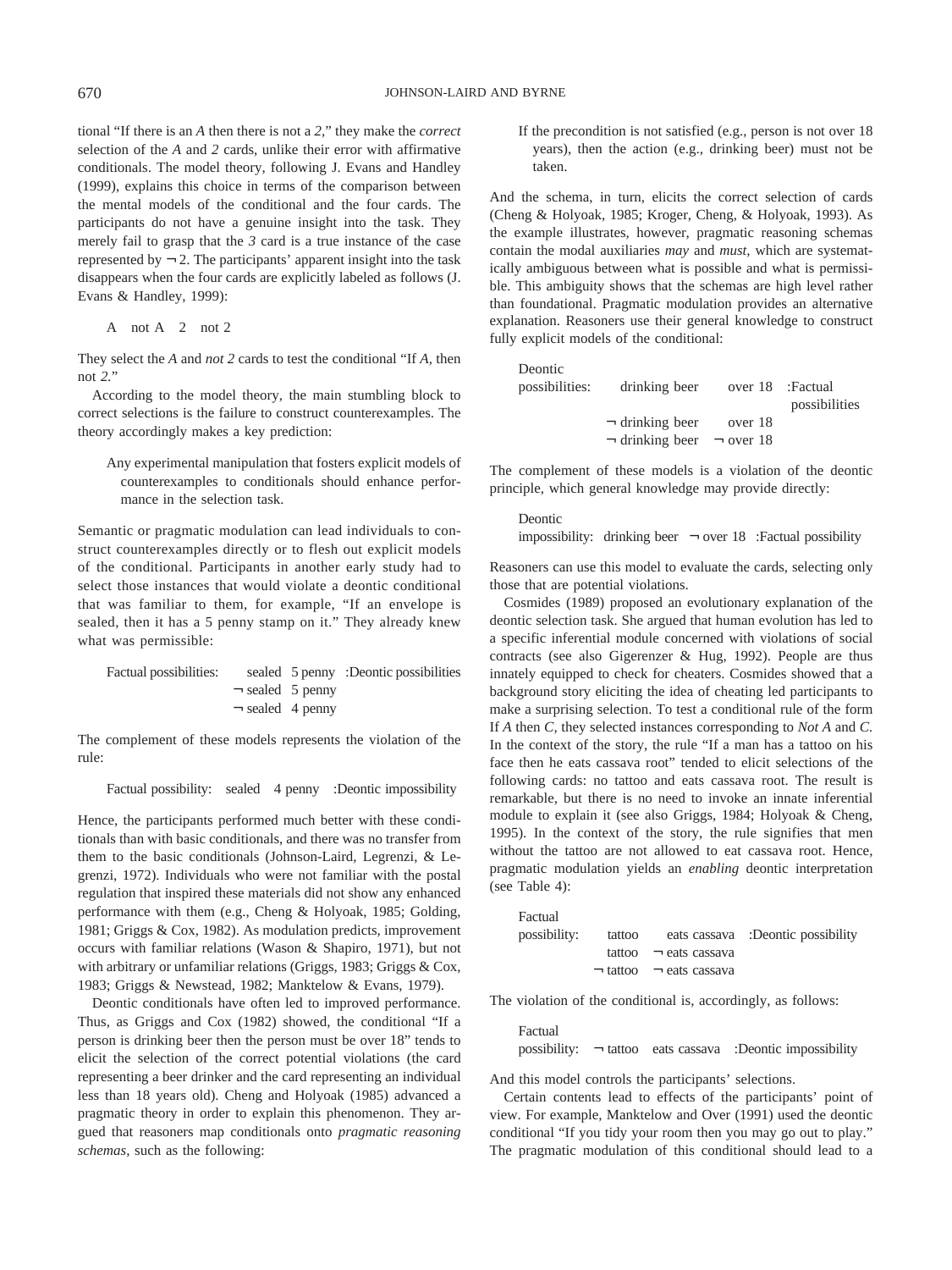tional "If there is an *A* then there is not a *2*," they make the *correct* selection of the *A* and *2* cards, unlike their error with affirmative conditionals. The model theory, following J. Evans and Handley (1999), explains this choice in terms of the comparison between the mental models of the conditional and the four cards. The participants do not have a genuine insight into the task. They merely fail to grasp that the *3* card is a true instance of the case represented by ¬ 2. The participants' apparent insight into the task disappears when the four cards are explicitly labeled as follows (J. Evans & Handley, 1999):

A not A 2 not 2

They select the *A* and *not 2* cards to test the conditional "If *A*, then not *2*."

According to the model theory, the main stumbling block to correct selections is the failure to construct counterexamples. The theory accordingly makes a key prediction:

> Any experimental manipulation that fosters explicit models of counterexamples to conditionals should enhance performance in the selection task.

Semantic or pragmatic modulation can lead individuals to construct counterexamples directly or to flesh out explicit models of the conditional. Participants in another early study had to select those instances that would violate a deontic conditional that was familiar to them, for example, "If an envelope is sealed, then it has a 5 penny stamp on it." They already knew what was permissible:

```
Factual possibilities:    sealed  5 penny  :Deontic possibilities
                        ¬ sealed  5 penny
                        ¬ sealed  4 penny
```

The complement of these models represents the violation of the rule:

```
Factual possibility:  sealed  4 penny  :Deontic impossibility
```

Hence, the participants performed much better with these conditionals than with basic conditionals, and there was no transfer from them to the basic conditionals (Johnson-Laird, Legrenzi, & Legrenzi, 1972). Individuals who were not familiar with the postal regulation that inspired these materials did not show any enhanced performance with them (e.g., Cheng & Holyoak, 1985; Golding, 1981; Griggs & Cox, 1982). As modulation predicts, improvement occurs with familiar relations (Wason & Shapiro, 1971), but not with arbitrary or unfamiliar relations (Griggs, 1983; Griggs & Cox, 1983; Griggs & Newstead, 1982; Manktelow & Evans, 1979).

Deontic conditionals have often led to improved performance. Thus, as Griggs and Cox (1982) showed, the conditional "If a person is drinking beer then the person must be over 18" tends to elicit the selection of the correct potential violations (the card representing a beer drinker and the card representing an individual less than 18 years old). Cheng and Holyoak (1985) advanced a pragmatic theory in order to explain this phenomenon. They argued that reasoners map conditionals onto *pragmatic reasoning schemas*, such as the following:

> If the precondition is not satisfied (e.g., person is not over 18 years), then the action (e.g., drinking beer) must not be taken.

And the schema, in turn, elicits the correct selection of cards (Cheng & Holyoak, 1985; Kroger, Cheng, & Holyoak, 1993). As the example illustrates, however, pragmatic reasoning schemas contain the modal auxiliaries *may* and *must*, which are systematically ambiguous between what is possible and what is permissible. This ambiguity shows that the schemas are high level rather than foundational. Pragmatic modulation provides an alternative explanation. Reasoners use their general knowledge to construct fully explicit models of the conditional:

```
Deontic
possibilities:    drinking beer    over 18  :Factual
                                             possibilities
                ¬ drinking beer    over 18
                ¬ drinking beer  ¬ over 18
```

The complement of these models is a violation of the deontic principle, which general knowledge may provide directly:

```
Deontic
impossibility:  drinking beer  ¬ over 18  :Factual possibility
```

Reasoners can use this model to evaluate the cards, selecting only those that are potential violations.

Cosmides (1989) proposed an evolutionary explanation of the deontic selection task. She argued that human evolution has led to a specific inferential module concerned with violations of social contracts (see also Gigerenzer & Hug, 1992). People are thus innately equipped to check for cheaters. Cosmides showed that a background story eliciting the idea of cheating led participants to make a surprising selection. To test a conditional rule of the form If *A* then *C*, they selected instances corresponding to *Not A* and *C*. In the context of the story, the rule "If a man has a tattoo on his face then he eats cassava root" tended to elicit selections of the following cards: no tattoo and eats cassava root. The result is remarkable, but there is no need to invoke an innate inferential module to explain it (see also Griggs, 1984; Holyoak & Cheng, 1995). In the context of the story, the rule signifies that men without the tattoo are not allowed to eat cassava root. Hence, pragmatic modulation yields an *enabling* deontic interpretation (see Table 4):

```
Factual
possibility:    tattoo    eats cassava  :Deontic possibility
                tattoo  ¬ eats cassava
              ¬ tattoo  ¬ eats cassava
```

The violation of the conditional is, accordingly, as follows:

```
Factual
possibility:  ¬ tattoo  eats cassava  :Deontic impossibility
```

And this model controls the participants' selections.

Certain contents lead to effects of the participants' point of view. For example, Manktelow and Over (1991) used the deontic conditional "If you tidy your room then you may go out to play." The pragmatic modulation of this conditional should lead to a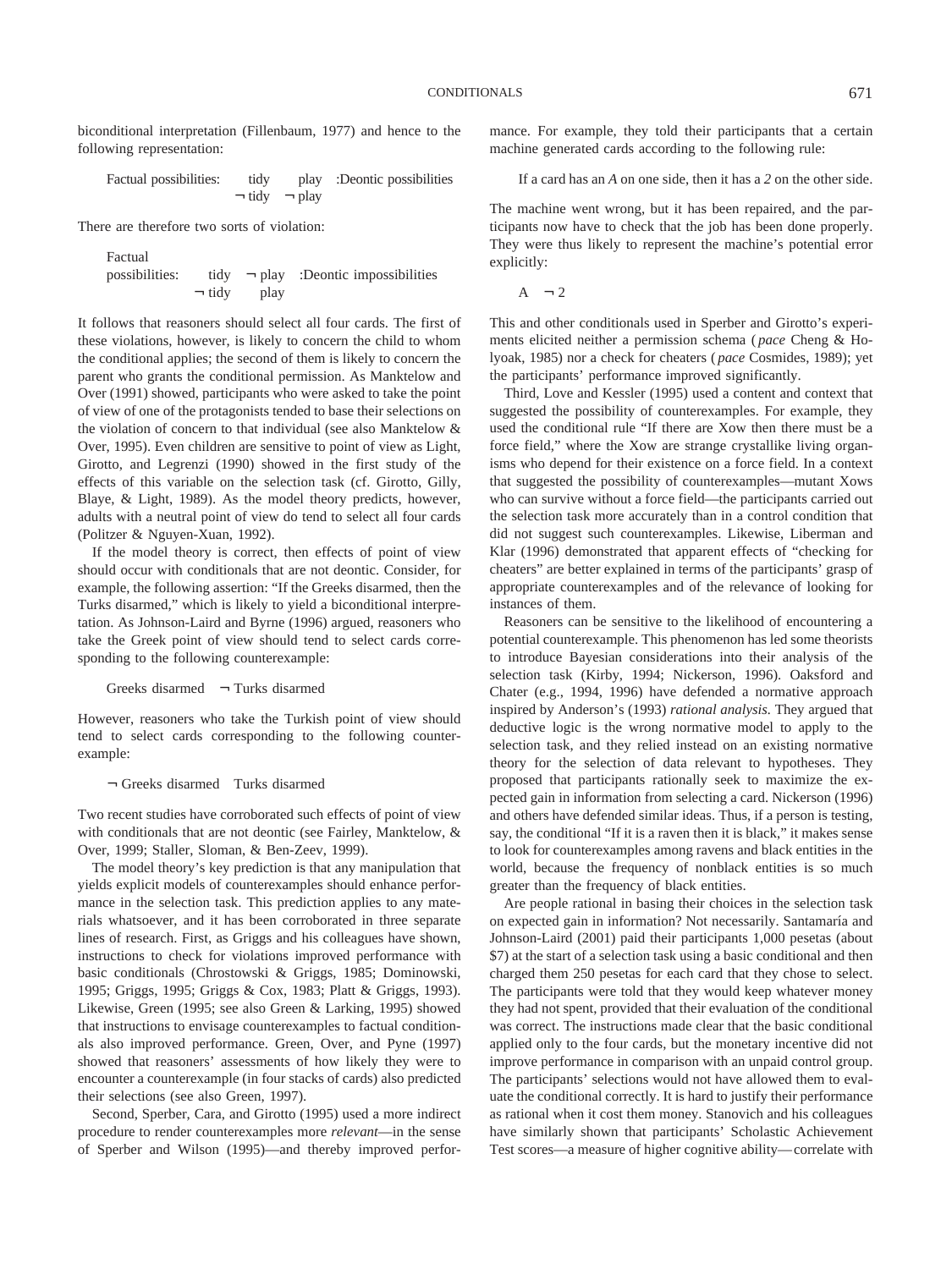biconditional interpretation (Fillenbaum, 1977) and hence to the following representation:

```
Factual possibilities:    tidy     play   :Deontic possibilities
                        ¬ tidy   ¬ play
```

There are therefore two sorts of violation:

```
Factual
possibilities:    tidy   ¬ play   :Deontic impossibilities
                ¬ tidy     play
```

It follows that reasoners should select all four cards. The first of these violations, however, is likely to concern the child to whom the conditional applies; the second of them is likely to concern the parent who grants the conditional permission. As Manktelow and Over (1991) showed, participants who were asked to take the point of view of one of the protagonists tended to base their selections on the violation of concern to that individual (see also Manktelow & Over, 1995). Even children are sensitive to point of view as Light, Girotto, and Legrenzi (1990) showed in the first study of the effects of this variable on the selection task (cf. Girotto, Gilly, Blaye, & Light, 1989). As the model theory predicts, however, adults with a neutral point of view do tend to select all four cards (Politzer & Nguyen-Xuan, 1992).

If the model theory is correct, then effects of point of view should occur with conditionals that are not deontic. Consider, for example, the following assertion: "If the Greeks disarmed, then the Turks disarmed," which is likely to yield a biconditional interpretation. As Johnson-Laird and Byrne (1996) argued, reasoners who take the Greek point of view should tend to select cards corresponding to the following counterexample:

```
Greeks disarmed   ¬ Turks disarmed
```

However, reasoners who take the Turkish point of view should tend to select cards corresponding to the following counterexample:

```
¬ Greeks disarmed   Turks disarmed
```

Two recent studies have corroborated such effects of point of view with conditionals that are not deontic (see Fairley, Manktelow, & Over, 1999; Staller, Sloman, & Ben-Zeev, 1999).

The model theory's key prediction is that any manipulation that yields explicit models of counterexamples should enhance performance in the selection task. This prediction applies to any materials whatsoever, and it has been corroborated in three separate lines of research. First, as Griggs and his colleagues have shown, instructions to check for violations improved performance with basic conditionals (Chrostowski & Griggs, 1985; Dominowski, 1995; Griggs, 1995; Griggs & Cox, 1983; Platt & Griggs, 1993). Likewise, Green (1995; see also Green & Larking, 1995) showed that instructions to envisage counterexamples to factual conditionals also improved performance. Green, Over, and Pyne (1997) showed that reasoners' assessments of how likely they were to encounter a counterexample (in four stacks of cards) also predicted their selections (see also Green, 1997).

Second, Sperber, Cara, and Girotto (1995) used a more indirect procedure to render counterexamples more *relevant*—in the sense of Sperber and Wilson (1995)—and thereby improved performance. For example, they told their participants that a certain machine generated cards according to the following rule:

> If a card has an *A* on one side, then it has a *2* on the other side.

The machine went wrong, but it has been repaired, and the participants now have to check that the job has been done properly. They were thus likely to represent the machine's potential error explicitly:

```
A   ¬ 2
```

This and other conditionals used in Sperber and Girotto's experiments elicited neither a permission schema (*pace* Cheng & Holyoak, 1985) nor a check for cheaters (*pace* Cosmides, 1989); yet the participants' performance improved significantly.

Third, Love and Kessler (1995) used a content and context that suggested the possibility of counterexamples. For example, they used the conditional rule "If there are Xow then there must be a force field," where the Xow are strange crystallike living organisms who depend for their existence on a force field. In a context that suggested the possibility of counterexamples—mutant Xows who can survive without a force field—the participants carried out the selection task more accurately than in a control condition that did not suggest such counterexamples. Likewise, Liberman and Klar (1996) demonstrated that apparent effects of "checking for cheaters" are better explained in terms of the participants' grasp of appropriate counterexamples and of the relevance of looking for instances of them.

Reasoners can be sensitive to the likelihood of encountering a potential counterexample. This phenomenon has led some theorists to introduce Bayesian considerations into their analysis of the selection task (Kirby, 1994; Nickerson, 1996). Oaksford and Chater (e.g., 1994, 1996) have defended a normative approach inspired by Anderson's (1993) *rational analysis.* They argued that deductive logic is the wrong normative model to apply to the selection task, and they relied instead on an existing normative theory for the selection of data relevant to hypotheses. They proposed that participants rationally seek to maximize the expected gain in information from selecting a card. Nickerson (1996) and others have defended similar ideas. Thus, if a person is testing, say, the conditional "If it is a raven then it is black," it makes sense to look for counterexamples among ravens and black entities in the world, because the frequency of nonblack entities is so much greater than the frequency of black entities.

Are people rational in basing their choices in the selection task on expected gain in information? Not necessarily. Santamaría and Johnson-Laird (2001) paid their participants 1,000 pesetas (about $7) at the start of a selection task using a basic conditional and then charged them 250 pesetas for each card that they chose to select. The participants were told that they would keep whatever money they had not spent, provided that their evaluation of the conditional was correct. The instructions made clear that the basic conditional applied only to the four cards, but the monetary incentive did not improve performance in comparison with an unpaid control group. The participants' selections would not have allowed them to evaluate the conditional correctly. It is hard to justify their performance as rational when it cost them money. Stanovich and his colleagues have similarly shown that participants' Scholastic Achievement Test scores—a measure of higher cognitive ability—correlate with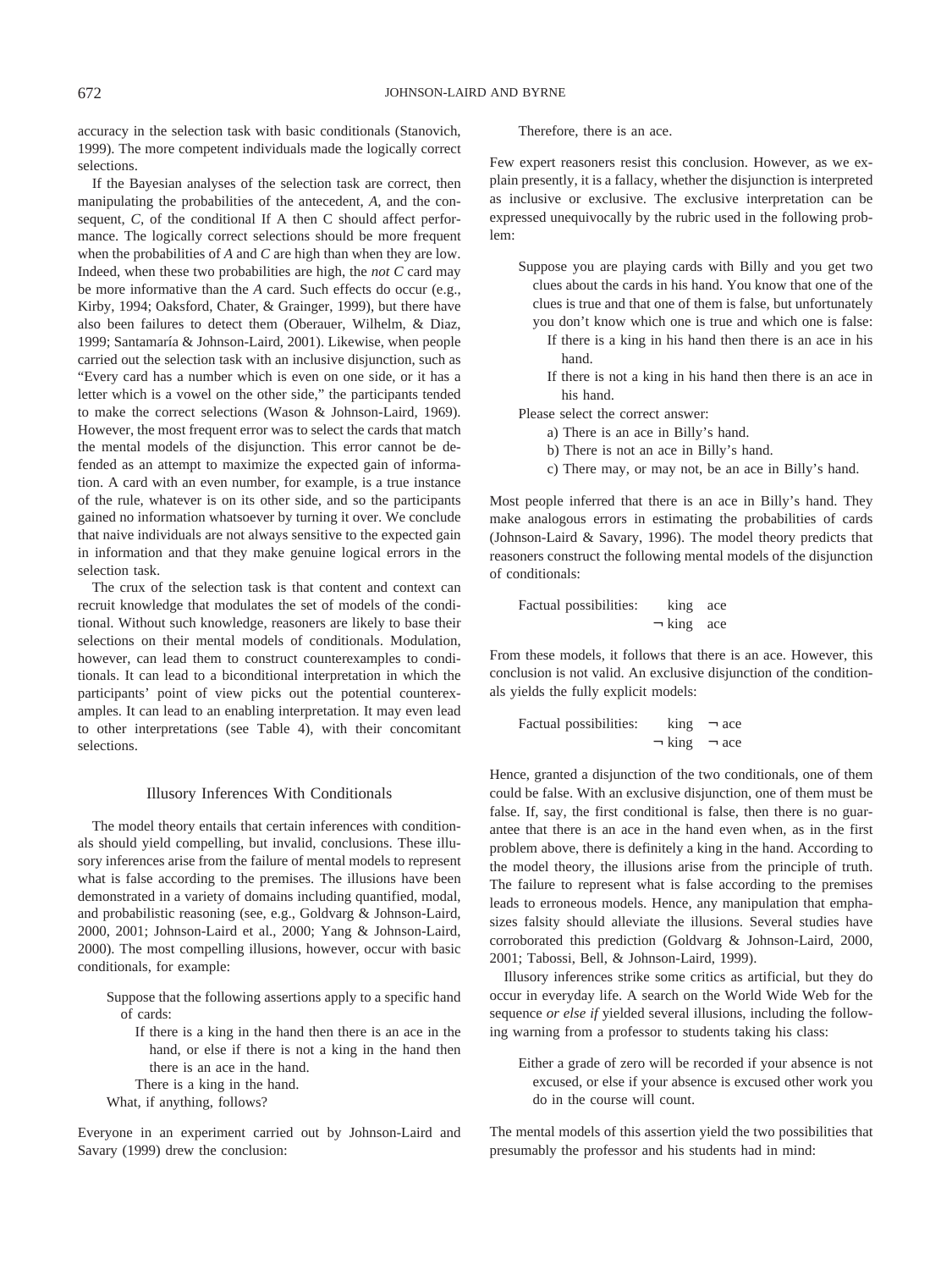accuracy in the selection task with basic conditionals (Stanovich, 1999). The more competent individuals made the logically correct selections.

If the Bayesian analyses of the selection task are correct, then manipulating the probabilities of the antecedent, *A*, and the consequent, *C*, of the conditional If A then C should affect performance. The logically correct selections should be more frequent when the probabilities of *A* and *C* are high than when they are low. Indeed, when these two probabilities are high, the *not C* card may be more informative than the *A* card. Such effects do occur (e.g., Kirby, 1994; Oaksford, Chater, & Grainger, 1999), but there have also been failures to detect them (Oberauer, Wilhelm, & Diaz, 1999; Santamaría & Johnson-Laird, 2001). Likewise, when people carried out the selection task with an inclusive disjunction, such as "Every card has a number which is even on one side, or it has a letter which is a vowel on the other side," the participants tended to make the correct selections (Wason & Johnson-Laird, 1969). However, the most frequent error was to select the cards that match the mental models of the disjunction. This error cannot be defended as an attempt to maximize the expected gain of information. A card with an even number, for example, is a true instance of the rule, whatever is on its other side, and so the participants gained no information whatsoever by turning it over. We conclude that naive individuals are not always sensitive to the expected gain in information and that they make genuine logical errors in the selection task.

The crux of the selection task is that content and context can recruit knowledge that modulates the set of models of the conditional. Without such knowledge, reasoners are likely to base their selections on their mental models of conditionals. Modulation, however, can lead them to construct counterexamples to conditionals. It can lead to a biconditional interpretation in which the participants' point of view picks out the potential counterexamples. It can lead to an enabling interpretation. It may even lead to other interpretations (see Table 4), with their concomitant selections.

## Illusory Inferences With Conditionals

The model theory entails that certain inferences with conditionals should yield compelling, but invalid, conclusions. These illusory inferences arise from the failure of mental models to represent what is false according to the premises. The illusions have been demonstrated in a variety of domains including quantified, modal, and probabilistic reasoning (see, e.g., Goldvarg & Johnson-Laird, 2000, 2001; Johnson-Laird et al., 2000; Yang & Johnson-Laird, 2000). The most compelling illusions, however, occur with basic conditionals, for example:

> Suppose that the following assertions apply to a specific hand of cards:
>
> If there is a king in the hand then there is an ace in the hand, or else if there is not a king in the hand then there is an ace in the hand.
>
> There is a king in the hand.
>
> What, if anything, follows?

Everyone in an experiment carried out by Johnson-Laird and Savary (1999) drew the conclusion:

> Therefore, there is an ace.

Few expert reasoners resist this conclusion. However, as we explain presently, it is a fallacy, whether the disjunction is interpreted as inclusive or exclusive. The exclusive interpretation can be expressed unequivocally by the rubric used in the following problem:

> Suppose you are playing cards with Billy and you get two clues about the cards in his hand. You know that one of the clues is true and that one of them is false, but unfortunately you don't know which one is true and which one is false:
>
> If there is a king in his hand then there is an ace in his hand.
>
> If there is not a king in his hand then there is an ace in his hand.
>
> Please select the correct answer:
>
> a) There is an ace in Billy's hand.
>
> b) There is not an ace in Billy's hand.
>
> c) There may, or may not, be an ace in Billy's hand.

Most people inferred that there is an ace in Billy's hand. They make analogous errors in estimating the probabilities of cards (Johnson-Laird & Savary, 1996). The model theory predicts that reasoners construct the following mental models of the disjunction of conditionals:

```
Factual possibilities:    king   ace
                         ¬ king   ace
```

From these models, it follows that there is an ace. However, this conclusion is not valid. An exclusive disjunction of the conditionals yields the fully explicit models:

```
Factual possibilities:    king   ¬ ace
                         ¬ king   ¬ ace
```

Hence, granted a disjunction of the two conditionals, one of them could be false. With an exclusive disjunction, one of them must be false. If, say, the first conditional is false, then there is no guarantee that there is an ace in the hand even when, as in the first problem above, there is definitely a king in the hand. According to the model theory, the illusions arise from the principle of truth. The failure to represent what is false according to the premises leads to erroneous models. Hence, any manipulation that emphasizes falsity should alleviate the illusions. Several studies have corroborated this prediction (Goldvarg & Johnson-Laird, 2000, 2001; Tabossi, Bell, & Johnson-Laird, 1999).

Illusory inferences strike some critics as artificial, but they do occur in everyday life. A search on the World Wide Web for the sequence *or else if* yielded several illusions, including the following warning from a professor to students taking his class:

> Either a grade of zero will be recorded if your absence is not excused, or else if your absence is excused other work you do in the course will count.

The mental models of this assertion yield the two possibilities that presumably the professor and his students had in mind: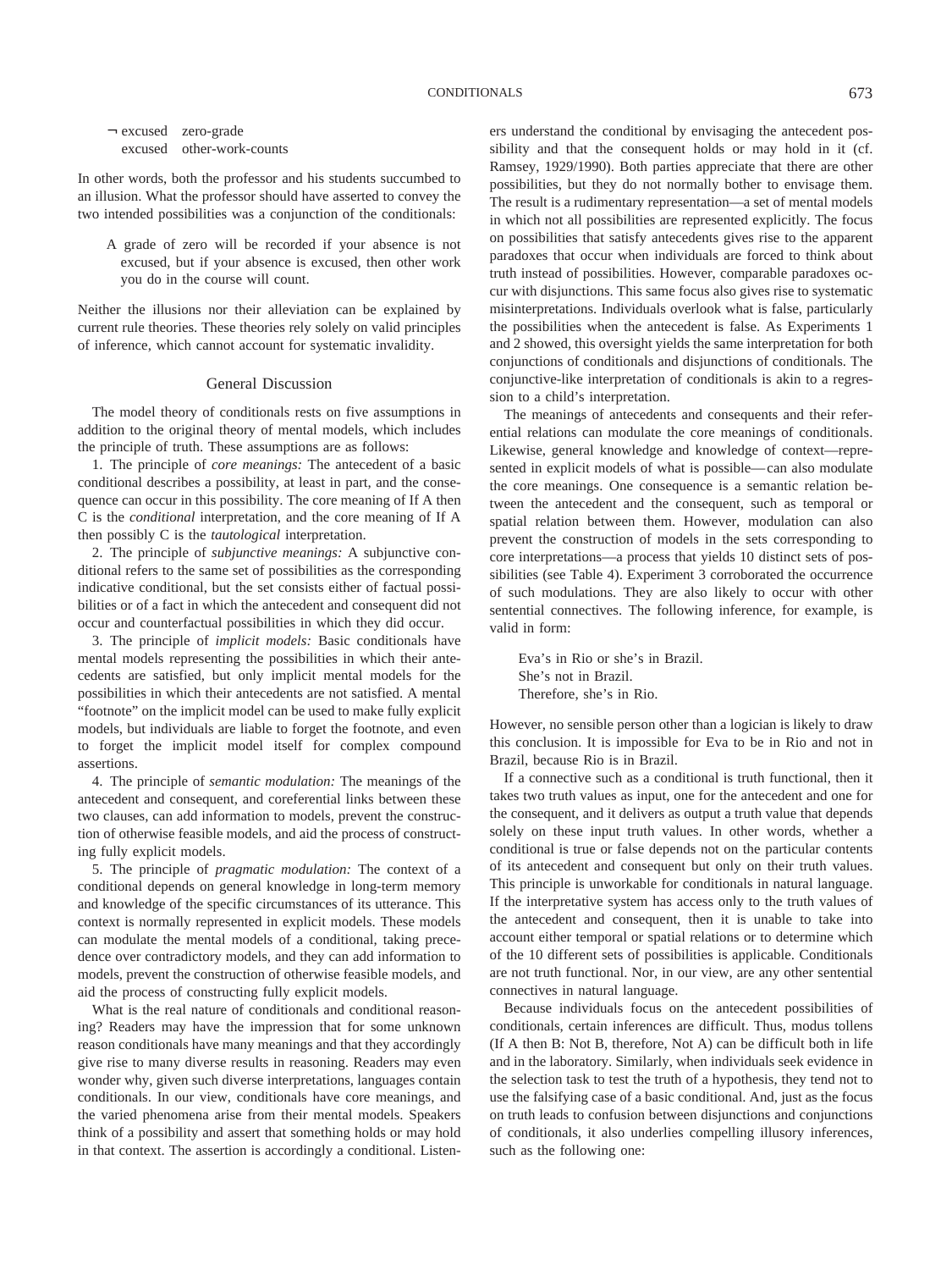¬ excused    zero-grade
excused    other-work-counts

In other words, both the professor and his students succumbed to an illusion. What the professor should have asserted to convey the two intended possibilities was a conjunction of the conditionals:

> A grade of zero will be recorded if your absence is not excused, but if your absence is excused, then other work you do in the course will count.

Neither the illusions nor their alleviation can be explained by current rule theories. These theories rely solely on valid principles of inference, which cannot account for systematic invalidity.

## General Discussion

The model theory of conditionals rests on five assumptions in addition to the original theory of mental models, which includes the principle of truth. These assumptions are as follows:

1. The principle of *core meanings:* The antecedent of a basic conditional describes a possibility, at least in part, and the consequence can occur in this possibility. The core meaning of If A then C is the *conditional* interpretation, and the core meaning of If A then possibly C is the *tautological* interpretation.

2. The principle of *subjunctive meanings:* A subjunctive conditional refers to the same set of possibilities as the corresponding indicative conditional, but the set consists either of factual possibilities or of a fact in which the antecedent and consequent did not occur and counterfactual possibilities in which they did occur.

3. The principle of *implicit models:* Basic conditionals have mental models representing the possibilities in which their antecedents are satisfied, but only implicit mental models for the possibilities in which their antecedents are not satisfied. A mental "footnote" on the implicit model can be used to make fully explicit models, but individuals are liable to forget the footnote, and even to forget the implicit model itself for complex compound assertions.

4. The principle of *semantic modulation:* The meanings of the antecedent and consequent, and coreferential links between these two clauses, can add information to models, prevent the construction of otherwise feasible models, and aid the process of constructing fully explicit models.

5. The principle of *pragmatic modulation:* The context of a conditional depends on general knowledge in long-term memory and knowledge of the specific circumstances of its utterance. This context is normally represented in explicit models. These models can modulate the mental models of a conditional, taking precedence over contradictory models, and they can add information to models, prevent the construction of otherwise feasible models, and aid the process of constructing fully explicit models.

What is the real nature of conditionals and conditional reasoning? Readers may have the impression that for some unknown reason conditionals have many meanings and that they accordingly give rise to many diverse results in reasoning. Readers may even wonder why, given such diverse interpretations, languages contain conditionals. In our view, conditionals have core meanings, and the varied phenomena arise from their mental models. Speakers think of a possibility and assert that something holds or may hold in that context. The assertion is accordingly a conditional. Listeners understand the conditional by envisaging the antecedent possibility and that the consequent holds or may hold in it (cf. Ramsey, 1929/1990). Both parties appreciate that there are other possibilities, but they do not normally bother to envisage them. The result is a rudimentary representation—a set of mental models in which not all possibilities are represented explicitly. The focus on possibilities that satisfy antecedents gives rise to the apparent paradoxes that occur when individuals are forced to think about truth instead of possibilities. However, comparable paradoxes occur with disjunctions. This same focus also gives rise to systematic misinterpretations. Individuals overlook what is false, particularly the possibilities when the antecedent is false. As Experiments 1 and 2 showed, this oversight yields the same interpretation for both conjunctions of conditionals and disjunctions of conditionals. The conjunctive-like interpretation of conditionals is akin to a regression to a child's interpretation.

The meanings of antecedents and consequents and their referential relations can modulate the core meanings of conditionals. Likewise, general knowledge and knowledge of context—represented in explicit models of what is possible—can also modulate the core meanings. One consequence is a semantic relation between the antecedent and the consequent, such as temporal or spatial relation between them. However, modulation can also prevent the construction of models in the sets corresponding to core interpretations—a process that yields 10 distinct sets of possibilities (see Table 4). Experiment 3 corroborated the occurrence of such modulations. They are also likely to occur with other sentential connectives. The following inference, for example, is valid in form:

> Eva's in Rio or she's in Brazil.
> She's not in Brazil.
> Therefore, she's in Rio.

However, no sensible person other than a logician is likely to draw this conclusion. It is impossible for Eva to be in Rio and not in Brazil, because Rio is in Brazil.

If a connective such as a conditional is truth functional, then it takes two truth values as input, one for the antecedent and one for the consequent, and it delivers as output a truth value that depends solely on these input truth values. In other words, whether a conditional is true or false depends not on the particular contents of its antecedent and consequent but only on their truth values. This principle is unworkable for conditionals in natural language. If the interpretative system has access only to the truth values of the antecedent and consequent, then it is unable to take into account either temporal or spatial relations or to determine which of the 10 different sets of possibilities is applicable. Conditionals are not truth functional. Nor, in our view, are any other sentential connectives in natural language.

Because individuals focus on the antecedent possibilities of conditionals, certain inferences are difficult. Thus, modus tollens (If A then B: Not B, therefore, Not A) can be difficult both in life and in the laboratory. Similarly, when individuals seek evidence in the selection task to test the truth of a hypothesis, they tend not to use the falsifying case of a basic conditional. And, just as the focus on truth leads to confusion between disjunctions and conjunctions of conditionals, it also underlies compelling illusory inferences, such as the following one: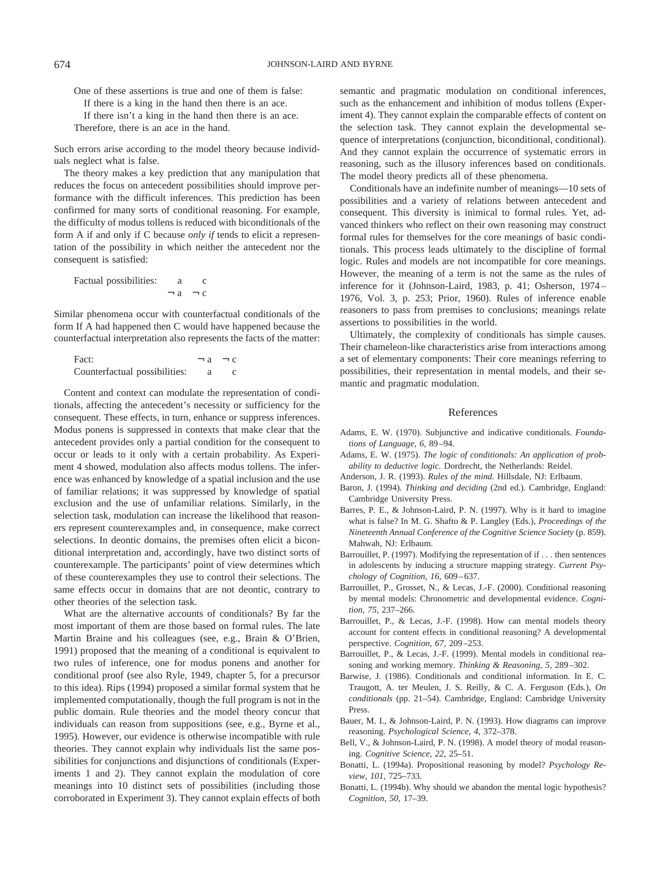One of these assertions is true and one of them is false:
If there is a king in the hand then there is an ace.
If there isn't a king in the hand then there is an ace.
Therefore, there is an ace in the hand.

Such errors arise according to the model theory because individuals neglect what is false.

The theory makes a key prediction that any manipulation that reduces the focus on antecedent possibilities should improve performance with the difficult inferences. This prediction has been confirmed for many sorts of conditional reasoning. For example, the difficulty of modus tollens is reduced with biconditionals of the form A if and only if C because *only if* tends to elicit a representation of the possibility in which neither the antecedent nor the consequent is satisfied:

| | | |
|---|---|---|
| Factual possibilities: | a | c |
| | ¬ a | ¬ c |

Similar phenomena occur with counterfactual conditionals of the form If A had happened then C would have happened because the counterfactual interpretation also represents the facts of the matter:

| | | |
|---|---|---|
| Fact: | ¬ a | ¬ c |
| Counterfactual possibilities: | a | c |

Content and context can modulate the representation of conditionals, affecting the antecedent's necessity or sufficiency for the consequent. These effects, in turn, enhance or suppress inferences. Modus ponens is suppressed in contexts that make clear that the antecedent provides only a partial condition for the consequent to occur or leads to it only with a certain probability. As Experiment 4 showed, modulation also affects modus tollens. The inference was enhanced by knowledge of a spatial inclusion and the use of familiar relations; it was suppressed by knowledge of spatial exclusion and the use of unfamiliar relations. Similarly, in the selection task, modulation can increase the likelihood that reasoners represent counterexamples and, in consequence, make correct selections. In deontic domains, the premises often elicit a biconditional interpretation and, accordingly, have two distinct sorts of counterexample. The participants' point of view determines which of these counterexamples they use to control their selections. The same effects occur in domains that are not deontic, contrary to other theories of the selection task.

What are the alternative accounts of conditionals? By far the most important of them are those based on formal rules. The late Martin Braine and his colleagues (see, e.g., Brain & O'Brien, 1991) proposed that the meaning of a conditional is equivalent to two rules of inference, one for modus ponens and another for conditional proof (see also Ryle, 1949, chapter 5, for a precursor to this idea). Rips (1994) proposed a similar formal system that he implemented computationally, though the full program is not in the public domain. Rule theories and the model theory concur that individuals can reason from suppositions (see, e.g., Byrne et al., 1995). However, our evidence is otherwise incompatible with rule theories. They cannot explain why individuals list the same possibilities for conjunctions and disjunctions of conditionals (Experiments 1 and 2). They cannot explain the modulation of core meanings into 10 distinct sets of possibilities (including those corroborated in Experiment 3). They cannot explain effects of both semantic and pragmatic modulation on conditional inferences, such as the enhancement and inhibition of modus tollens (Experiment 4). They cannot explain the comparable effects of content on the selection task. They cannot explain the developmental sequence of interpretations (conjunction, biconditional, conditional). And they cannot explain the occurrence of systematic errors in reasoning, such as the illusory inferences based on conditionals. The model theory predicts all of these phenomena.

Conditionals have an indefinite number of meanings—10 sets of possibilities and a variety of relations between antecedent and consequent. This diversity is inimical to formal rules. Yet, advanced thinkers who reflect on their own reasoning may construct formal rules for themselves for the core meanings of basic conditionals. This process leads ultimately to the discipline of formal logic. Rules and models are not incompatible for core meanings. However, the meaning of a term is not the same as the rules of inference for it (Johnson-Laird, 1983, p. 41; Osherson, 1974–1976, Vol. 3, p. 253; Prior, 1960). Rules of inference enable reasoners to pass from premises to conclusions; meanings relate assertions to possibilities in the world.

Ultimately, the complexity of conditionals has simple causes. Their chameleon-like characteristics arise from interactions among a set of elementary components: Their core meanings referring to possibilities, their representation in mental models, and their semantic and pragmatic modulation.

## References

Adams, E. W. (1970). Subjunctive and indicative conditionals. *Foundations of Language, 6,* 89–94.

Adams, E. W. (1975). *The logic of conditionals: An application of probability to deductive logic.* Dordrecht, the Netherlands: Reidel.

Anderson, J. R. (1993). *Rules of the mind.* Hillsdale, NJ: Erlbaum.

Baron, J. (1994). *Thinking and deciding* (2nd ed.). Cambridge, England: Cambridge University Press.

Barres, P. E., & Johnson-Laird, P. N. (1997). Why is it hard to imagine what is false? In M. G. Shafto & P. Langley (Eds.), *Proceedings of the Nineteenth Annual Conference of the Cognitive Science Society* (p. 859). Mahwah, NJ: Erlbaum.

Barrouillet, P. (1997). Modifying the representation of if . . . then sentences in adolescents by inducing a structure mapping strategy. *Current Psychology of Cognition, 16,* 609–637.

Barrouillet, P., Grosset, N., & Lecas, J.-F. (2000). Conditional reasoning by mental models: Chronometric and developmental evidence. *Cognition, 75,* 237–266.

Barrouillet, P., & Lecas, J.-F. (1998). How can mental models theory account for content effects in conditional reasoning? A developmental perspective. *Cognition, 67,* 209–253.

Barrouillet, P., & Lecas, J.-F. (1999). Mental models in conditional reasoning and working memory. *Thinking & Reasoning, 5,* 289–302.

Barwise, J. (1986). Conditionals and conditional information. In E. C. Traugott, A. ter Meulen, J. S. Reilly, & C. A. Ferguson (Eds.), *On conditionals* (pp. 21–54). Cambridge, England: Cambridge University Press.

Bauer, M. I., & Johnson-Laird, P. N. (1993). How diagrams can improve reasoning. *Psychological Science, 4,* 372–378.

Bell, V., & Johnson-Laird, P. N. (1998). A model theory of modal reasoning. *Cognitive Science, 22,* 25–51.

Bonatti, L. (1994a). Propositional reasoning by model? *Psychology Review, 101,* 725–733.

Bonatti, L. (1994b). Why should we abandon the mental logic hypothesis? *Cognition, 50,* 17–39.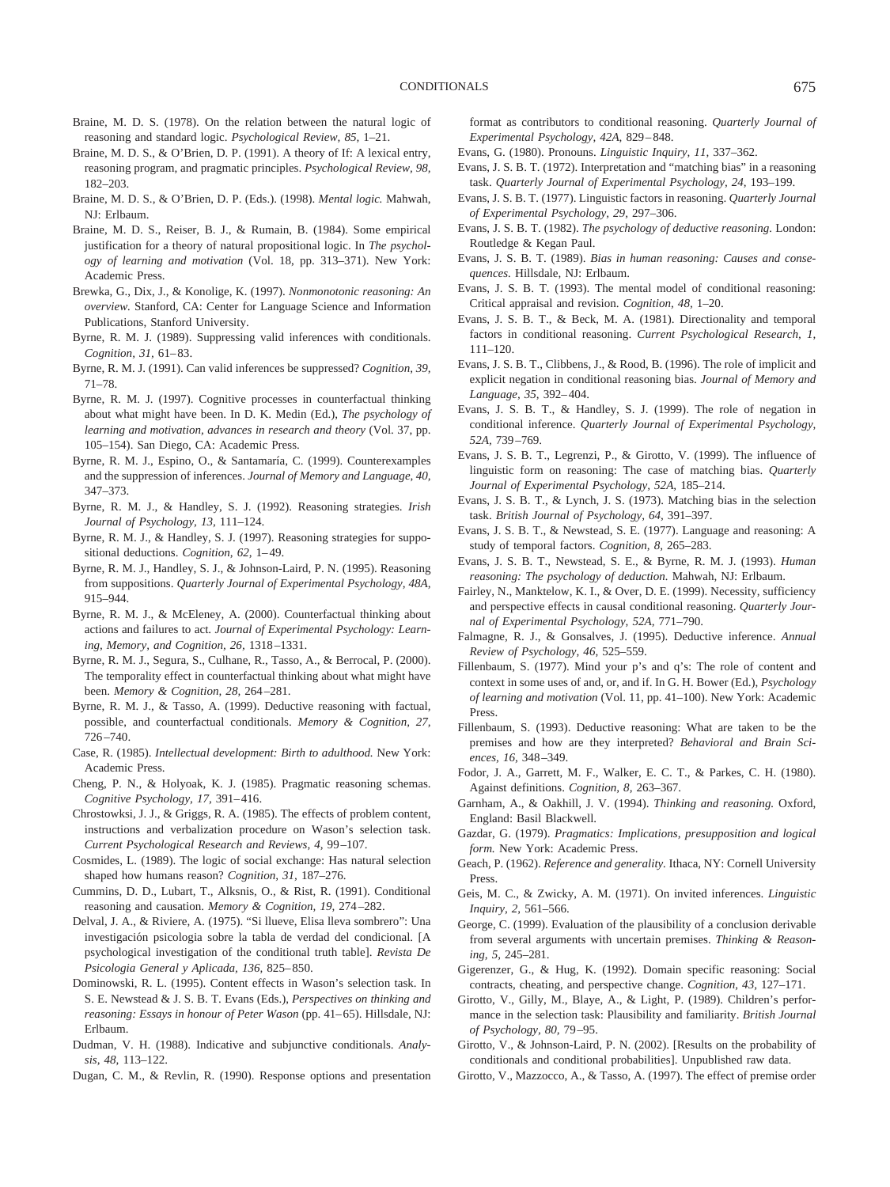Braine, M. D. S. (1978). On the relation between the natural logic of reasoning and standard logic. *Psychological Review, 85,* 1–21.

Braine, M. D. S., & O'Brien, D. P. (1991). A theory of If: A lexical entry, reasoning program, and pragmatic principles. *Psychological Review, 98,* 182–203.

Braine, M. D. S., & O'Brien, D. P. (Eds.). (1998). *Mental logic.* Mahwah, NJ: Erlbaum.

Braine, M. D. S., Reiser, B. J., & Rumain, B. (1984). Some empirical justification for a theory of natural propositional logic. In *The psychology of learning and motivation* (Vol. 18, pp. 313–371). New York: Academic Press.

Brewka, G., Dix, J., & Konolige, K. (1997). *Nonmonotonic reasoning: An overview.* Stanford, CA: Center for Language Science and Information Publications, Stanford University.

Byrne, R. M. J. (1989). Suppressing valid inferences with conditionals. *Cognition, 31,* 61–83.

Byrne, R. M. J. (1991). Can valid inferences be suppressed? *Cognition, 39,* 71–78.

Byrne, R. M. J. (1997). Cognitive processes in counterfactual thinking about what might have been. In D. K. Medin (Ed.), *The psychology of learning and motivation, advances in research and theory* (Vol. 37, pp. 105–154). San Diego, CA: Academic Press.

Byrne, R. M. J., Espino, O., & Santamaría, C. (1999). Counterexamples and the suppression of inferences. *Journal of Memory and Language, 40,* 347–373.

Byrne, R. M. J., & Handley, S. J. (1992). Reasoning strategies. *Irish Journal of Psychology, 13,* 111–124.

Byrne, R. M. J., & Handley, S. J. (1997). Reasoning strategies for suppositional deductions. *Cognition, 62,* 1–49.

Byrne, R. M. J., Handley, S. J., & Johnson-Laird, P. N. (1995). Reasoning from suppositions. *Quarterly Journal of Experimental Psychology, 48A,* 915–944.

Byrne, R. M. J., & McEleney, A. (2000). Counterfactual thinking about actions and failures to act. *Journal of Experimental Psychology: Learning, Memory, and Cognition, 26,* 1318–1331.

Byrne, R. M. J., Segura, S., Culhane, R., Tasso, A., & Berrocal, P. (2000). The temporality effect in counterfactual thinking about what might have been. *Memory & Cognition, 28,* 264–281.

Byrne, R. M. J., & Tasso, A. (1999). Deductive reasoning with factual, possible, and counterfactual conditionals. *Memory & Cognition, 27,* 726–740.

Case, R. (1985). *Intellectual development: Birth to adulthood.* New York: Academic Press.

Cheng, P. N., & Holyoak, K. J. (1985). Pragmatic reasoning schemas. *Cognitive Psychology, 17,* 391–416.

Chrostowksi, J. J., & Griggs, R. A. (1985). The effects of problem content, instructions and verbalization procedure on Wason's selection task. *Current Psychological Research and Reviews, 4,* 99–107.

Cosmides, L. (1989). The logic of social exchange: Has natural selection shaped how humans reason? *Cognition, 31,* 187–276.

Cummins, D. D., Lubart, T., Alksnis, O., & Rist, R. (1991). Conditional reasoning and causation. *Memory & Cognition, 19,* 274–282.

Delval, J. A., & Riviere, A. (1975). "Si llueve, Elisa lleva sombrero": Una investigación psicologia sobre la tabla de verdad del condicional. [A psychological investigation of the conditional truth table]. *Revista De Psicologia General y Aplicada, 136,* 825–850.

Dominowski, R. L. (1995). Content effects in Wason's selection task. In S. E. Newstead & J. S. B. T. Evans (Eds.), *Perspectives on thinking and reasoning: Essays in honour of Peter Wason* (pp. 41–65). Hillsdale, NJ: Erlbaum.

Dudman, V. H. (1988). Indicative and subjunctive conditionals. *Analysis, 48,* 113–122.

Dugan, C. M., & Revlin, R. (1990). Response options and presentation format as contributors to conditional reasoning. *Quarterly Journal of Experimental Psychology, 42A,* 829–848.

Evans, G. (1980). Pronouns. *Linguistic Inquiry, 11,* 337–362.

Evans, J. S. B. T. (1972). Interpretation and "matching bias" in a reasoning task. *Quarterly Journal of Experimental Psychology, 24,* 193–199.

Evans, J. S. B. T. (1977). Linguistic factors in reasoning. *Quarterly Journal of Experimental Psychology, 29,* 297–306.

Evans, J. S. B. T. (1982). *The psychology of deductive reasoning.* London: Routledge & Kegan Paul.

Evans, J. S. B. T. (1989). *Bias in human reasoning: Causes and consequences.* Hillsdale, NJ: Erlbaum.

Evans, J. S. B. T. (1993). The mental model of conditional reasoning: Critical appraisal and revision. *Cognition, 48,* 1–20.

Evans, J. S. B. T., & Beck, M. A. (1981). Directionality and temporal factors in conditional reasoning. *Current Psychological Research, 1,* 111–120.

Evans, J. S. B. T., Clibbens, J., & Rood, B. (1996). The role of implicit and explicit negation in conditional reasoning bias. *Journal of Memory and Language, 35,* 392–404.

Evans, J. S. B. T., & Handley, S. J. (1999). The role of negation in conditional inference. *Quarterly Journal of Experimental Psychology, 52A,* 739–769.

Evans, J. S. B. T., Legrenzi, P., & Girotto, V. (1999). The influence of linguistic form on reasoning: The case of matching bias. *Quarterly Journal of Experimental Psychology, 52A,* 185–214.

Evans, J. S. B. T., & Lynch, J. S. (1973). Matching bias in the selection task. *British Journal of Psychology, 64,* 391–397.

Evans, J. S. B. T., & Newstead, S. E. (1977). Language and reasoning: A study of temporal factors. *Cognition, 8,* 265–283.

Evans, J. S. B. T., Newstead, S. E., & Byrne, R. M. J. (1993). *Human reasoning: The psychology of deduction.* Mahwah, NJ: Erlbaum.

Fairley, N., Manktelow, K. I., & Over, D. E. (1999). Necessity, sufficiency and perspective effects in causal conditional reasoning. *Quarterly Journal of Experimental Psychology, 52A,* 771–790.

Falmagne, R. J., & Gonsalves, J. (1995). Deductive inference. *Annual Review of Psychology, 46,* 525–559.

Fillenbaum, S. (1977). Mind your p's and q's: The role of content and context in some uses of and, or, and if. In G. H. Bower (Ed.), *Psychology of learning and motivation* (Vol. 11, pp. 41–100). New York: Academic Press.

Fillenbaum, S. (1993). Deductive reasoning: What are taken to be the premises and how are they interpreted? *Behavioral and Brain Sciences, 16,* 348–349.

Fodor, J. A., Garrett, M. F., Walker, E. C. T., & Parkes, C. H. (1980). Against definitions. *Cognition, 8,* 263–367.

Garnham, A., & Oakhill, J. V. (1994). *Thinking and reasoning.* Oxford, England: Basil Blackwell.

Gazdar, G. (1979). *Pragmatics: Implications, presupposition and logical form.* New York: Academic Press.

Geach, P. (1962). *Reference and generality.* Ithaca, NY: Cornell University Press.

Geis, M. C., & Zwicky, A. M. (1971). On invited inferences. *Linguistic Inquiry, 2,* 561–566.

George, C. (1999). Evaluation of the plausibility of a conclusion derivable from several arguments with uncertain premises. *Thinking & Reasoning, 5,* 245–281.

Gigerenzer, G., & Hug, K. (1992). Domain specific reasoning: Social contracts, cheating, and perspective change. *Cognition, 43,* 127–171.

Girotto, V., Gilly, M., Blaye, A., & Light, P. (1989). Children's performance in the selection task: Plausibility and familiarity. *British Journal of Psychology, 80,* 79–95.

Girotto, V., & Johnson-Laird, P. N. (2002). [Results on the probability of conditionals and conditional probabilities]. Unpublished raw data.

Girotto, V., Mazzocco, A., & Tasso, A. (1997). The effect of premise order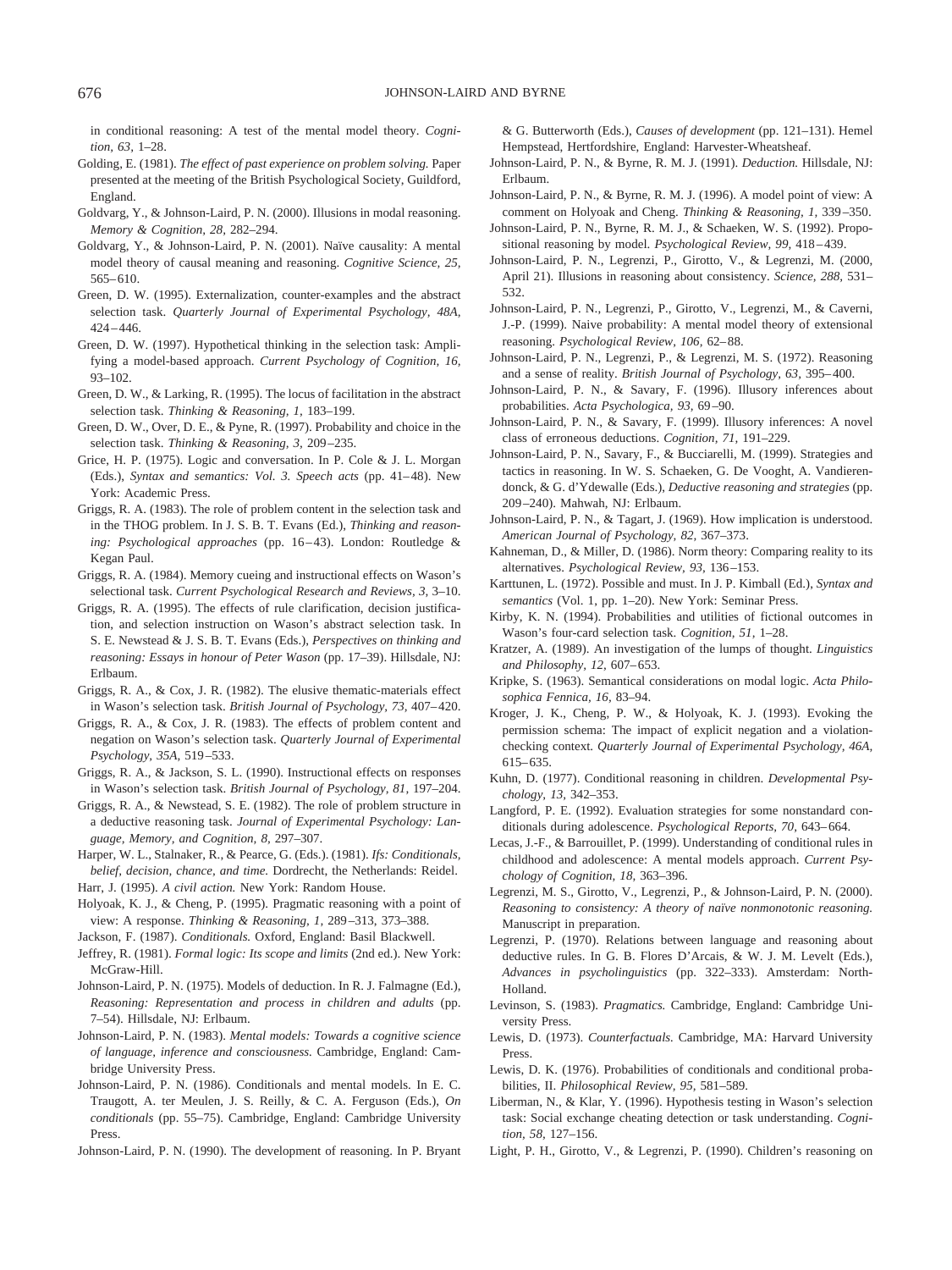in conditional reasoning: A test of the mental model theory. *Cognition, 63,* 1–28.

Golding, E. (1981). *The effect of past experience on problem solving.* Paper presented at the meeting of the British Psychological Society, Guildford, England.

Goldvarg, Y., & Johnson-Laird, P. N. (2000). Illusions in modal reasoning. *Memory & Cognition, 28,* 282–294.

Goldvarg, Y., & Johnson-Laird, P. N. (2001). Naïve causality: A mental model theory of causal meaning and reasoning. *Cognitive Science, 25,* 565–610.

Green, D. W. (1995). Externalization, counter-examples and the abstract selection task. *Quarterly Journal of Experimental Psychology, 48A,* 424–446.

Green, D. W. (1997). Hypothetical thinking in the selection task: Amplifying a model-based approach. *Current Psychology of Cognition, 16,* 93–102.

Green, D. W., & Larking, R. (1995). The locus of facilitation in the abstract selection task. *Thinking & Reasoning, 1,* 183–199.

Green, D. W., Over, D. E., & Pyne, R. (1997). Probability and choice in the selection task. *Thinking & Reasoning, 3,* 209–235.

Grice, H. P. (1975). Logic and conversation. In P. Cole & J. L. Morgan (Eds.), *Syntax and semantics: Vol. 3. Speech acts* (pp. 41–48). New York: Academic Press.

Griggs, R. A. (1983). The role of problem content in the selection task and in the THOG problem. In J. S. B. T. Evans (Ed.), *Thinking and reasoning: Psychological approaches* (pp. 16–43). London: Routledge & Kegan Paul.

Griggs, R. A. (1984). Memory cueing and instructional effects on Wason's selectional task. *Current Psychological Research and Reviews, 3,* 3–10.

Griggs, R. A. (1995). The effects of rule clarification, decision justification, and selection instruction on Wason's abstract selection task. In S. E. Newstead & J. S. B. T. Evans (Eds.), *Perspectives on thinking and reasoning: Essays in honour of Peter Wason* (pp. 17–39). Hillsdale, NJ: Erlbaum.

Griggs, R. A., & Cox, J. R. (1982). The elusive thematic-materials effect in Wason's selection task. *British Journal of Psychology, 73,* 407–420.

Griggs, R. A., & Cox, J. R. (1983). The effects of problem content and negation on Wason's selection task. *Quarterly Journal of Experimental Psychology, 35A,* 519–533.

Griggs, R. A., & Jackson, S. L. (1990). Instructional effects on responses in Wason's selection task. *British Journal of Psychology, 81,* 197–204.

Griggs, R. A., & Newstead, S. E. (1982). The role of problem structure in a deductive reasoning task. *Journal of Experimental Psychology: Language, Memory, and Cognition, 8,* 297–307.

Harper, W. L., Stalnaker, R., & Pearce, G. (Eds.). (1981). *Ifs: Conditionals, belief, decision, chance, and time.* Dordrecht, the Netherlands: Reidel.

Harr, J. (1995). *A civil action.* New York: Random House.

Holyoak, K. J., & Cheng, P. (1995). Pragmatic reasoning with a point of view: A response. *Thinking & Reasoning, 1,* 289–313, 373–388.

Jackson, F. (1987). *Conditionals.* Oxford, England: Basil Blackwell.

Jeffrey, R. (1981). *Formal logic: Its scope and limits* (2nd ed.). New York: McGraw-Hill.

Johnson-Laird, P. N. (1975). Models of deduction. In R. J. Falmagne (Ed.), *Reasoning: Representation and process in children and adults* (pp. 7–54). Hillsdale, NJ: Erlbaum.

Johnson-Laird, P. N. (1983). *Mental models: Towards a cognitive science of language, inference and consciousness.* Cambridge, England: Cambridge University Press.

Johnson-Laird, P. N. (1986). Conditionals and mental models. In E. C. Traugott, A. ter Meulen, J. S. Reilly, & C. A. Ferguson (Eds.), *On conditionals* (pp. 55–75). Cambridge, England: Cambridge University Press.

Johnson-Laird, P. N. (1990). The development of reasoning. In P. Bryant & G. Butterworth (Eds.), *Causes of development* (pp. 121–131). Hemel Hempstead, Hertfordshire, England: Harvester-Wheatsheaf.

Johnson-Laird, P. N., & Byrne, R. M. J. (1991). *Deduction.* Hillsdale, NJ: Erlbaum.

Johnson-Laird, P. N., & Byrne, R. M. J. (1996). A model point of view: A comment on Holyoak and Cheng. *Thinking & Reasoning, 1,* 339–350.

Johnson-Laird, P. N., Byrne, R. M. J., & Schaeken, W. S. (1992). Propositional reasoning by model. *Psychological Review, 99,* 418–439.

Johnson-Laird, P. N., Legrenzi, P., Girotto, V., & Legrenzi, M. (2000, April 21). Illusions in reasoning about consistency. *Science, 288,* 531–532.

Johnson-Laird, P. N., Legrenzi, P., Girotto, V., Legrenzi, M., & Caverni, J.-P. (1999). Naive probability: A mental model theory of extensional reasoning. *Psychological Review, 106,* 62–88.

Johnson-Laird, P. N., Legrenzi, P., & Legrenzi, M. S. (1972). Reasoning and a sense of reality. *British Journal of Psychology, 63,* 395–400.

Johnson-Laird, P. N., & Savary, F. (1996). Illusory inferences about probabilities. *Acta Psychologica, 93,* 69–90.

Johnson-Laird, P. N., & Savary, F. (1999). Illusory inferences: A novel class of erroneous deductions. *Cognition, 71,* 191–229.

Johnson-Laird, P. N., Savary, F., & Bucciarelli, M. (1999). Strategies and tactics in reasoning. In W. S. Schaeken, G. De Vooght, A. Vandierendonck, & G. d'Ydewalle (Eds.), *Deductive reasoning and strategies* (pp. 209–240). Mahwah, NJ: Erlbaum.

Johnson-Laird, P. N., & Tagart, J. (1969). How implication is understood. *American Journal of Psychology, 82,* 367–373.

Kahneman, D., & Miller, D. (1986). Norm theory: Comparing reality to its alternatives. *Psychological Review, 93,* 136–153.

Karttunen, L. (1972). Possible and must. In J. P. Kimball (Ed.), *Syntax and semantics* (Vol. 1, pp. 1–20). New York: Seminar Press.

Kirby, K. N. (1994). Probabilities and utilities of fictional outcomes in Wason's four-card selection task. *Cognition, 51,* 1–28.

Kratzer, A. (1989). An investigation of the lumps of thought. *Linguistics and Philosophy, 12,* 607–653.

Kripke, S. (1963). Semantical considerations on modal logic. *Acta Philosophica Fennica, 16,* 83–94.

Kroger, J. K., Cheng, P. W., & Holyoak, K. J. (1993). Evoking the permission schema: The impact of explicit negation and a violation-checking context. *Quarterly Journal of Experimental Psychology, 46A,* 615–635.

Kuhn, D. (1977). Conditional reasoning in children. *Developmental Psychology, 13,* 342–353.

Langford, P. E. (1992). Evaluation strategies for some nonstandard conditionals during adolescence. *Psychological Reports, 70,* 643–664.

Lecas, J.-F., & Barrouillet, P. (1999). Understanding of conditional rules in childhood and adolescence: A mental models approach. *Current Psychology of Cognition, 18,* 363–396.

Legrenzi, M. S., Girotto, V., Legrenzi, P., & Johnson-Laird, P. N. (2000). *Reasoning to consistency: A theory of naïve nonmonotonic reasoning.* Manuscript in preparation.

Legrenzi, P. (1970). Relations between language and reasoning about deductive rules. In G. B. Flores D'Arcais, & W. J. M. Levelt (Eds.), *Advances in psycholinguistics* (pp. 322–333). Amsterdam: North-Holland.

Levinson, S. (1983). *Pragmatics.* Cambridge, England: Cambridge University Press.

Lewis, D. (1973). *Counterfactuals.* Cambridge, MA: Harvard University Press.

Lewis, D. K. (1976). Probabilities of conditionals and conditional probabilities, II. *Philosophical Review, 95,* 581–589.

Liberman, N., & Klar, Y. (1996). Hypothesis testing in Wason's selection task: Social exchange cheating detection or task understanding. *Cognition, 58,* 127–156.

Light, P. H., Girotto, V., & Legrenzi, P. (1990). Children's reasoning on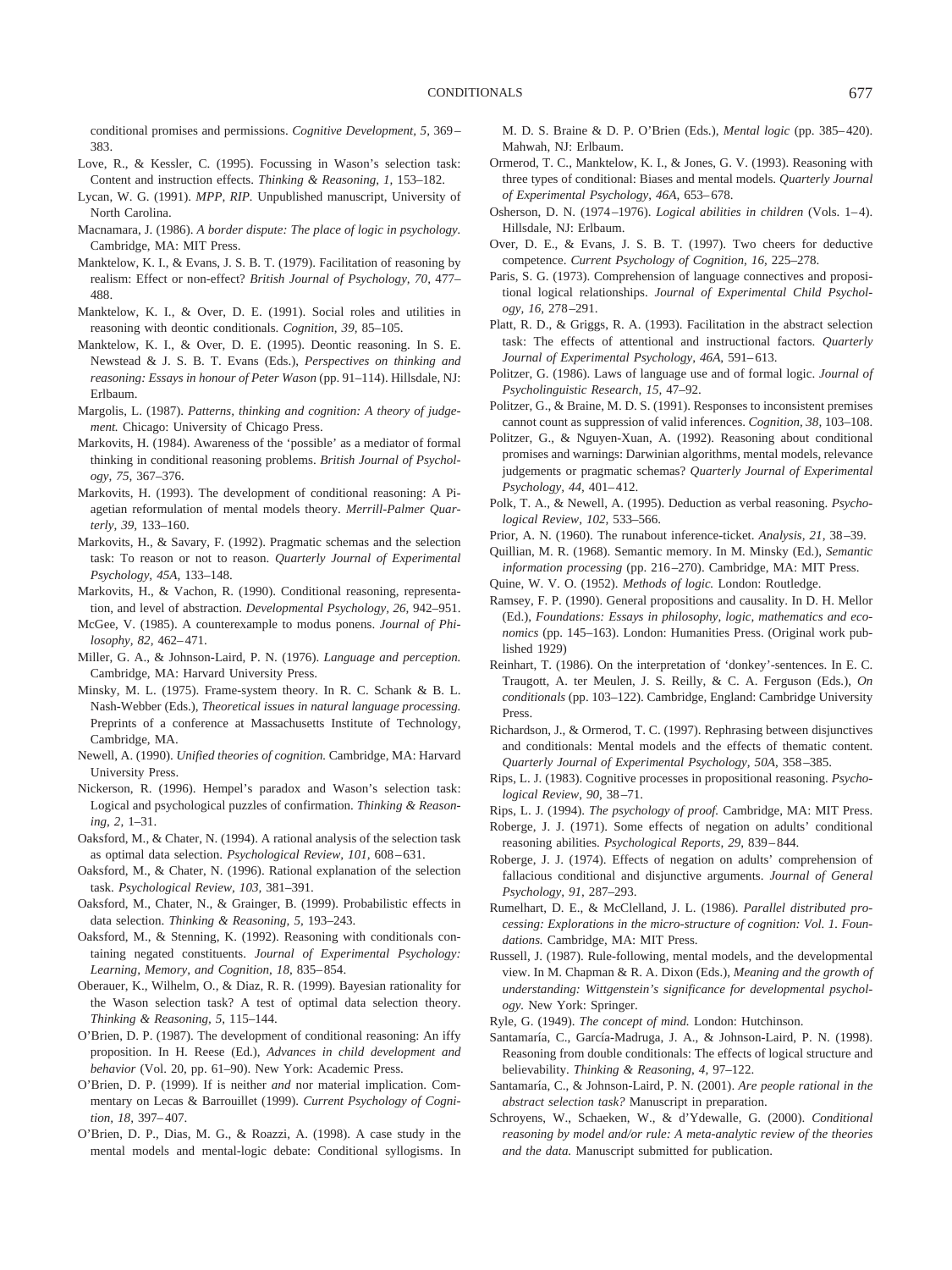conditional promises and permissions. *Cognitive Development, 5,* 369–383.

Love, R., & Kessler, C. (1995). Focussing in Wason's selection task: Content and instruction effects. *Thinking & Reasoning, 1,* 153–182.

Lycan, W. G. (1991). *MPP, RIP.* Unpublished manuscript, University of North Carolina.

Macnamara, J. (1986). *A border dispute: The place of logic in psychology.* Cambridge, MA: MIT Press.

Manktelow, K. I., & Evans, J. S. B. T. (1979). Facilitation of reasoning by realism: Effect or non-effect? *British Journal of Psychology, 70,* 477–488.

Manktelow, K. I., & Over, D. E. (1991). Social roles and utilities in reasoning with deontic conditionals. *Cognition, 39,* 85–105.

Manktelow, K. I., & Over, D. E. (1995). Deontic reasoning. In S. E. Newstead & J. S. B. T. Evans (Eds.), *Perspectives on thinking and reasoning: Essays in honour of Peter Wason* (pp. 91–114). Hillsdale, NJ: Erlbaum.

Margolis, L. (1987). *Patterns, thinking and cognition: A theory of judgement.* Chicago: University of Chicago Press.

Markovits, H. (1984). Awareness of the 'possible' as a mediator of formal thinking in conditional reasoning problems. *British Journal of Psychology, 75,* 367–376.

Markovits, H. (1993). The development of conditional reasoning: A Piagetian reformulation of mental models theory. *Merrill-Palmer Quarterly, 39,* 133–160.

Markovits, H., & Savary, F. (1992). Pragmatic schemas and the selection task: To reason or not to reason. *Quarterly Journal of Experimental Psychology, 45A,* 133–148.

Markovits, H., & Vachon, R. (1990). Conditional reasoning, representation, and level of abstraction. *Developmental Psychology, 26,* 942–951.

McGee, V. (1985). A counterexample to modus ponens. *Journal of Philosophy, 82,* 462–471.

Miller, G. A., & Johnson-Laird, P. N. (1976). *Language and perception.* Cambridge, MA: Harvard University Press.

Minsky, M. L. (1975). Frame-system theory. In R. C. Schank & B. L. Nash-Webber (Eds.), *Theoretical issues in natural language processing.* Preprints of a conference at Massachusetts Institute of Technology, Cambridge, MA.

Newell, A. (1990). *Unified theories of cognition.* Cambridge, MA: Harvard University Press.

Nickerson, R. (1996). Hempel's paradox and Wason's selection task: Logical and psychological puzzles of confirmation. *Thinking & Reasoning, 2,* 1–31.

Oaksford, M., & Chater, N. (1994). A rational analysis of the selection task as optimal data selection. *Psychological Review, 101,* 608–631.

Oaksford, M., & Chater, N. (1996). Rational explanation of the selection task. *Psychological Review, 103,* 381–391.

Oaksford, M., Chater, N., & Grainger, B. (1999). Probabilistic effects in data selection. *Thinking & Reasoning, 5,* 193–243.

Oaksford, M., & Stenning, K. (1992). Reasoning with conditionals containing negated constituents. *Journal of Experimental Psychology: Learning, Memory, and Cognition, 18,* 835–854.

Oberauer, K., Wilhelm, O., & Diaz, R. R. (1999). Bayesian rationality for the Wason selection task? A test of optimal data selection theory. *Thinking & Reasoning, 5,* 115–144.

O'Brien, D. P. (1987). The development of conditional reasoning: An iffy proposition. In H. Reese (Ed.), *Advances in child development and behavior* (Vol. 20, pp. 61–90). New York: Academic Press.

O'Brien, D. P. (1999). If is neither *and* nor material implication. Commentary on Lecas & Barrouillet (1999). *Current Psychology of Cognition, 18,* 397–407.

O'Brien, D. P., Dias, M. G., & Roazzi, A. (1998). A case study in the mental models and mental-logic debate: Conditional syllogisms. In M. D. S. Braine & D. P. O'Brien (Eds.), *Mental logic* (pp. 385–420). Mahwah, NJ: Erlbaum.

Ormerod, T. C., Manktelow, K. I., & Jones, G. V. (1993). Reasoning with three types of conditional: Biases and mental models. *Quarterly Journal of Experimental Psychology, 46A,* 653–678.

Osherson, D. N. (1974–1976). *Logical abilities in children* (Vols. 1–4). Hillsdale, NJ: Erlbaum.

Over, D. E., & Evans, J. S. B. T. (1997). Two cheers for deductive competence. *Current Psychology of Cognition, 16,* 225–278.

Paris, S. G. (1973). Comprehension of language connectives and propositional logical relationships. *Journal of Experimental Child Psychology, 16,* 278–291.

Platt, R. D., & Griggs, R. A. (1993). Facilitation in the abstract selection task: The effects of attentional and instructional factors. *Quarterly Journal of Experimental Psychology, 46A,* 591–613.

Politzer, G. (1986). Laws of language use and of formal logic. *Journal of Psycholinguistic Research, 15,* 47–92.

Politzer, G., & Braine, M. D. S. (1991). Responses to inconsistent premises cannot count as suppression of valid inferences. *Cognition, 38,* 103–108.

Politzer, G., & Nguyen-Xuan, A. (1992). Reasoning about conditional promises and warnings: Darwinian algorithms, mental models, relevance judgements or pragmatic schemas? *Quarterly Journal of Experimental Psychology, 44,* 401–412.

Polk, T. A., & Newell, A. (1995). Deduction as verbal reasoning. *Psychological Review, 102,* 533–566.

Prior, A. N. (1960). The runabout inference-ticket. *Analysis, 21,* 38–39.

Quillian, M. R. (1968). Semantic memory. In M. Minsky (Ed.), *Semantic information processing* (pp. 216–270). Cambridge, MA: MIT Press.

Quine, W. V. O. (1952). *Methods of logic.* London: Routledge.

Ramsey, F. P. (1990). General propositions and causality. In D. H. Mellor (Ed.), *Foundations: Essays in philosophy, logic, mathematics and economics* (pp. 145–163). London: Humanities Press. (Original work published 1929)

Reinhart, T. (1986). On the interpretation of 'donkey'-sentences. In E. C. Traugott, A. ter Meulen, J. S. Reilly, & C. A. Ferguson (Eds.), *On conditionals* (pp. 103–122). Cambridge, England: Cambridge University Press.

Richardson, J., & Ormerod, T. C. (1997). Rephrasing between disjunctives and conditionals: Mental models and the effects of thematic content. *Quarterly Journal of Experimental Psychology, 50A,* 358–385.

Rips, L. J. (1983). Cognitive processes in propositional reasoning. *Psychological Review, 90,* 38–71.

Rips, L. J. (1994). *The psychology of proof.* Cambridge, MA: MIT Press.

Roberge, J. J. (1971). Some effects of negation on adults' conditional reasoning abilities. *Psychological Reports, 29,* 839–844.

Roberge, J. J. (1974). Effects of negation on adults' comprehension of fallacious conditional and disjunctive arguments. *Journal of General Psychology, 91,* 287–293.

Rumelhart, D. E., & McClelland, J. L. (1986). *Parallel distributed processing: Explorations in the micro-structure of cognition: Vol. 1. Foundations.* Cambridge, MA: MIT Press.

Russell, J. (1987). Rule-following, mental models, and the developmental view. In M. Chapman & R. A. Dixon (Eds.), *Meaning and the growth of understanding: Wittgenstein's significance for developmental psychology.* New York: Springer.

Ryle, G. (1949). *The concept of mind.* London: Hutchinson.

Santamaría, C., García-Madruga, J. A., & Johnson-Laird, P. N. (1998). Reasoning from double conditionals: The effects of logical structure and believability. *Thinking & Reasoning, 4,* 97–122.

Santamaría, C., & Johnson-Laird, P. N. (2001). *Are people rational in the abstract selection task?* Manuscript in preparation.

Schroyens, W., Schaeken, W., & d'Ydewalle, G. (2000). *Conditional reasoning by model and/or rule: A meta-analytic review of the theories and the data.* Manuscript submitted for publication.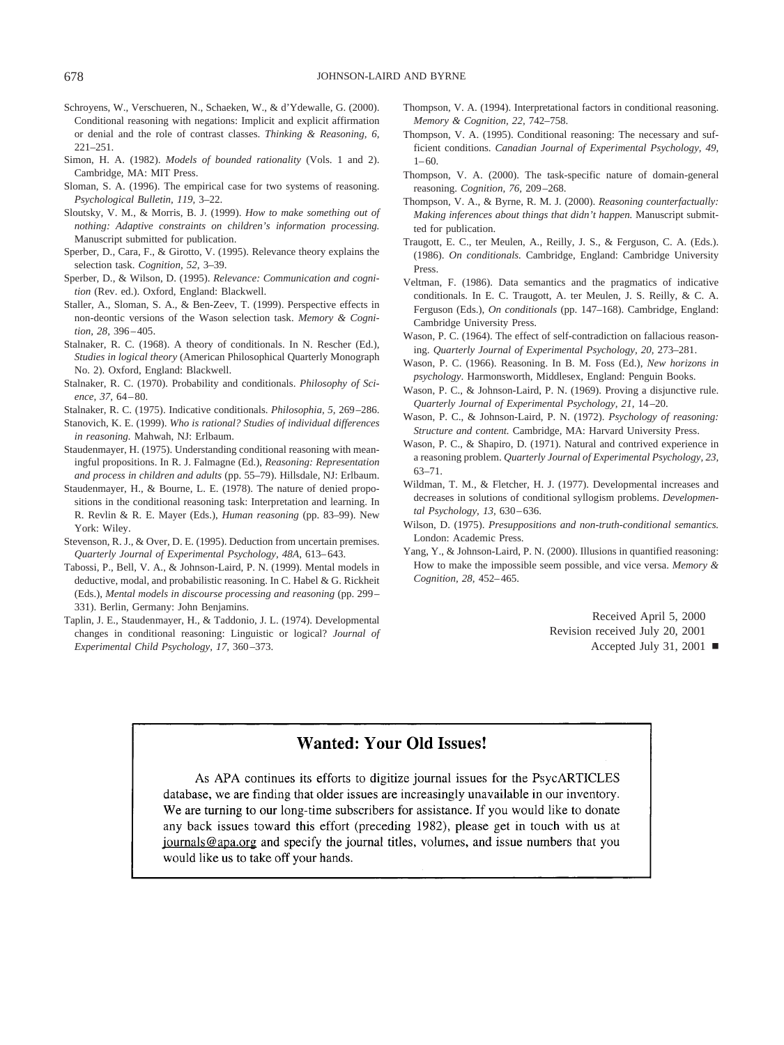Schroyens, W., Verschueren, N., Schaeken, W., & d'Ydewalle, G. (2000). Conditional reasoning with negations: Implicit and explicit affirmation or denial and the role of contrast classes. *Thinking & Reasoning, 6,* 221–251.

Simon, H. A. (1982). *Models of bounded rationality* (Vols. 1 and 2). Cambridge, MA: MIT Press.

Sloman, S. A. (1996). The empirical case for two systems of reasoning. *Psychological Bulletin, 119,* 3–22.

Sloutsky, V. M., & Morris, B. J. (1999). *How to make something out of nothing: Adaptive constraints on children's information processing.* Manuscript submitted for publication.

Sperber, D., Cara, F., & Girotto, V. (1995). Relevance theory explains the selection task. *Cognition, 52,* 3–39.

Sperber, D., & Wilson, D. (1995). *Relevance: Communication and cognition* (Rev. ed.). Oxford, England: Blackwell.

Staller, A., Sloman, S. A., & Ben-Zeev, T. (1999). Perspective effects in non-deontic versions of the Wason selection task. *Memory & Cognition, 28,* 396–405.

Stalnaker, R. C. (1968). A theory of conditionals. In N. Rescher (Ed.), *Studies in logical theory* (American Philosophical Quarterly Monograph No. 2). Oxford, England: Blackwell.

Stalnaker, R. C. (1970). Probability and conditionals. *Philosophy of Science, 37,* 64–80.

Stalnaker, R. C. (1975). Indicative conditionals. *Philosophia, 5,* 269–286.

Stanovich, K. E. (1999). *Who is rational? Studies of individual differences in reasoning.* Mahwah, NJ: Erlbaum.

Staudenmayer, H. (1975). Understanding conditional reasoning with meaningful propositions. In R. J. Falmagne (Ed.), *Reasoning: Representation and process in children and adults* (pp. 55–79). Hillsdale, NJ: Erlbaum.

Staudenmayer, H., & Bourne, L. E. (1978). The nature of denied propositions in the conditional reasoning task: Interpretation and learning. In R. Revlin & R. E. Mayer (Eds.), *Human reasoning* (pp. 83–99). New York: Wiley.

Stevenson, R. J., & Over, D. E. (1995). Deduction from uncertain premises. *Quarterly Journal of Experimental Psychology, 48A,* 613–643.

Tabossi, P., Bell, V. A., & Johnson-Laird, P. N. (1999). Mental models in deductive, modal, and probabilistic reasoning. In C. Habel & G. Rickheit (Eds.), *Mental models in discourse processing and reasoning* (pp. 299–331). Berlin, Germany: John Benjamins.

Taplin, J. E., Staudenmayer, H., & Taddonio, J. L. (1974). Developmental changes in conditional reasoning: Linguistic or logical? *Journal of Experimental Child Psychology, 17,* 360–373.

Thompson, V. A. (1994). Interpretational factors in conditional reasoning. *Memory & Cognition, 22,* 742–758.

Thompson, V. A. (1995). Conditional reasoning: The necessary and sufficient conditions. *Canadian Journal of Experimental Psychology, 49,* 1–60.

Thompson, V. A. (2000). The task-specific nature of domain-general reasoning. *Cognition, 76,* 209–268.

Thompson, V. A., & Byrne, R. M. J. (2000). *Reasoning counterfactually: Making inferences about things that didn't happen.* Manuscript submitted for publication.

Traugott, E. C., ter Meulen, A., Reilly, J. S., & Ferguson, C. A. (Eds.). (1986). *On conditionals.* Cambridge, England: Cambridge University Press.

Veltman, F. (1986). Data semantics and the pragmatics of indicative conditionals. In E. C. Traugott, A. ter Meulen, J. S. Reilly, & C. A. Ferguson (Eds.), *On conditionals* (pp. 147–168). Cambridge, England: Cambridge University Press.

Wason, P. C. (1964). The effect of self-contradiction on fallacious reasoning. *Quarterly Journal of Experimental Psychology, 20,* 273–281.

Wason, P. C. (1966). Reasoning. In B. M. Foss (Ed.), *New horizons in psychology.* Harmonsworth, Middlesex, England: Penguin Books.

Wason, P. C., & Johnson-Laird, P. N. (1969). Proving a disjunctive rule. *Quarterly Journal of Experimental Psychology, 21,* 14–20.

Wason, P. C., & Johnson-Laird, P. N. (1972). *Psychology of reasoning: Structure and content.* Cambridge, MA: Harvard University Press.

Wason, P. C., & Shapiro, D. (1971). Natural and contrived experience in a reasoning problem. *Quarterly Journal of Experimental Psychology, 23,* 63–71.

Wildman, T. M., & Fletcher, H. J. (1977). Developmental increases and decreases in solutions of conditional syllogism problems. *Developmental Psychology, 13,* 630–636.

Wilson, D. (1975). *Presuppositions and non-truth-conditional semantics.* London: Academic Press.

Yang, Y., & Johnson-Laird, P. N. (2000). Illusions in quantified reasoning: How to make the impossible seem possible, and vice versa. *Memory & Cognition, 28,* 452–465.

Received April 5, 2000
Revision received July 20, 2001
Accepted July 31, 2001 ■

## Wanted: Your Old Issues!

As APA continues its efforts to digitize journal issues for the PsycARTICLES database, we are finding that older issues are increasingly unavailable in our inventory. We are turning to our long-time subscribers for assistance. If you would like to donate any back issues toward this effort (preceding 1982), please get in touch with us at journals@apa.org and specify the journal titles, volumes, and issue numbers that you would like us to take off your hands.